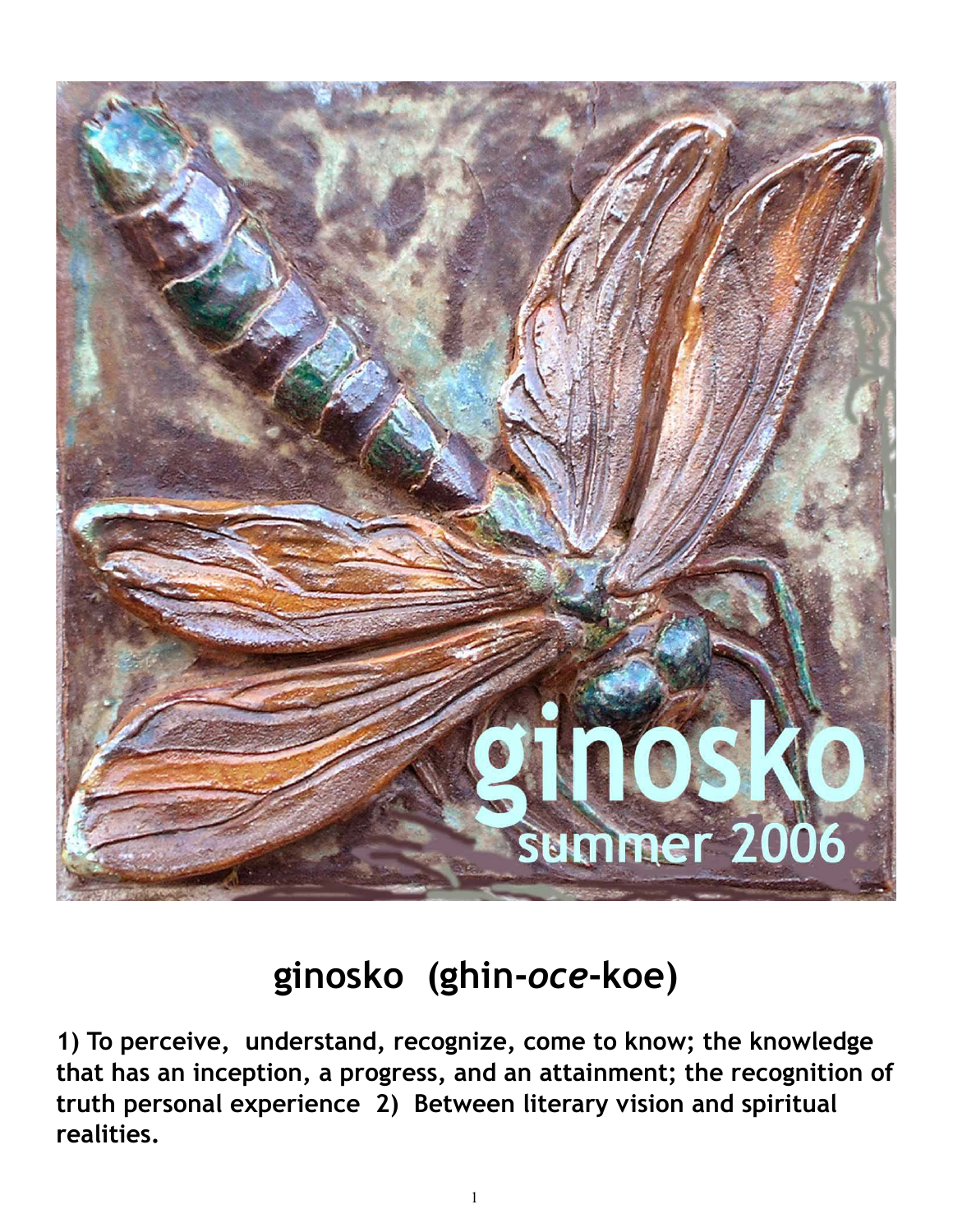ginosko
summer 2006

# ginosko  (ghin-*oce*-koe)

**1) To perceive,  understand, recognize, come to know; the knowledge that has an inception, a progress, and an attainment; the recognition of truth personal experience  2)  Between literary vision and spiritual realities.**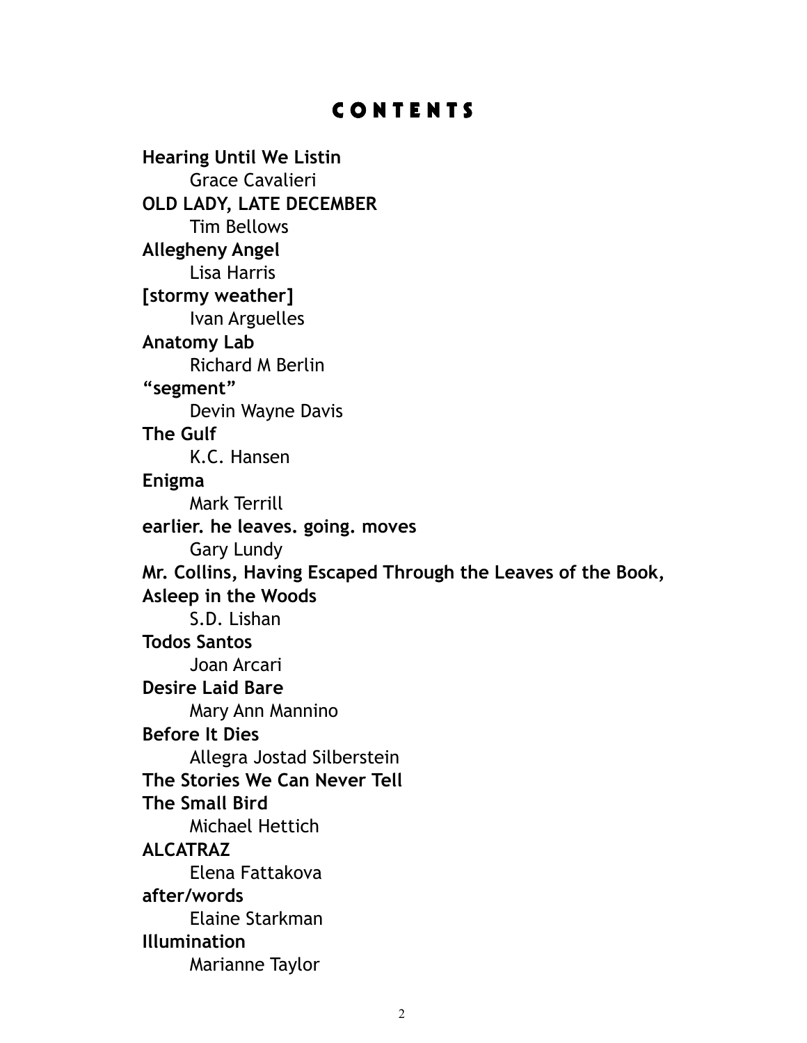# CONTENTS

**Hearing Until We Listin**
Grace Cavalieri

**OLD LADY, LATE DECEMBER**
Tim Bellows

**Allegheny Angel**
Lisa Harris

**[stormy weather]**
Ivan Arguelles

**Anatomy Lab**
Richard M Berlin

**"segment"**
Devin Wayne Davis

**The Gulf**
K.C. Hansen

**Enigma**
Mark Terrill

**earlier. he leaves. going. moves**
Gary Lundy

**Mr. Collins, Having Escaped Through the Leaves of the Book, Asleep in the Woods**
S.D. Lishan

**Todos Santos**
Joan Arcari

**Desire Laid Bare**
Mary Ann Mannino

**Before It Dies**
Allegra Jostad Silberstein

**The Stories We Can Never Tell**
**The Small Bird**
Michael Hettich

**ALCATRAZ**
Elena Fattakova

**after/words**
Elaine Starkman

**Illumination**
Marianne Taylor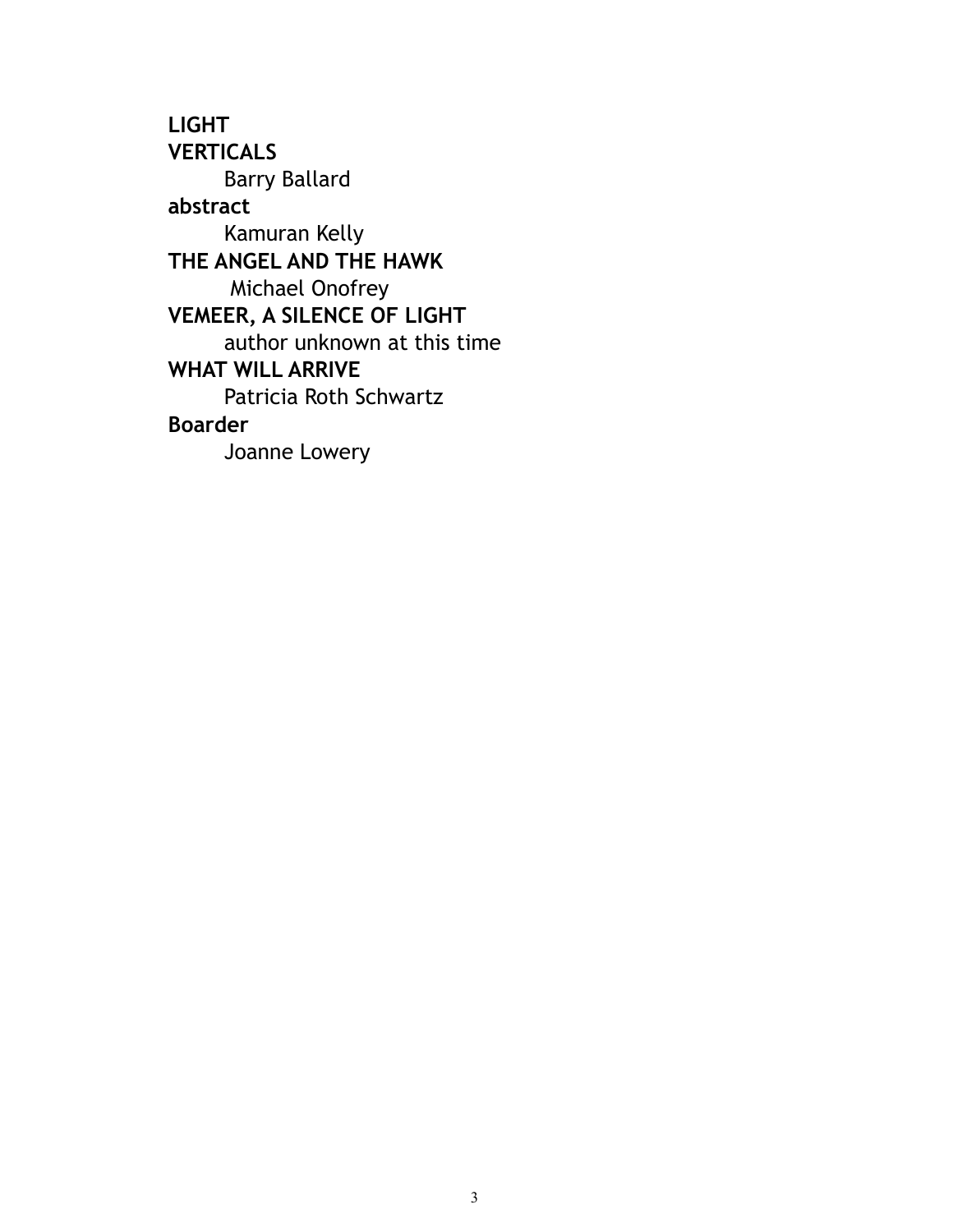**LIGHT**
**VERTICALS**
    Barry Ballard
**abstract**
    Kamuran Kelly
**THE ANGEL AND THE HAWK**
    Michael Onofrey
**VEMEER, A SILENCE OF LIGHT**
    author unknown at this time
**WHAT WILL ARRIVE**
    Patricia Roth Schwartz
**Boarder**
    Joanne Lowery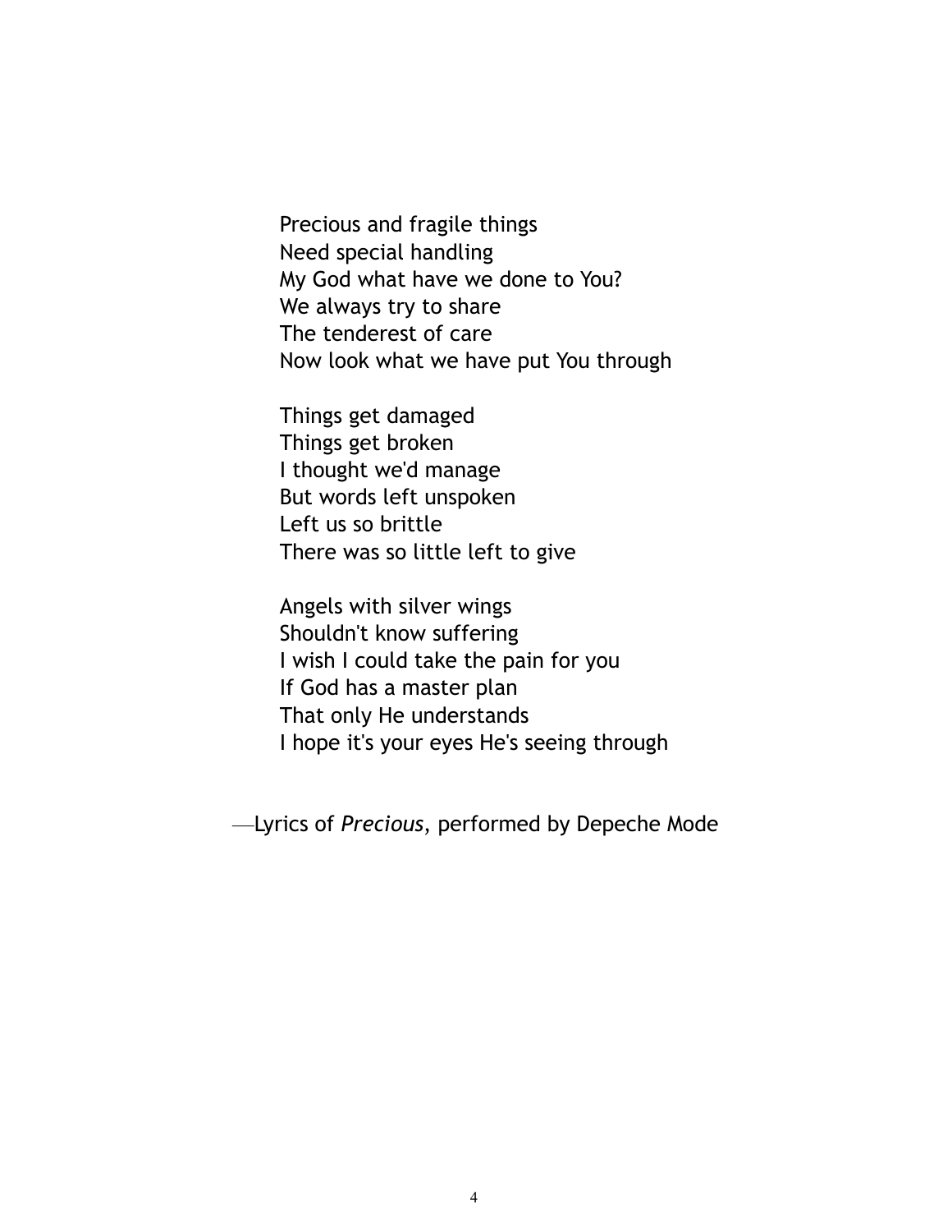Precious and fragile things  
Need special handling  
My God what have we done to You?  
We always try to share  
The tenderest of care  
Now look what we have put You through

Things get damaged  
Things get broken  
I thought we'd manage  
But words left unspoken  
Left us so brittle  
There was so little left to give

Angels with silver wings  
Shouldn't know suffering  
I wish I could take the pain for you  
If God has a master plan  
That only He understands  
I hope it's your eyes He's seeing through

—Lyrics of *Precious*, performed by Depeche Mode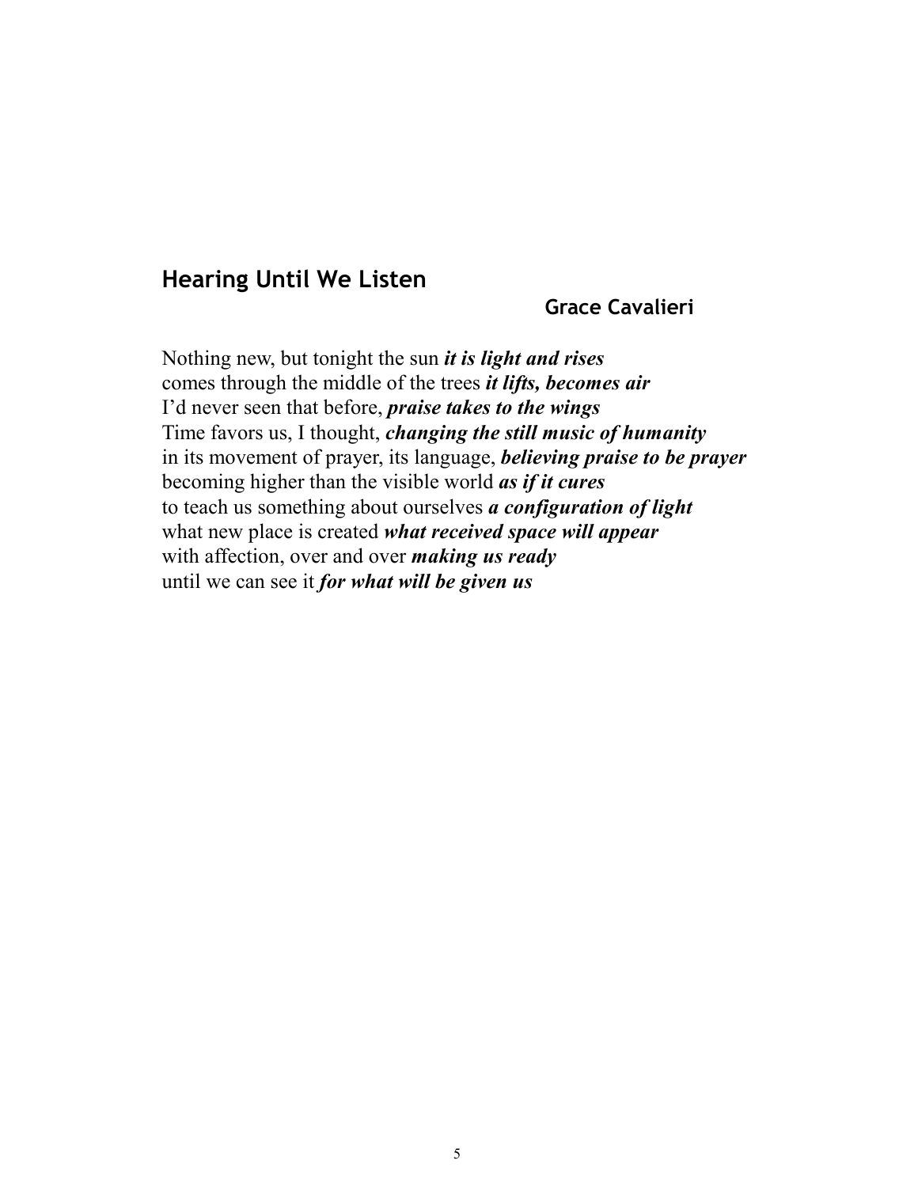## Hearing Until We Listen

**Grace Cavalieri**

Nothing new, but tonight the sun ***it is light and rises***  
comes through the middle of the trees ***it lifts, becomes air***  
I'd never seen that before, ***praise takes to the wings***  
Time favors us, I thought, ***changing the still music of humanity***  
in its movement of prayer, its language, ***believing praise to be prayer***  
becoming higher than the visible world ***as if it cures***  
to teach us something about ourselves ***a configuration of light***  
what new place is created ***what received space will appear***  
with affection, over and over ***making us ready***  
until we can see it ***for what will be given us***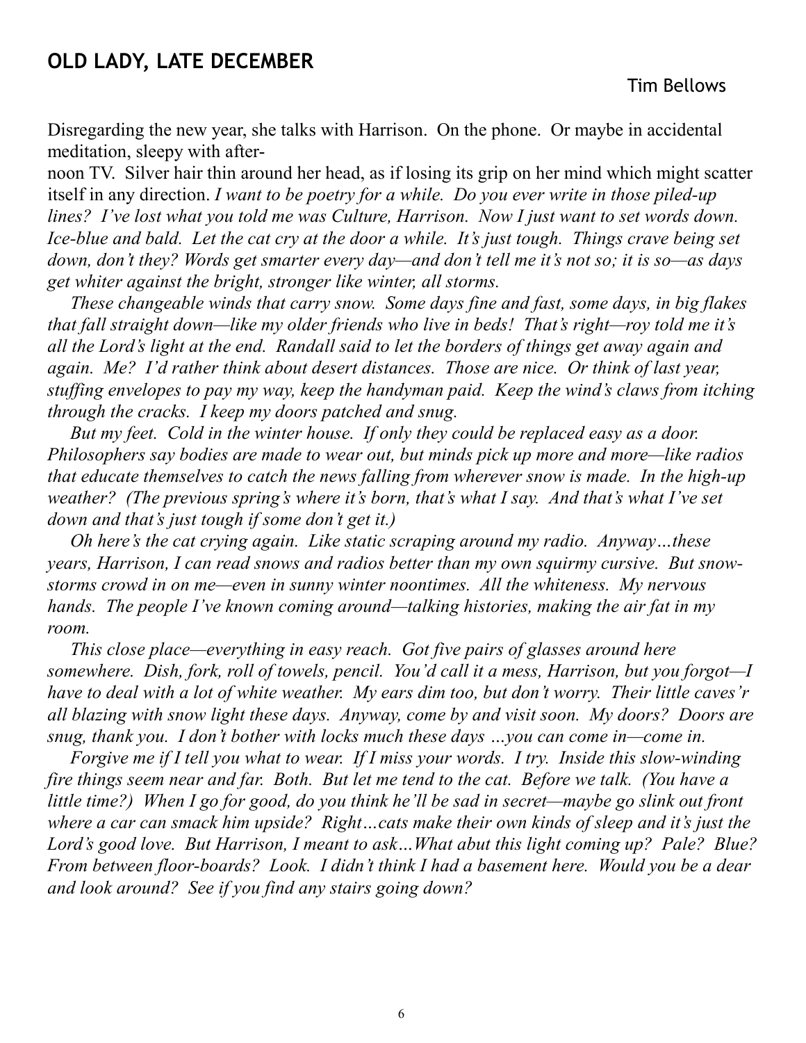## OLD LADY, LATE DECEMBER

Tim Bellows

Disregarding the new year, she talks with Harrison. On the phone. Or maybe in accidental meditation, sleepy with afternoon TV. Silver hair thin around her head, as if losing its grip on her mind which might scatter itself in any direction. *I want to be poetry for a while. Do you ever write in those piled-up lines? I've lost what you told me was Culture, Harrison. Now I just want to set words down. Ice-blue and bald. Let the cat cry at the door a while. It's just tough. Things crave being set down, don't they? Words get smarter every day—and don't tell me it's not so; it is so—as days get whiter against the bright, stronger like winter, all storms.*

*These changeable winds that carry snow. Some days fine and fast, some days, in big flakes that fall straight down—like my older friends who live in beds! That's right—roy told me it's all the Lord's light at the end. Randall said to let the borders of things get away again and again. Me? I'd rather think about desert distances. Those are nice. Or think of last year, stuffing envelopes to pay my way, keep the handyman paid. Keep the wind's claws from itching through the cracks. I keep my doors patched and snug.*

*But my feet. Cold in the winter house. If only they could be replaced easy as a door. Philosophers say bodies are made to wear out, but minds pick up more and more—like radios that educate themselves to catch the news falling from wherever snow is made. In the high-up weather? (The previous spring's where it's born, that's what I say. And that's what I've set down and that's just tough if some don't get it.)*

*Oh here's the cat crying again. Like static scraping around my radio. Anyway…these years, Harrison, I can read snows and radios better than my own squirmy cursive. But snowstorms crowd in on me—even in sunny winter noontimes. All the whiteness. My nervous hands. The people I've known coming around—talking histories, making the air fat in my room.*

*This close place—everything in easy reach. Got five pairs of glasses around here somewhere. Dish, fork, roll of towels, pencil. You'd call it a mess, Harrison, but you forgot—I have to deal with a lot of white weather. My ears dim too, but don't worry. Their little caves'r all blazing with snow light these days. Anyway, come by and visit soon. My doors? Doors are snug, thank you. I don't bother with locks much these days …you can come in—come in.*

*Forgive me if I tell you what to wear. If I miss your words. I try. Inside this slow-winding fire things seem near and far. Both. But let me tend to the cat. Before we talk. (You have a little time?) When I go for good, do you think he'll be sad in secret—maybe go slink out front where a car can smack him upside? Right…cats make their own kinds of sleep and it's just the Lord's good love. But Harrison, I meant to ask…What abut this light coming up? Pale? Blue? From between floor-boards? Look. I didn't think I had a basement here. Would you be a dear and look around? See if you find any stairs going down?*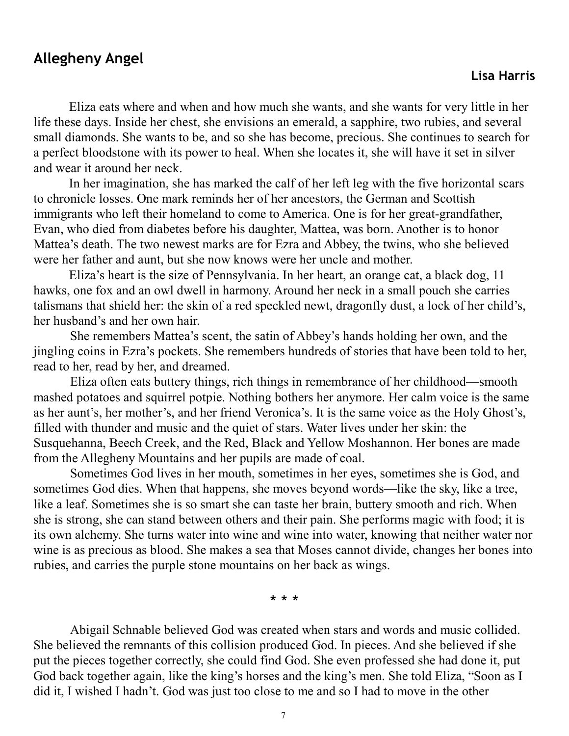## Allegheny Angel

**Lisa Harris**

Eliza eats where and when and how much she wants, and she wants for very little in her life these days. Inside her chest, she envisions an emerald, a sapphire, two rubies, and several small diamonds. She wants to be, and so she has become, precious. She continues to search for a perfect bloodstone with its power to heal. When she locates it, she will have it set in silver and wear it around her neck.

In her imagination, she has marked the calf of her left leg with the five horizontal scars to chronicle losses. One mark reminds her of her ancestors, the German and Scottish immigrants who left their homeland to come to America. One is for her great-grandfather, Evan, who died from diabetes before his daughter, Mattea, was born. Another is to honor Mattea's death. The two newest marks are for Ezra and Abbey, the twins, who she believed were her father and aunt, but she now knows were her uncle and mother.

Eliza's heart is the size of Pennsylvania. In her heart, an orange cat, a black dog, 11 hawks, one fox and an owl dwell in harmony. Around her neck in a small pouch she carries talismans that shield her: the skin of a red speckled newt, dragonfly dust, a lock of her child's, her husband's and her own hair.

She remembers Mattea's scent, the satin of Abbey's hands holding her own, and the jingling coins in Ezra's pockets. She remembers hundreds of stories that have been told to her, read to her, read by her, and dreamed.

Eliza often eats buttery things, rich things in remembrance of her childhood—smooth mashed potatoes and squirrel potpie. Nothing bothers her anymore. Her calm voice is the same as her aunt's, her mother's, and her friend Veronica's. It is the same voice as the Holy Ghost's, filled with thunder and music and the quiet of stars. Water lives under her skin: the Susquehanna, Beech Creek, and the Red, Black and Yellow Moshannon. Her bones are made from the Allegheny Mountains and her pupils are made of coal.

Sometimes God lives in her mouth, sometimes in her eyes, sometimes she is God, and sometimes God dies. When that happens, she moves beyond words—like the sky, like a tree, like a leaf. Sometimes she is so smart she can taste her brain, buttery smooth and rich. When she is strong, she can stand between others and their pain. She performs magic with food; it is its own alchemy. She turns water into wine and wine into water, knowing that neither water nor wine is as precious as blood. She makes a sea that Moses cannot divide, changes her bones into rubies, and carries the purple stone mountains on her back as wings.

\* \* \*

Abigail Schnable believed God was created when stars and words and music collided. She believed the remnants of this collision produced God. In pieces. And she believed if she put the pieces together correctly, she could find God. She even professed she had done it, put God back together again, like the king's horses and the king's men. She told Eliza, "Soon as I did it, I wished I hadn't. God was just too close to me and so I had to move in the other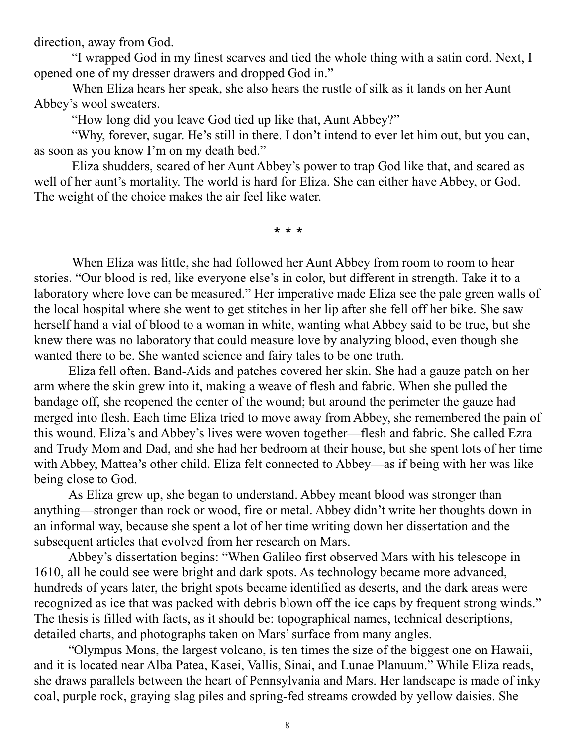direction, away from God.

"I wrapped God in my finest scarves and tied the whole thing with a satin cord. Next, I opened one of my dresser drawers and dropped God in."

When Eliza hears her speak, she also hears the rustle of silk as it lands on her Aunt Abbey's wool sweaters.

"How long did you leave God tied up like that, Aunt Abbey?"

"Why, forever, sugar. He's still in there. I don't intend to ever let him out, but you can, as soon as you know I'm on my death bed."

Eliza shudders, scared of her Aunt Abbey's power to trap God like that, and scared as well of her aunt's mortality. The world is hard for Eliza. She can either have Abbey, or God. The weight of the choice makes the air feel like water.

\* \* \*

When Eliza was little, she had followed her Aunt Abbey from room to room to hear stories. "Our blood is red, like everyone else's in color, but different in strength. Take it to a laboratory where love can be measured." Her imperative made Eliza see the pale green walls of the local hospital where she went to get stitches in her lip after she fell off her bike. She saw herself hand a vial of blood to a woman in white, wanting what Abbey said to be true, but she knew there was no laboratory that could measure love by analyzing blood, even though she wanted there to be. She wanted science and fairy tales to be one truth.

Eliza fell often. Band-Aids and patches covered her skin. She had a gauze patch on her arm where the skin grew into it, making a weave of flesh and fabric. When she pulled the bandage off, she reopened the center of the wound; but around the perimeter the gauze had merged into flesh. Each time Eliza tried to move away from Abbey, she remembered the pain of this wound. Eliza's and Abbey's lives were woven together—flesh and fabric. She called Ezra and Trudy Mom and Dad, and she had her bedroom at their house, but she spent lots of her time with Abbey, Mattea's other child. Eliza felt connected to Abbey—as if being with her was like being close to God.

As Eliza grew up, she began to understand. Abbey meant blood was stronger than anything—stronger than rock or wood, fire or metal. Abbey didn't write her thoughts down in an informal way, because she spent a lot of her time writing down her dissertation and the subsequent articles that evolved from her research on Mars.

Abbey's dissertation begins: "When Galileo first observed Mars with his telescope in 1610, all he could see were bright and dark spots. As technology became more advanced, hundreds of years later, the bright spots became identified as deserts, and the dark areas were recognized as ice that was packed with debris blown off the ice caps by frequent strong winds." The thesis is filled with facts, as it should be: topographical names, technical descriptions, detailed charts, and photographs taken on Mars' surface from many angles.

"Olympus Mons, the largest volcano, is ten times the size of the biggest one on Hawaii, and it is located near Alba Patea, Kasei, Vallis, Sinai, and Lunae Planuum." While Eliza reads, she draws parallels between the heart of Pennsylvania and Mars. Her landscape is made of inky coal, purple rock, graying slag piles and spring-fed streams crowded by yellow daisies. She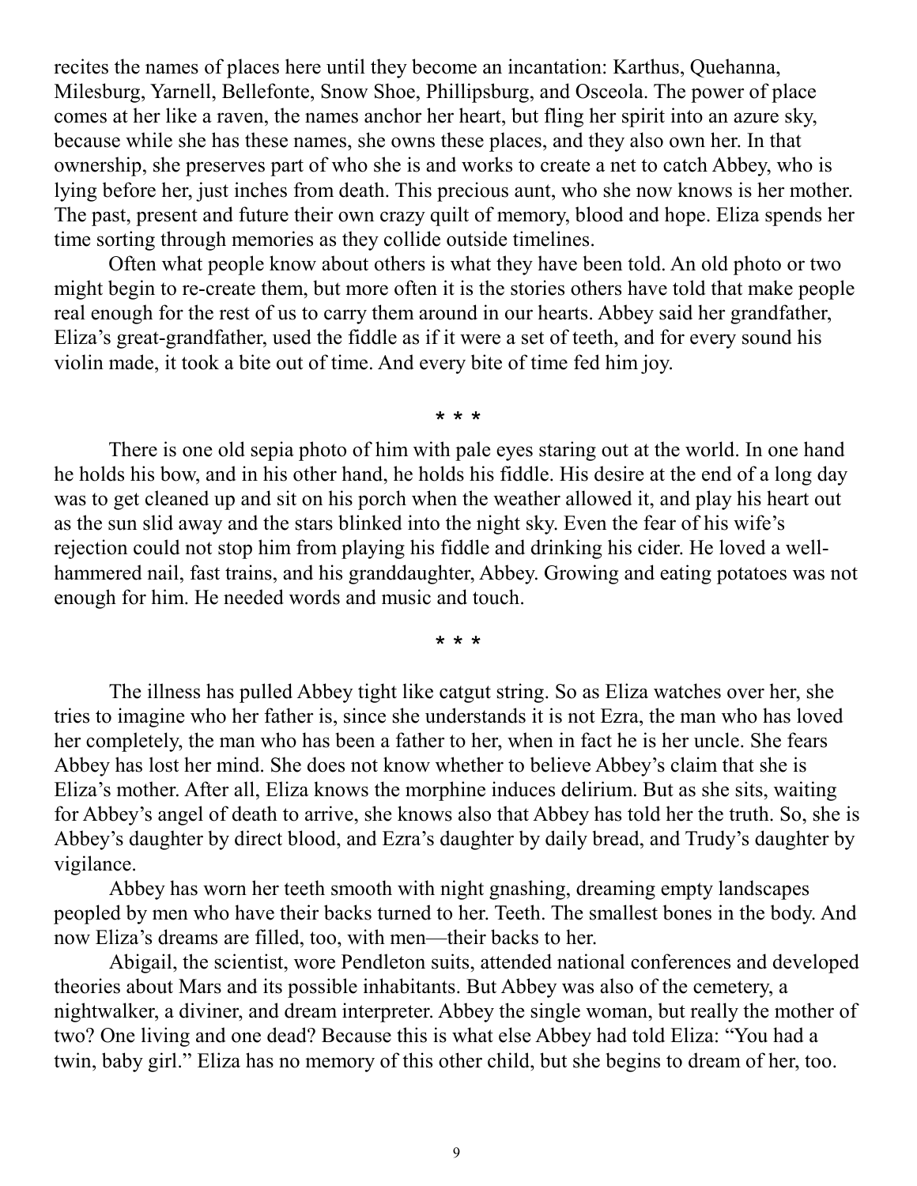recites the names of places here until they become an incantation: Karthus, Quehanna, Milesburg, Yarnell, Bellefonte, Snow Shoe, Phillipsburg, and Osceola. The power of place comes at her like a raven, the names anchor her heart, but fling her spirit into an azure sky, because while she has these names, she owns these places, and they also own her. In that ownership, she preserves part of who she is and works to create a net to catch Abbey, who is lying before her, just inches from death. This precious aunt, who she now knows is her mother. The past, present and future their own crazy quilt of memory, blood and hope. Eliza spends her time sorting through memories as they collide outside timelines.

Often what people know about others is what they have been told. An old photo or two might begin to re-create them, but more often it is the stories others have told that make people real enough for the rest of us to carry them around in our hearts. Abbey said her grandfather, Eliza's great-grandfather, used the fiddle as if it were a set of teeth, and for every sound his violin made, it took a bite out of time. And every bite of time fed him joy.

\* \* \*

There is one old sepia photo of him with pale eyes staring out at the world. In one hand he holds his bow, and in his other hand, he holds his fiddle. His desire at the end of a long day was to get cleaned up and sit on his porch when the weather allowed it, and play his heart out as the sun slid away and the stars blinked into the night sky. Even the fear of his wife's rejection could not stop him from playing his fiddle and drinking his cider. He loved a well-hammered nail, fast trains, and his granddaughter, Abbey. Growing and eating potatoes was not enough for him. He needed words and music and touch.

\* \* \*

The illness has pulled Abbey tight like catgut string. So as Eliza watches over her, she tries to imagine who her father is, since she understands it is not Ezra, the man who has loved her completely, the man who has been a father to her, when in fact he is her uncle. She fears Abbey has lost her mind. She does not know whether to believe Abbey's claim that she is Eliza's mother. After all, Eliza knows the morphine induces delirium. But as she sits, waiting for Abbey's angel of death to arrive, she knows also that Abbey has told her the truth. So, she is Abbey's daughter by direct blood, and Ezra's daughter by daily bread, and Trudy's daughter by vigilance.

Abbey has worn her teeth smooth with night gnashing, dreaming empty landscapes peopled by men who have their backs turned to her. Teeth. The smallest bones in the body. And now Eliza's dreams are filled, too, with men—their backs to her.

Abigail, the scientist, wore Pendleton suits, attended national conferences and developed theories about Mars and its possible inhabitants. But Abbey was also of the cemetery, a nightwalker, a diviner, and dream interpreter. Abbey the single woman, but really the mother of two? One living and one dead? Because this is what else Abbey had told Eliza: "You had a twin, baby girl." Eliza has no memory of this other child, but she begins to dream of her, too.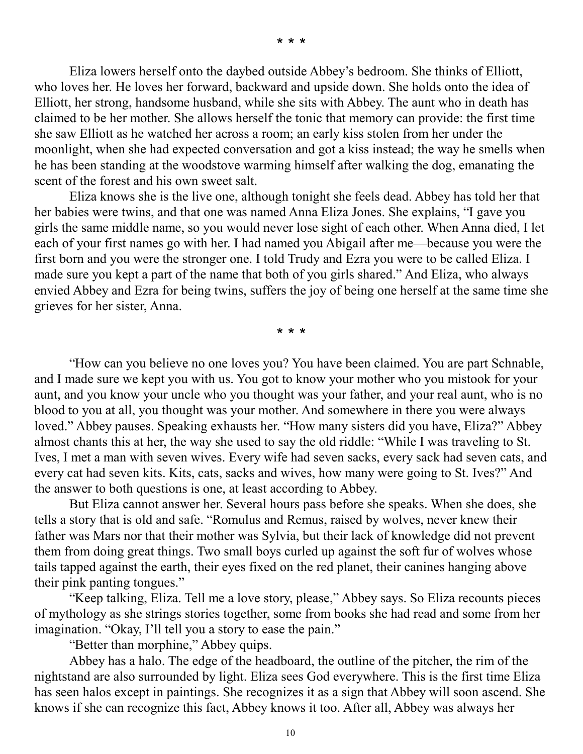\* \* \*

Eliza lowers herself onto the daybed outside Abbey's bedroom. She thinks of Elliott, who loves her. He loves her forward, backward and upside down. She holds onto the idea of Elliott, her strong, handsome husband, while she sits with Abbey. The aunt who in death has claimed to be her mother. She allows herself the tonic that memory can provide: the first time she saw Elliott as he watched her across a room; an early kiss stolen from her under the moonlight, when she had expected conversation and got a kiss instead; the way he smells when he has been standing at the woodstove warming himself after walking the dog, emanating the scent of the forest and his own sweet salt.

Eliza knows she is the live one, although tonight she feels dead. Abbey has told her that her babies were twins, and that one was named Anna Eliza Jones. She explains, "I gave you girls the same middle name, so you would never lose sight of each other. When Anna died, I let each of your first names go with her. I had named you Abigail after me—because you were the first born and you were the stronger one. I told Trudy and Ezra you were to be called Eliza. I made sure you kept a part of the name that both of you girls shared." And Eliza, who always envied Abbey and Ezra for being twins, suffers the joy of being one herself at the same time she grieves for her sister, Anna.

\* \* \*

"How can you believe no one loves you? You have been claimed. You are part Schnable, and I made sure we kept you with us. You got to know your mother who you mistook for your aunt, and you know your uncle who you thought was your father, and your real aunt, who is no blood to you at all, you thought was your mother. And somewhere in there you were always loved." Abbey pauses. Speaking exhausts her. "How many sisters did you have, Eliza?" Abbey almost chants this at her, the way she used to say the old riddle: "While I was traveling to St. Ives, I met a man with seven wives. Every wife had seven sacks, every sack had seven cats, and every cat had seven kits. Kits, cats, sacks and wives, how many were going to St. Ives?" And the answer to both questions is one, at least according to Abbey.

But Eliza cannot answer her. Several hours pass before she speaks. When she does, she tells a story that is old and safe. "Romulus and Remus, raised by wolves, never knew their father was Mars nor that their mother was Sylvia, but their lack of knowledge did not prevent them from doing great things. Two small boys curled up against the soft fur of wolves whose tails tapped against the earth, their eyes fixed on the red planet, their canines hanging above their pink panting tongues."

"Keep talking, Eliza. Tell me a love story, please," Abbey says. So Eliza recounts pieces of mythology as she strings stories together, some from books she had read and some from her imagination. "Okay, I'll tell you a story to ease the pain."

"Better than morphine," Abbey quips.

Abbey has a halo. The edge of the headboard, the outline of the pitcher, the rim of the nightstand are also surrounded by light. Eliza sees God everywhere. This is the first time Eliza has seen halos except in paintings. She recognizes it as a sign that Abbey will soon ascend. She knows if she can recognize this fact, Abbey knows it too. After all, Abbey was always her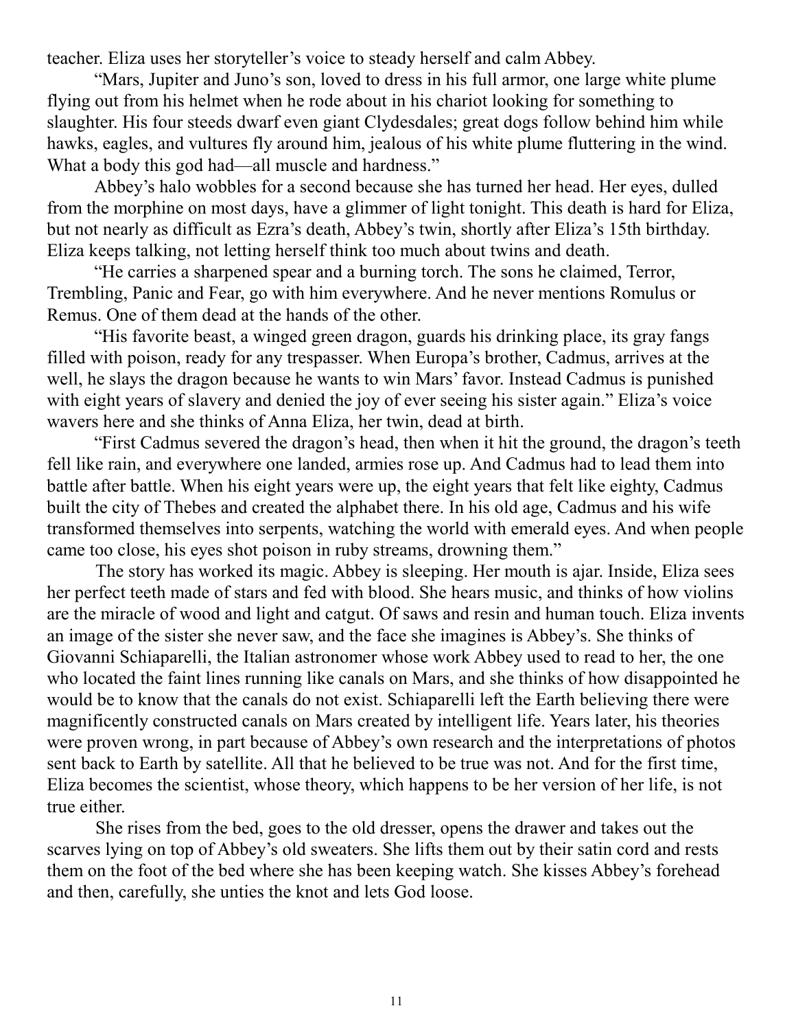teacher. Eliza uses her storyteller's voice to steady herself and calm Abbey.

"Mars, Jupiter and Juno's son, loved to dress in his full armor, one large white plume flying out from his helmet when he rode about in his chariot looking for something to slaughter. His four steeds dwarf even giant Clydesdales; great dogs follow behind him while hawks, eagles, and vultures fly around him, jealous of his white plume fluttering in the wind. What a body this god had—all muscle and hardness."

Abbey's halo wobbles for a second because she has turned her head. Her eyes, dulled from the morphine on most days, have a glimmer of light tonight. This death is hard for Eliza, but not nearly as difficult as Ezra's death, Abbey's twin, shortly after Eliza's 15th birthday. Eliza keeps talking, not letting herself think too much about twins and death.

"He carries a sharpened spear and a burning torch. The sons he claimed, Terror, Trembling, Panic and Fear, go with him everywhere. And he never mentions Romulus or Remus. One of them dead at the hands of the other.

"His favorite beast, a winged green dragon, guards his drinking place, its gray fangs filled with poison, ready for any trespasser. When Europa's brother, Cadmus, arrives at the well, he slays the dragon because he wants to win Mars' favor. Instead Cadmus is punished with eight years of slavery and denied the joy of ever seeing his sister again." Eliza's voice wavers here and she thinks of Anna Eliza, her twin, dead at birth.

"First Cadmus severed the dragon's head, then when it hit the ground, the dragon's teeth fell like rain, and everywhere one landed, armies rose up. And Cadmus had to lead them into battle after battle. When his eight years were up, the eight years that felt like eighty, Cadmus built the city of Thebes and created the alphabet there. In his old age, Cadmus and his wife transformed themselves into serpents, watching the world with emerald eyes. And when people came too close, his eyes shot poison in ruby streams, drowning them."

The story has worked its magic. Abbey is sleeping. Her mouth is ajar. Inside, Eliza sees her perfect teeth made of stars and fed with blood. She hears music, and thinks of how violins are the miracle of wood and light and catgut. Of saws and resin and human touch. Eliza invents an image of the sister she never saw, and the face she imagines is Abbey's. She thinks of Giovanni Schiaparelli, the Italian astronomer whose work Abbey used to read to her, the one who located the faint lines running like canals on Mars, and she thinks of how disappointed he would be to know that the canals do not exist. Schiaparelli left the Earth believing there were magnificently constructed canals on Mars created by intelligent life. Years later, his theories were proven wrong, in part because of Abbey's own research and the interpretations of photos sent back to Earth by satellite. All that he believed to be true was not. And for the first time, Eliza becomes the scientist, whose theory, which happens to be her version of her life, is not true either.

She rises from the bed, goes to the old dresser, opens the drawer and takes out the scarves lying on top of Abbey's old sweaters. She lifts them out by their satin cord and rests them on the foot of the bed where she has been keeping watch. She kisses Abbey's forehead and then, carefully, she unties the knot and lets God loose.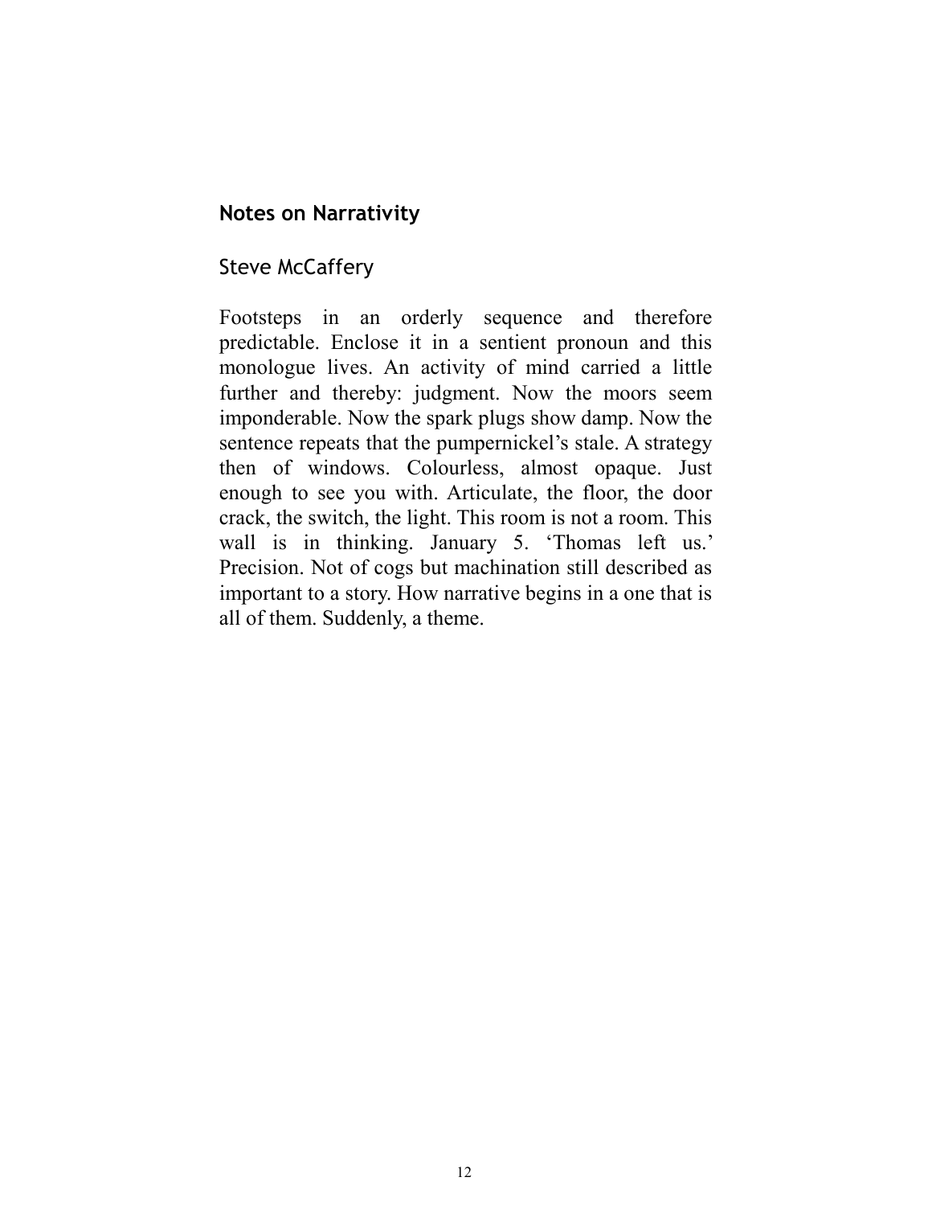## Notes on Narrativity

Steve McCaffery

Footsteps in an orderly sequence and therefore predictable. Enclose it in a sentient pronoun and this monologue lives. An activity of mind carried a little further and thereby: judgment. Now the moors seem imponderable. Now the spark plugs show damp. Now the sentence repeats that the pumpernickel's stale. A strategy then of windows. Colourless, almost opaque. Just enough to see you with. Articulate, the floor, the door crack, the switch, the light. This room is not a room. This wall is in thinking. January 5. 'Thomas left us.' Precision. Not of cogs but machination still described as important to a story. How narrative begins in a one that is all of them. Suddenly, a theme.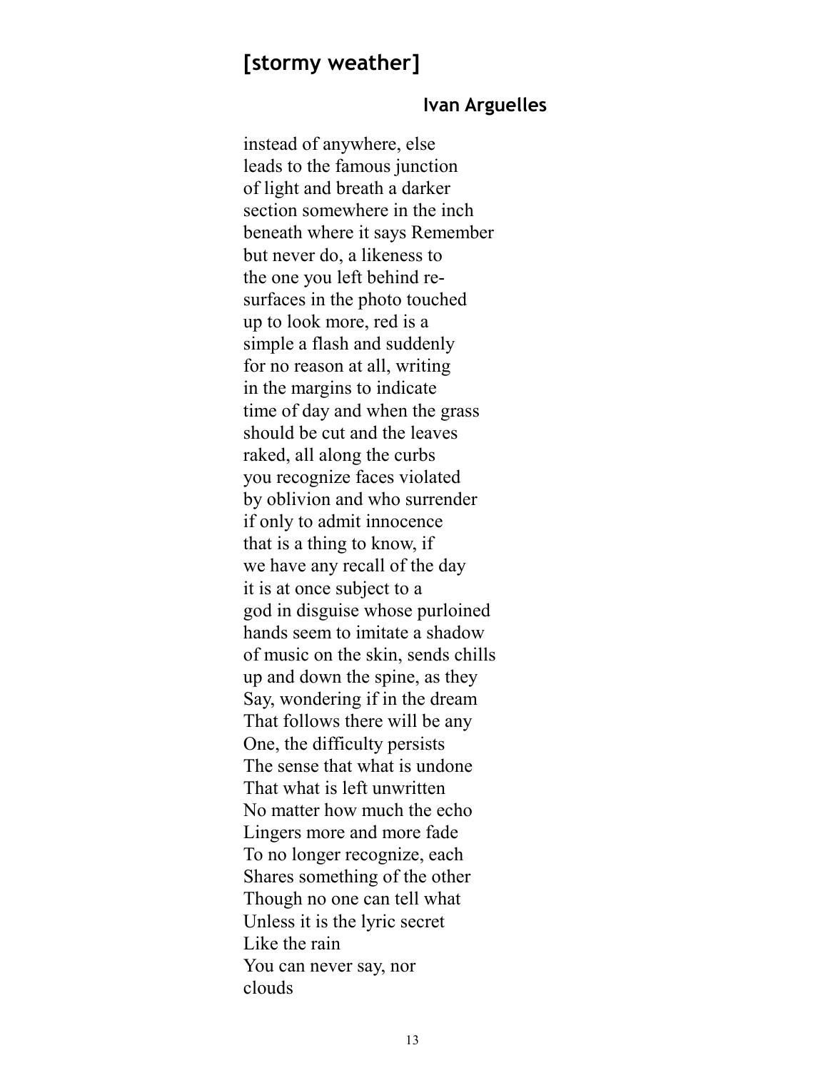## [stormy weather]

**Ivan Arguelles**

instead of anywhere, else
leads to the famous junction
of light and breath a darker
section somewhere in the inch
beneath where it says Remember
but never do, a likeness to
the one you left behind re-
surfaces in the photo touched
up to look more, red is a
simple a flash and suddenly
for no reason at all, writing
in the margins to indicate
time of day and when the grass
should be cut and the leaves
raked, all along the curbs
you recognize faces violated
by oblivion and who surrender
if only to admit innocence
that is a thing to know, if
we have any recall of the day
it is at once subject to a
god in disguise whose purloined
hands seem to imitate a shadow
of music on the skin, sends chills
up and down the spine, as they
Say, wondering if in the dream
That follows there will be any
One, the difficulty persists
The sense that what is undone
That what is left unwritten
No matter how much the echo
Lingers more and more fade
To no longer recognize, each
Shares something of the other
Though no one can tell what
Unless it is the lyric secret
Like the rain
You can never say, nor
clouds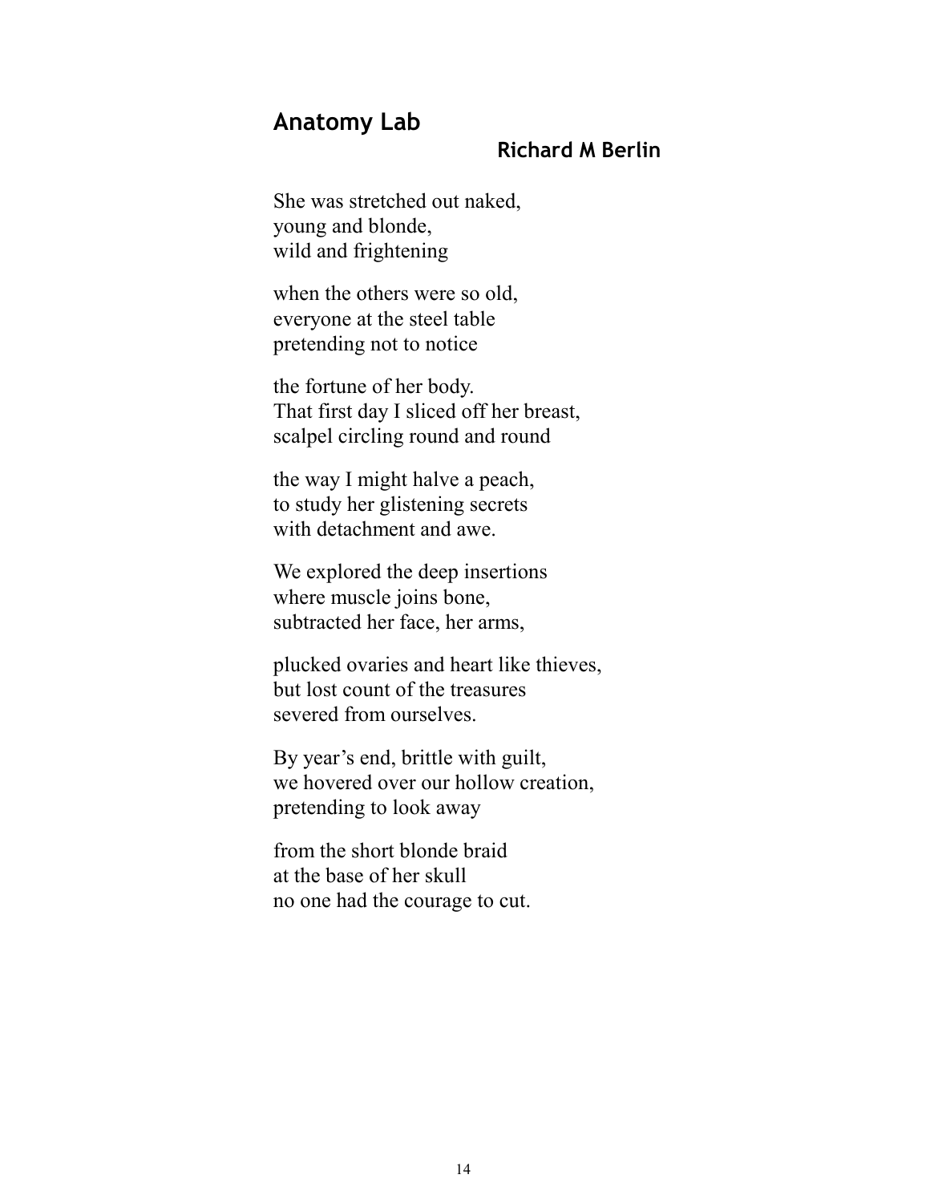## Anatomy Lab

**Richard M Berlin**

She was stretched out naked,  
young and blonde,  
wild and frightening

when the others were so old,  
everyone at the steel table  
pretending not to notice

the fortune of her body.  
That first day I sliced off her breast,  
scalpel circling round and round

the way I might halve a peach,  
to study her glistening secrets  
with detachment and awe.

We explored the deep insertions  
where muscle joins bone,  
subtracted her face, her arms,

plucked ovaries and heart like thieves,  
but lost count of the treasures  
severed from ourselves.

By year's end, brittle with guilt,  
we hovered over our hollow creation,  
pretending to look away

from the short blonde braid  
at the base of her skull  
no one had the courage to cut.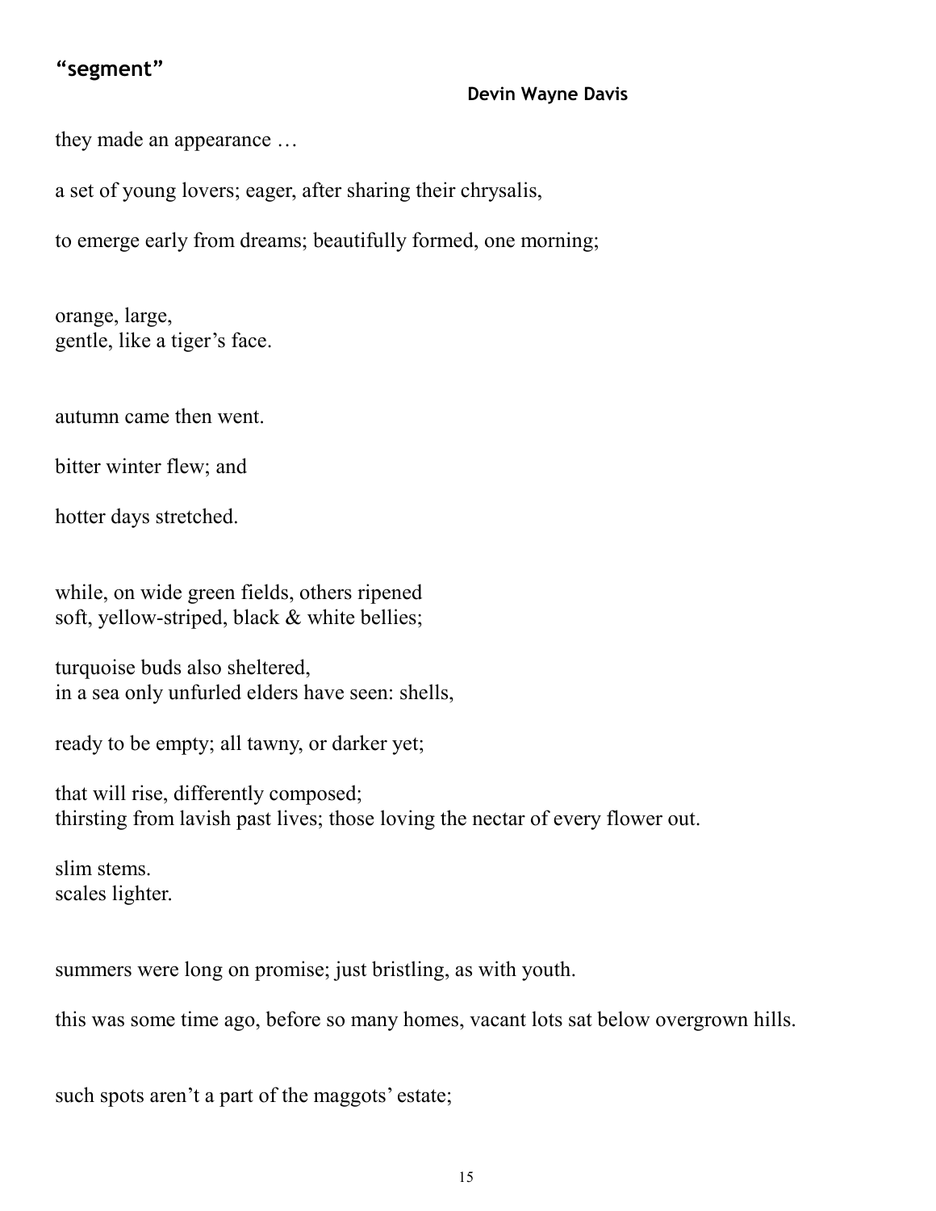## "segment"

**Devin Wayne Davis**

they made an appearance …

a set of young lovers; eager, after sharing their chrysalis,

to emerge early from dreams; beautifully formed, one morning;

orange, large,
gentle, like a tiger's face.

autumn came then went.

bitter winter flew; and

hotter days stretched.

while, on wide green fields, others ripened
soft, yellow-striped, black & white bellies;

turquoise buds also sheltered,
in a sea only unfurled elders have seen: shells,

ready to be empty; all tawny, or darker yet;

that will rise, differently composed;
thirsting from lavish past lives; those loving the nectar of every flower out.

slim stems.
scales lighter.

summers were long on promise; just bristling, as with youth.

this was some time ago, before so many homes, vacant lots sat below overgrown hills.

such spots aren't a part of the maggots' estate;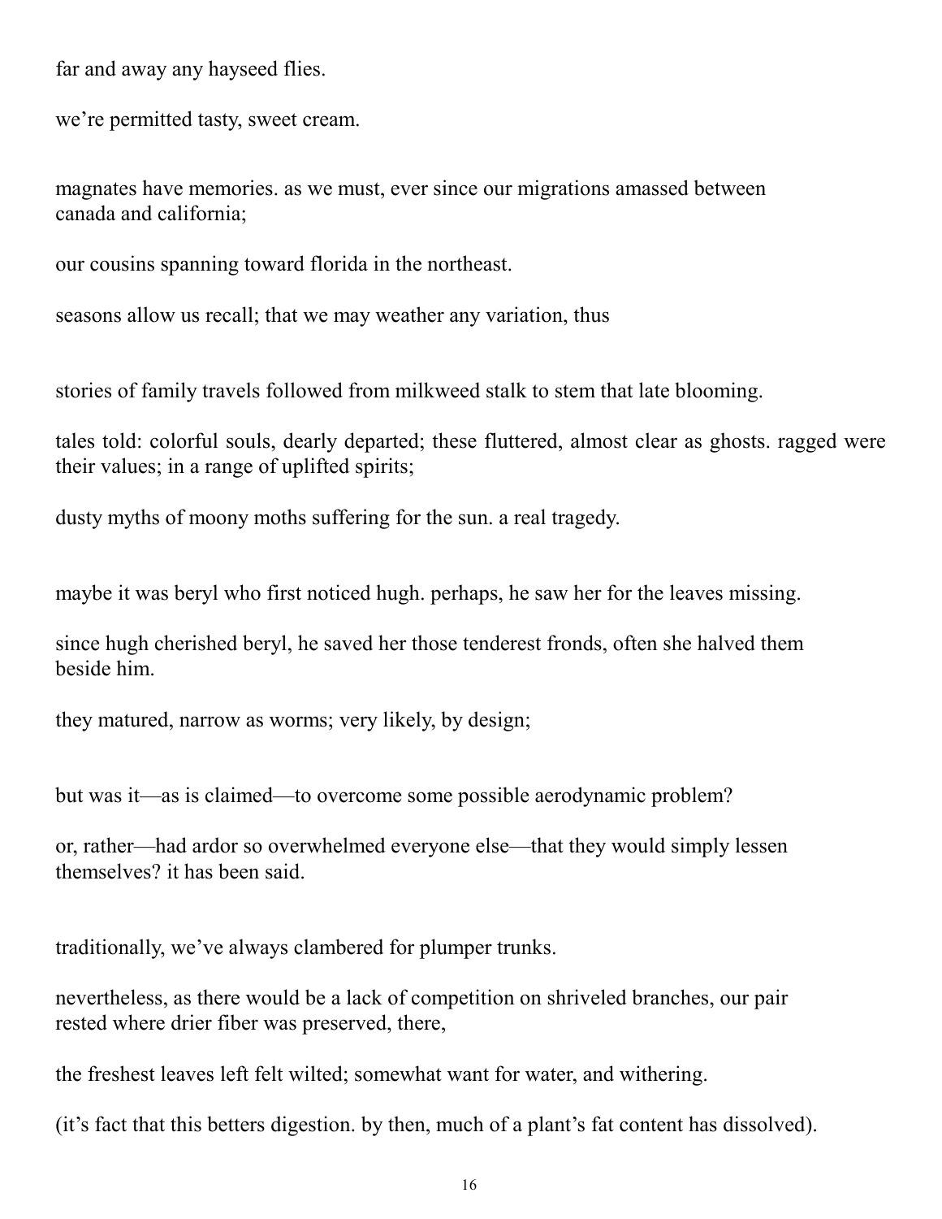far and away any hayseed flies.

we're permitted tasty, sweet cream.

magnates have memories. as we must, ever since our migrations amassed between canada and california;

our cousins spanning toward florida in the northeast.

seasons allow us recall; that we may weather any variation, thus

stories of family travels followed from milkweed stalk to stem that late blooming.

tales told: colorful souls, dearly departed; these fluttered, almost clear as ghosts. ragged were their values; in a range of uplifted spirits;

dusty myths of moony moths suffering for the sun. a real tragedy.

maybe it was beryl who first noticed hugh. perhaps, he saw her for the leaves missing.

since hugh cherished beryl, he saved her those tenderest fronds, often she halved them beside him.

they matured, narrow as worms; very likely, by design;

but was it—as is claimed—to overcome some possible aerodynamic problem?

or, rather—had ardor so overwhelmed everyone else—that they would simply lessen themselves? it has been said.

traditionally, we've always clambered for plumper trunks.

nevertheless, as there would be a lack of competition on shriveled branches, our pair rested where drier fiber was preserved, there,

the freshest leaves left felt wilted; somewhat want for water, and withering.

(it's fact that this betters digestion. by then, much of a plant's fat content has dissolved).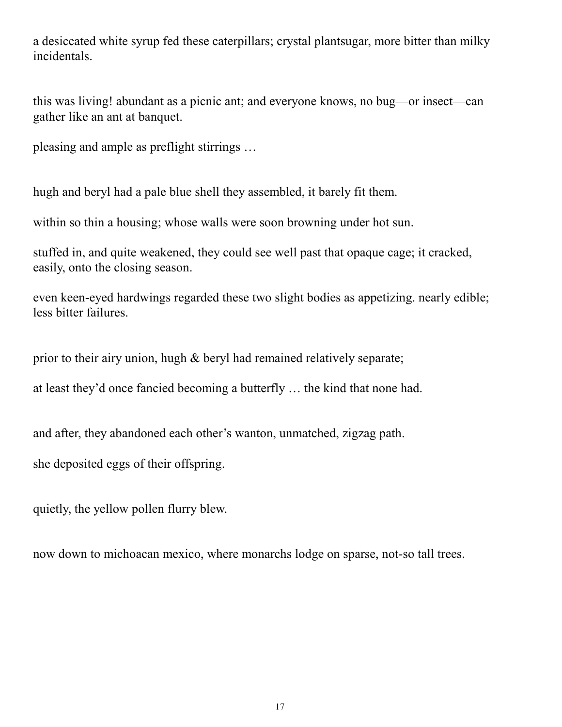a desiccated white syrup fed these caterpillars; crystal plantsugar, more bitter than milky incidentals.

this was living! abundant as a picnic ant; and everyone knows, no bug—or insect—can gather like an ant at banquet.

pleasing and ample as preflight stirrings …

hugh and beryl had a pale blue shell they assembled, it barely fit them.

within so thin a housing; whose walls were soon browning under hot sun.

stuffed in, and quite weakened, they could see well past that opaque cage; it cracked, easily, onto the closing season.

even keen-eyed hardwings regarded these two slight bodies as appetizing. nearly edible; less bitter failures.

prior to their airy union, hugh & beryl had remained relatively separate;

at least they'd once fancied becoming a butterfly … the kind that none had.

and after, they abandoned each other's wanton, unmatched, zigzag path.

she deposited eggs of their offspring.

quietly, the yellow pollen flurry blew.

now down to michoacan mexico, where monarchs lodge on sparse, not-so tall trees.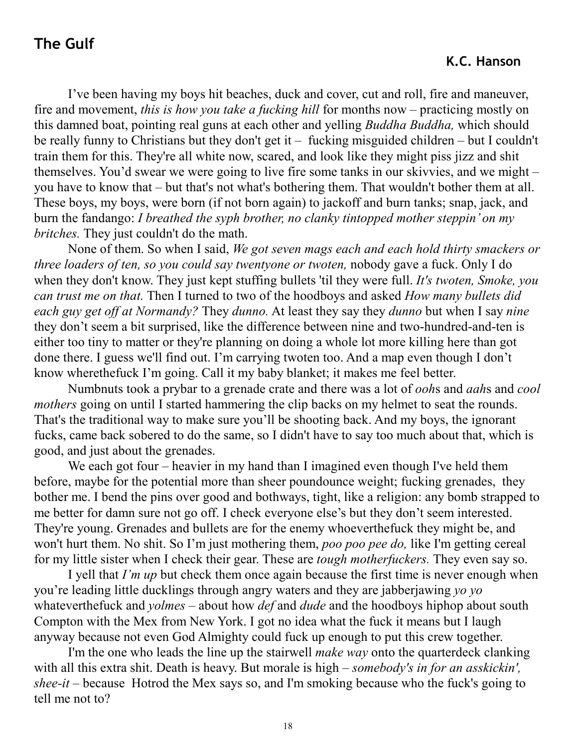## The Gulf

**K.C. Hanson**

I've been having my boys hit beaches, duck and cover, cut and roll, fire and maneuver, fire and movement, *this is how you take a fucking hill* for months now – practicing mostly on this damned boat, pointing real guns at each other and yelling *Buddha Buddha,* which should be really funny to Christians but they don't get it – fucking misguided children – but I couldn't train them for this. They're all white now, scared, and look like they might piss jizz and shit themselves. You'd swear we were going to live fire some tanks in our skivvies, and we might – you have to know that – but that's not what's bothering them. That wouldn't bother them at all. These boys, my boys, were born (if not born again) to jackoff and burn tanks; snap, jack, and burn the fandango: *I breathed the syph brother, no clanky tintopped mother steppin' on my britches.* They just couldn't do the math.

None of them. So when I said, *We got seven mags each and each hold thirty smackers or three loaders of ten, so you could say twentyone or twoten,* nobody gave a fuck. Only I do when they don't know. They just kept stuffing bullets 'til they were full. *It's twoten, Smoke, you can trust me on that.* Then I turned to two of the hoodboys and asked *How many bullets did each guy get off at Normandy?* They *dunno.* At least they say they *dunno* but when I say *nine* they don't seem a bit surprised, like the difference between nine and two-hundred-and-ten is either too tiny to matter or they're planning on doing a whole lot more killing here than got done there. I guess we'll find out. I'm carrying twoten too. And a map even though I don't know wherethefuck I'm going. Call it my baby blanket; it makes me feel better.

Numbnuts took a prybar to a grenade crate and there was a lot of *ooh*s and *aah*s and *cool mothers* going on until I started hammering the clip backs on my helmet to seat the rounds. That's the traditional way to make sure you'll be shooting back. And my boys, the ignorant fucks, came back sobered to do the same, so I didn't have to say too much about that, which is good, and just about the grenades.

We each got four – heavier in my hand than I imagined even though I've held them before, maybe for the potential more than sheer poundounce weight; fucking grenades, they bother me. I bend the pins over good and bothways, tight, like a religion: any bomb strapped to me better for damn sure not go off. I check everyone else's but they don't seem interested. They're young. Grenades and bullets are for the enemy whoeverthefuck they might be, and won't hurt them. No shit. So I'm just mothering them, *poo poo pee do,* like I'm getting cereal for my little sister when I check their gear. These are *tough motherfuckers.* They even say so.

I yell that *I'm up* but check them once again because the first time is never enough when you're leading little ducklings through angry waters and they are jabberjawing *yo yo* whateverthefuck and *yolmes* – about how *def* and *dude* and the hoodboys hiphop about south Compton with the Mex from New York. I got no idea what the fuck it means but I laugh anyway because not even God Almighty could fuck up enough to put this crew together.

I'm the one who leads the line up the stairwell *make way* onto the quarterdeck clanking with all this extra shit. Death is heavy. But morale is high – *somebody's in for an asskickin', shee-it* – because Hotrod the Mex says so, and I'm smoking because who the fuck's going to tell me not to?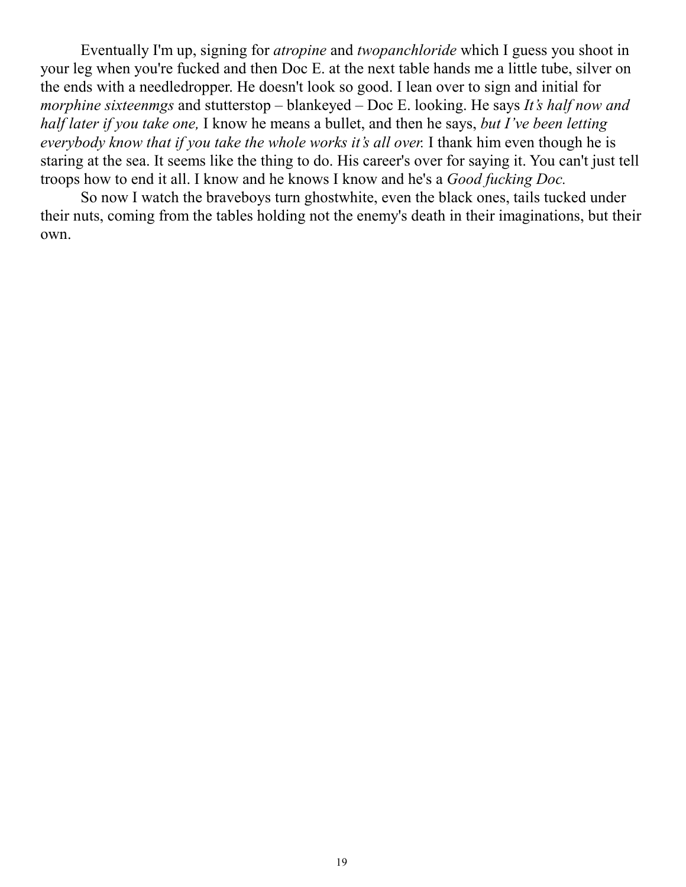Eventually I'm up, signing for *atropine* and *twopanchloride* which I guess you shoot in your leg when you're fucked and then Doc E. at the next table hands me a little tube, silver on the ends with a needledropper. He doesn't look so good. I lean over to sign and initial for *morphine sixteenmgs* and stutterstop – blankeyed – Doc E. looking. He says *It's half now and half later if you take one,* I know he means a bullet, and then he says, *but I've been letting everybody know that if you take the whole works it's all over.* I thank him even though he is staring at the sea. It seems like the thing to do. His career's over for saying it. You can't just tell troops how to end it all. I know and he knows I know and he's a *Good fucking Doc.*

So now I watch the braveboys turn ghostwhite, even the black ones, tails tucked under their nuts, coming from the tables holding not the enemy's death in their imaginations, but their own.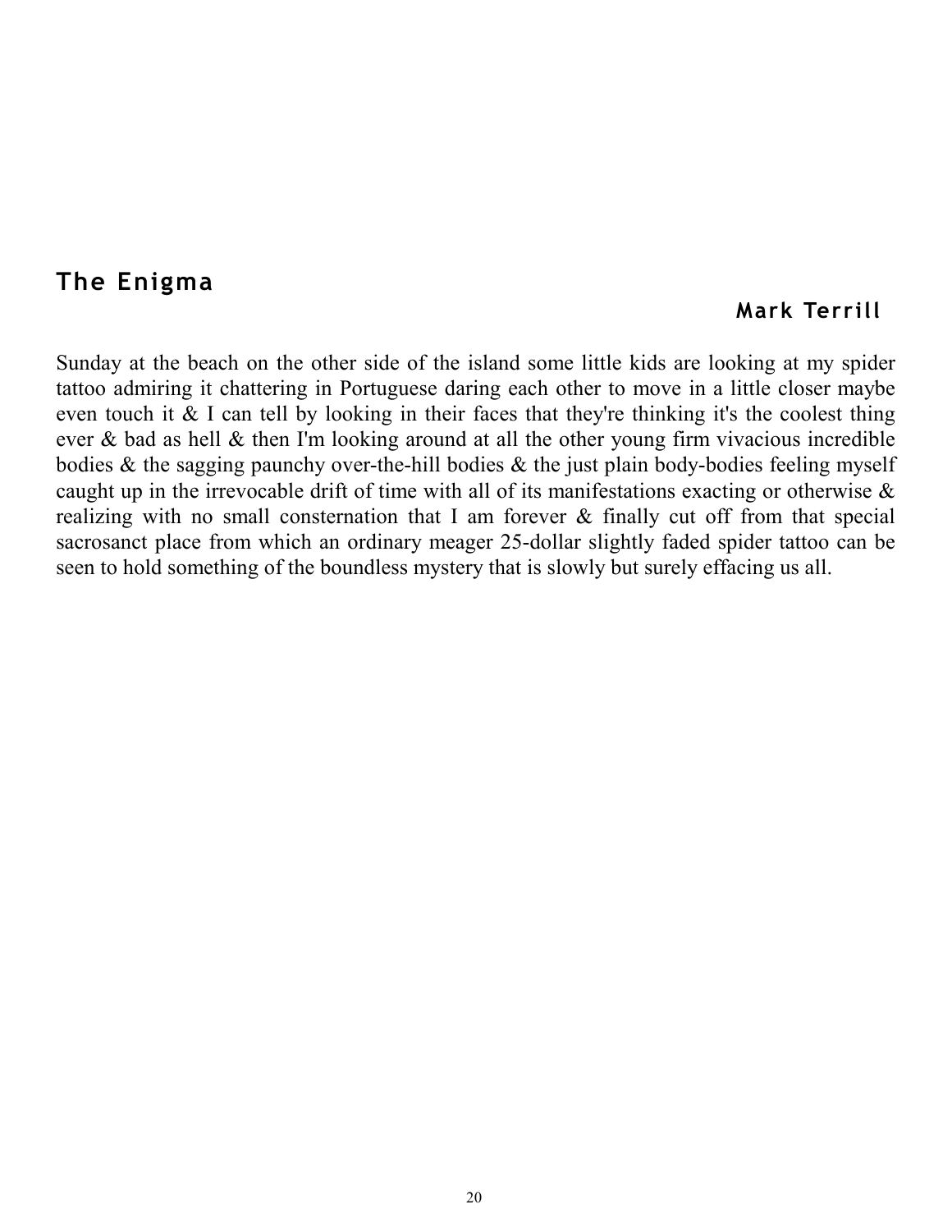## The Enigma

**Mark Terrill**

Sunday at the beach on the other side of the island some little kids are looking at my spider tattoo admiring it chattering in Portuguese daring each other to move in a little closer maybe even touch it & I can tell by looking in their faces that they're thinking it's the coolest thing ever & bad as hell & then I'm looking around at all the other young firm vivacious incredible bodies & the sagging paunchy over-the-hill bodies & the just plain body-bodies feeling myself caught up in the irrevocable drift of time with all of its manifestations exacting or otherwise & realizing with no small consternation that I am forever & finally cut off from that special sacrosanct place from which an ordinary meager 25-dollar slightly faded spider tattoo can be seen to hold something of the boundless mystery that is slowly but surely effacing us all.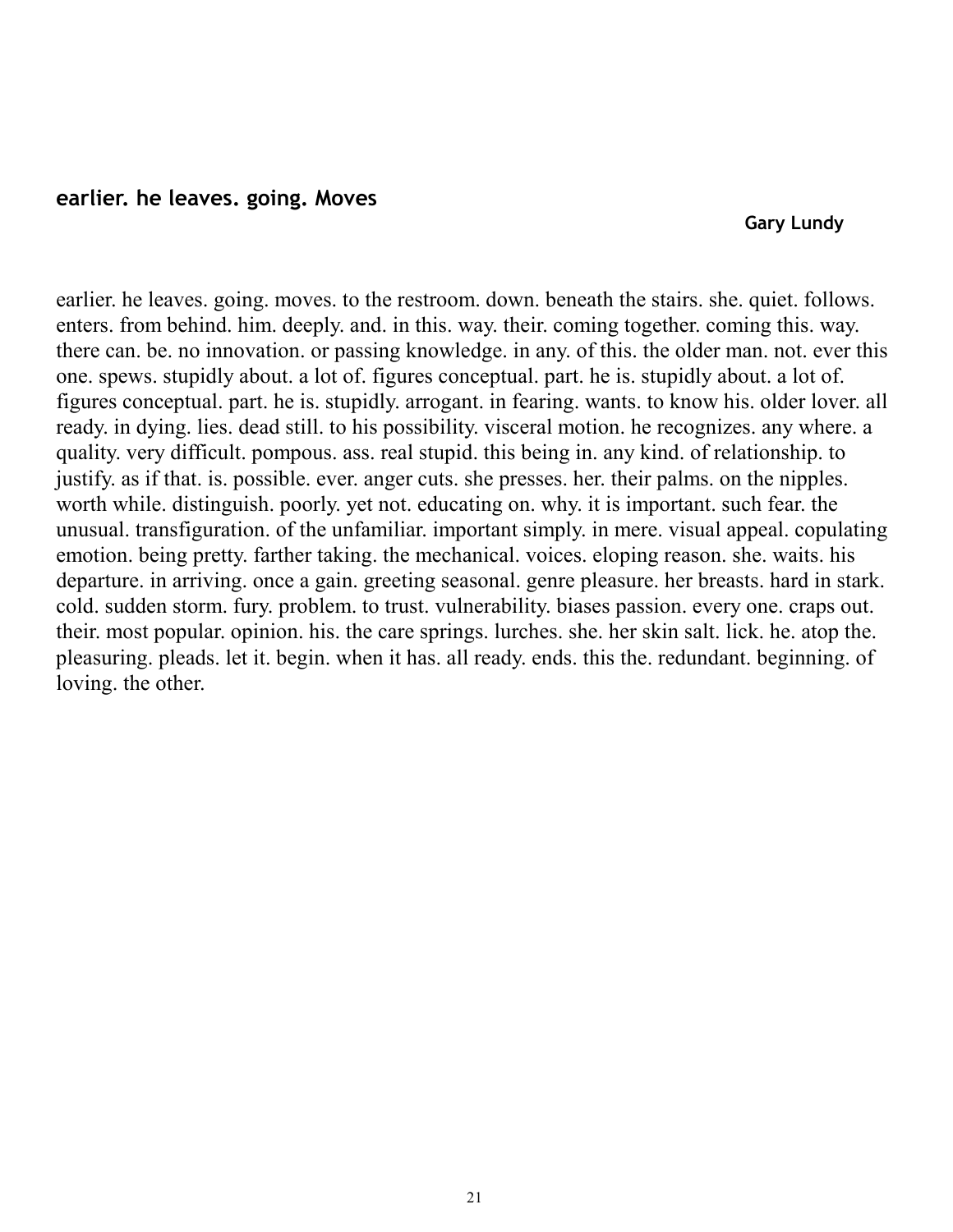## earlier. he leaves. going. Moves

**Gary Lundy**

earlier. he leaves. going. moves. to the restroom. down. beneath the stairs. she. quiet. follows. enters. from behind. him. deeply. and. in this. way. their. coming together. coming this. way. there can. be. no innovation. or passing knowledge. in any. of this. the older man. not. ever this one. spews. stupidly about. a lot of. figures conceptual. part. he is. stupidly about. a lot of. figures conceptual. part. he is. stupidly. arrogant. in fearing. wants. to know his. older lover. all ready. in dying. lies. dead still. to his possibility. visceral motion. he recognizes. any where. a quality. very difficult. pompous. ass. real stupid. this being in. any kind. of relationship. to justify. as if that. is. possible. ever. anger cuts. she presses. her. their palms. on the nipples. worth while. distinguish. poorly. yet not. educating on. why. it is important. such fear. the unusual. transfiguration. of the unfamiliar. important simply. in mere. visual appeal. copulating emotion. being pretty. farther taking. the mechanical. voices. eloping reason. she. waits. his departure. in arriving. once a gain. greeting seasonal. genre pleasure. her breasts. hard in stark. cold. sudden storm. fury. problem. to trust. vulnerability. biases passion. every one. craps out. their. most popular. opinion. his. the care springs. lurches. she. her skin salt. lick. he. atop the. pleasuring. pleads. let it. begin. when it has. all ready. ends. this the. redundant. beginning. of loving. the other.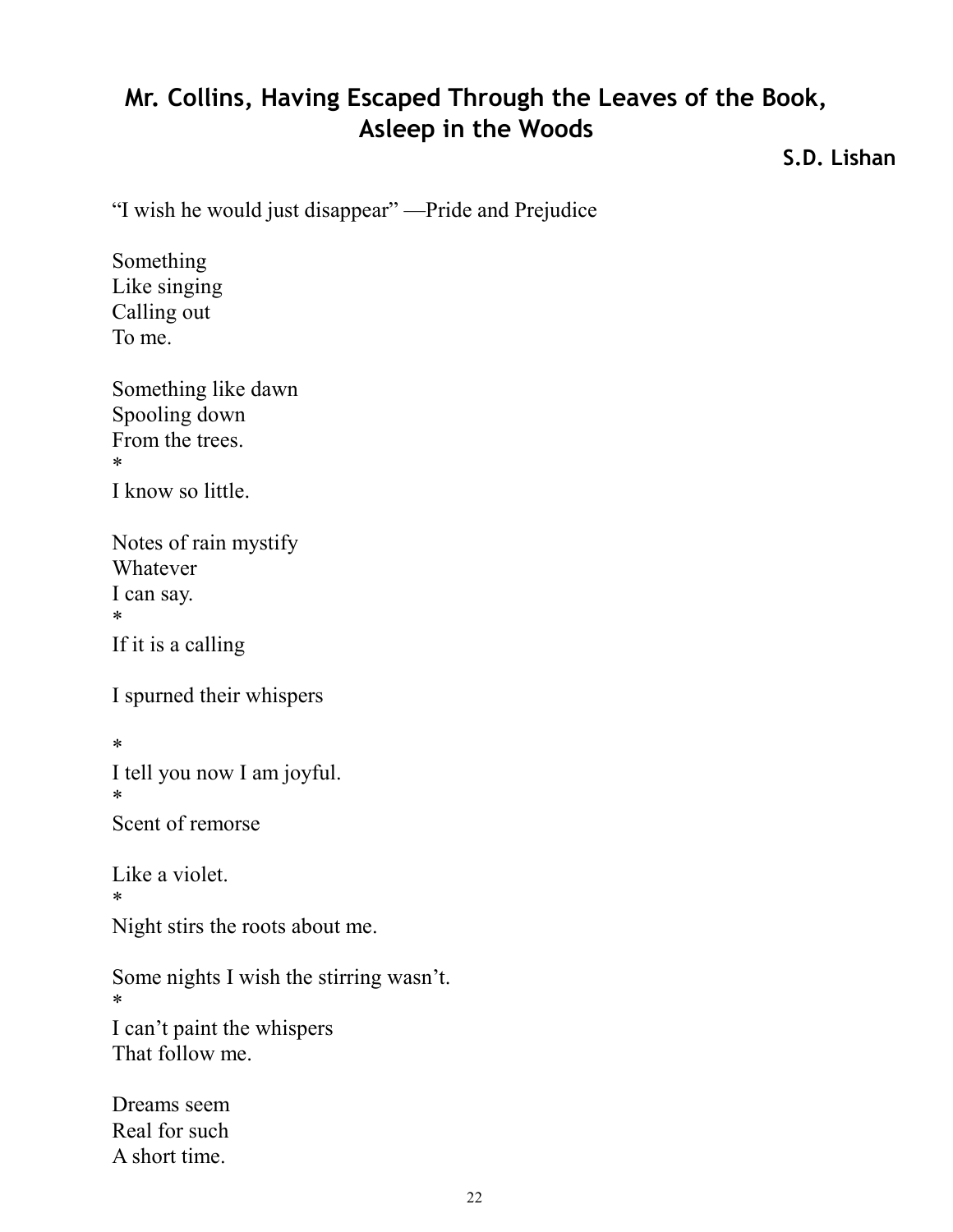## Mr. Collins, Having Escaped Through the Leaves of the Book, Asleep in the Woods

**S.D. Lishan**

"I wish he would just disappear" —Pride and Prejudice

Something  
Like singing  
Calling out  
To me.

Something like dawn  
Spooling down  
From the trees.  
*  
I know so little.

Notes of rain mystify  
Whatever  
I can say.  
*  
If it is a calling

I spurned their whispers

*  
I tell you now I am joyful.  
*  
Scent of remorse

Like a violet.  
*  
Night stirs the roots about me.

Some nights I wish the stirring wasn't.  
*  
I can't paint the whispers  
That follow me.

Dreams seem  
Real for such  
A short time.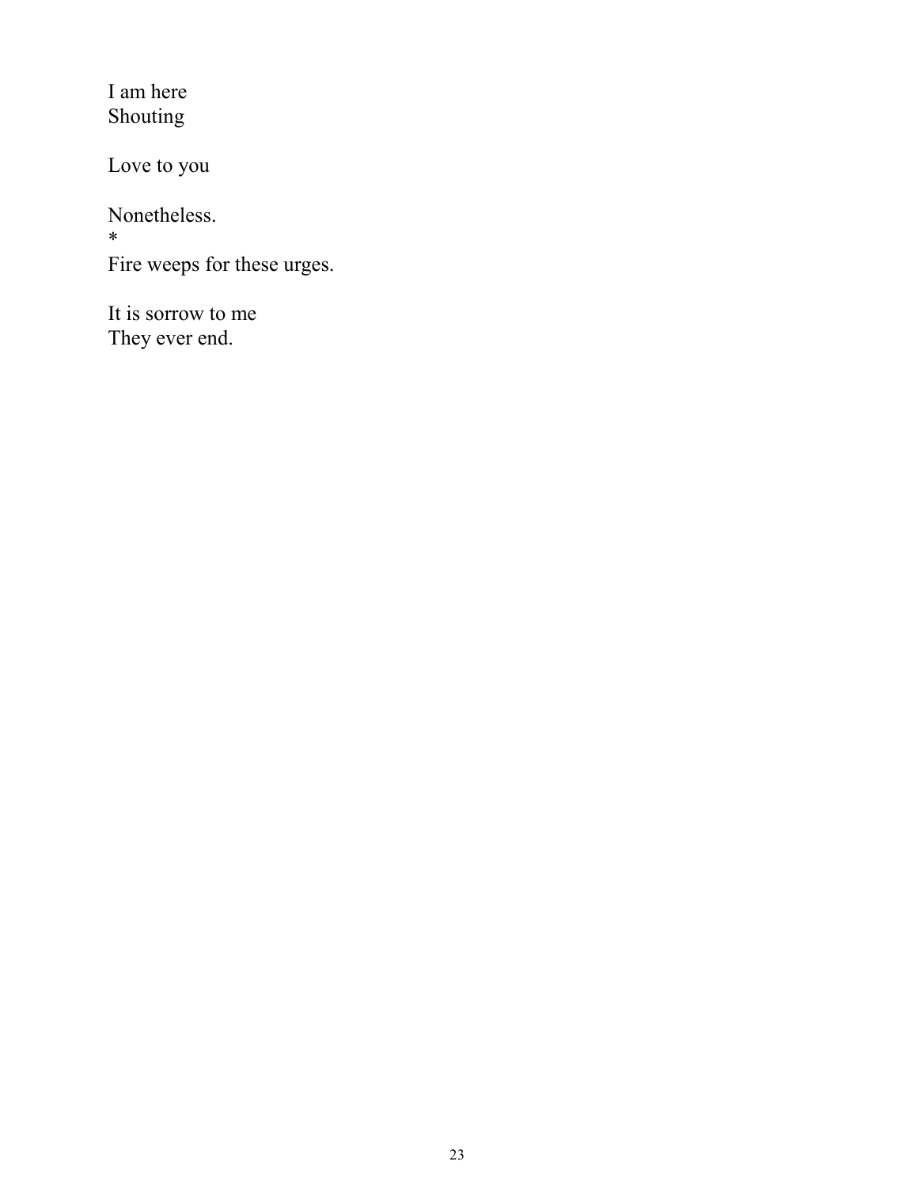I am here  
Shouting

Love to you

Nonetheless.  
*  
Fire weeps for these urges.

It is sorrow to me  
They ever end.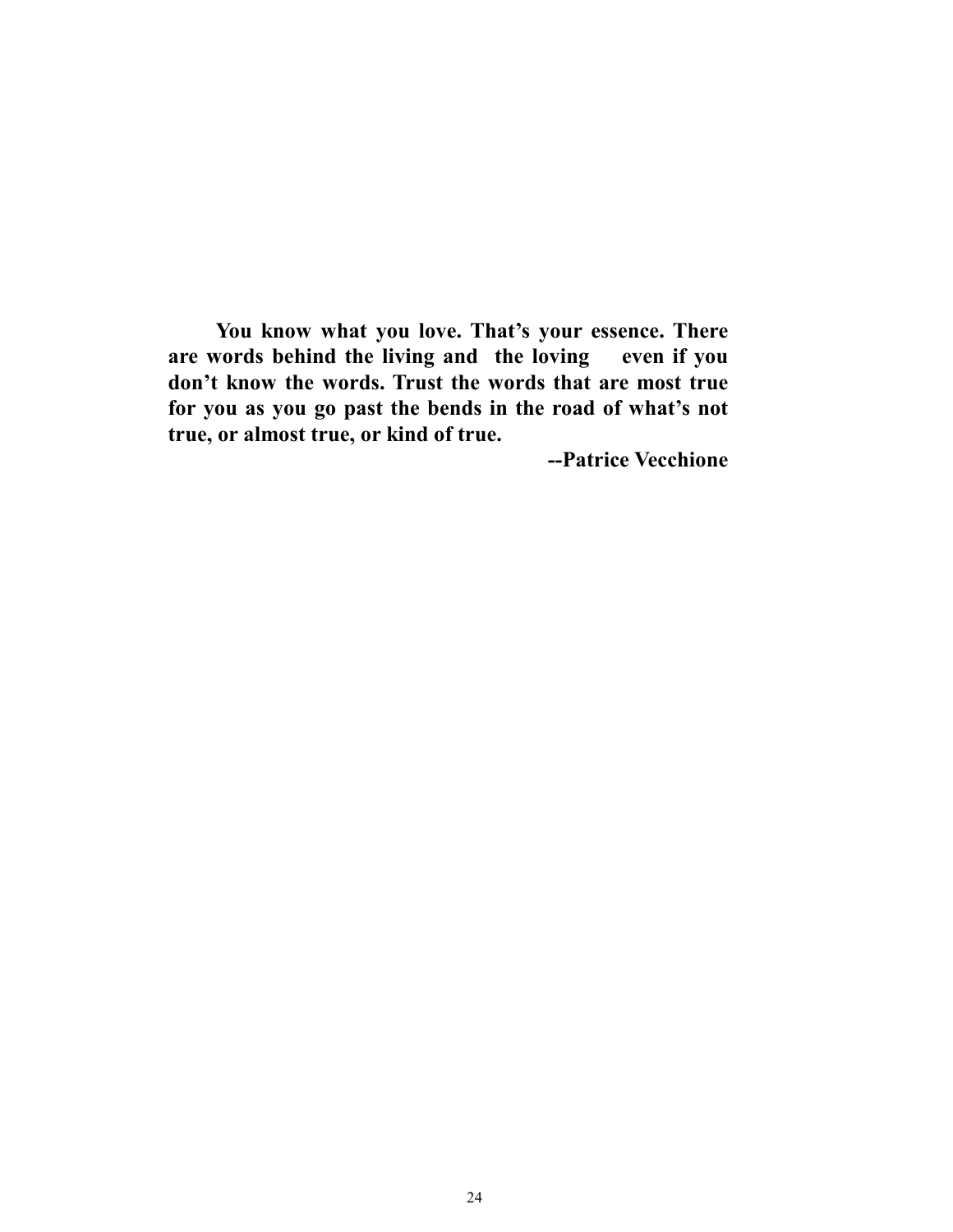**You know what you love. That's your essence. There are words behind the living and the loving even if you don't know the words. Trust the words that are most true for you as you go past the bends in the road of what's not true, or almost true, or kind of true.**

**--Patrice Vecchione**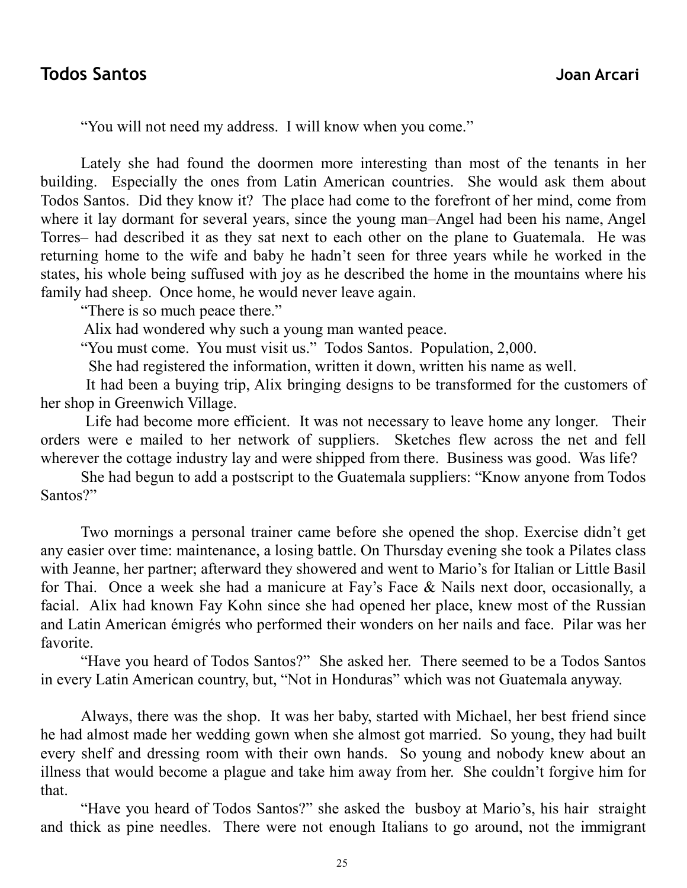## Todos Santos **Joan Arcari**

"You will not need my address. I will know when you come."

Lately she had found the doormen more interesting than most of the tenants in her building. Especially the ones from Latin American countries. She would ask them about Todos Santos. Did they know it? The place had come to the forefront of her mind, come from where it lay dormant for several years, since the young man–Angel had been his name, Angel Torres– had described it as they sat next to each other on the plane to Guatemala. He was returning home to the wife and baby he hadn't seen for three years while he worked in the states, his whole being suffused with joy as he described the home in the mountains where his family had sheep. Once home, he would never leave again.

"There is so much peace there."

Alix had wondered why such a young man wanted peace.

"You must come. You must visit us." Todos Santos. Population, 2,000.

She had registered the information, written it down, written his name as well.

It had been a buying trip, Alix bringing designs to be transformed for the customers of her shop in Greenwich Village.

Life had become more efficient. It was not necessary to leave home any longer. Their orders were e mailed to her network of suppliers. Sketches flew across the net and fell wherever the cottage industry lay and were shipped from there. Business was good. Was life?

She had begun to add a postscript to the Guatemala suppliers: "Know anyone from Todos Santos?"

Two mornings a personal trainer came before she opened the shop. Exercise didn't get any easier over time: maintenance, a losing battle. On Thursday evening she took a Pilates class with Jeanne, her partner; afterward they showered and went to Mario's for Italian or Little Basil for Thai. Once a week she had a manicure at Fay's Face & Nails next door, occasionally, a facial. Alix had known Fay Kohn since she had opened her place, knew most of the Russian and Latin American émigrés who performed their wonders on her nails and face. Pilar was her favorite.

"Have you heard of Todos Santos?" She asked her. There seemed to be a Todos Santos in every Latin American country, but, "Not in Honduras" which was not Guatemala anyway.

Always, there was the shop. It was her baby, started with Michael, her best friend since he had almost made her wedding gown when she almost got married. So young, they had built every shelf and dressing room with their own hands. So young and nobody knew about an illness that would become a plague and take him away from her. She couldn't forgive him for that.

"Have you heard of Todos Santos?" she asked the busboy at Mario's, his hair straight and thick as pine needles. There were not enough Italians to go around, not the immigrant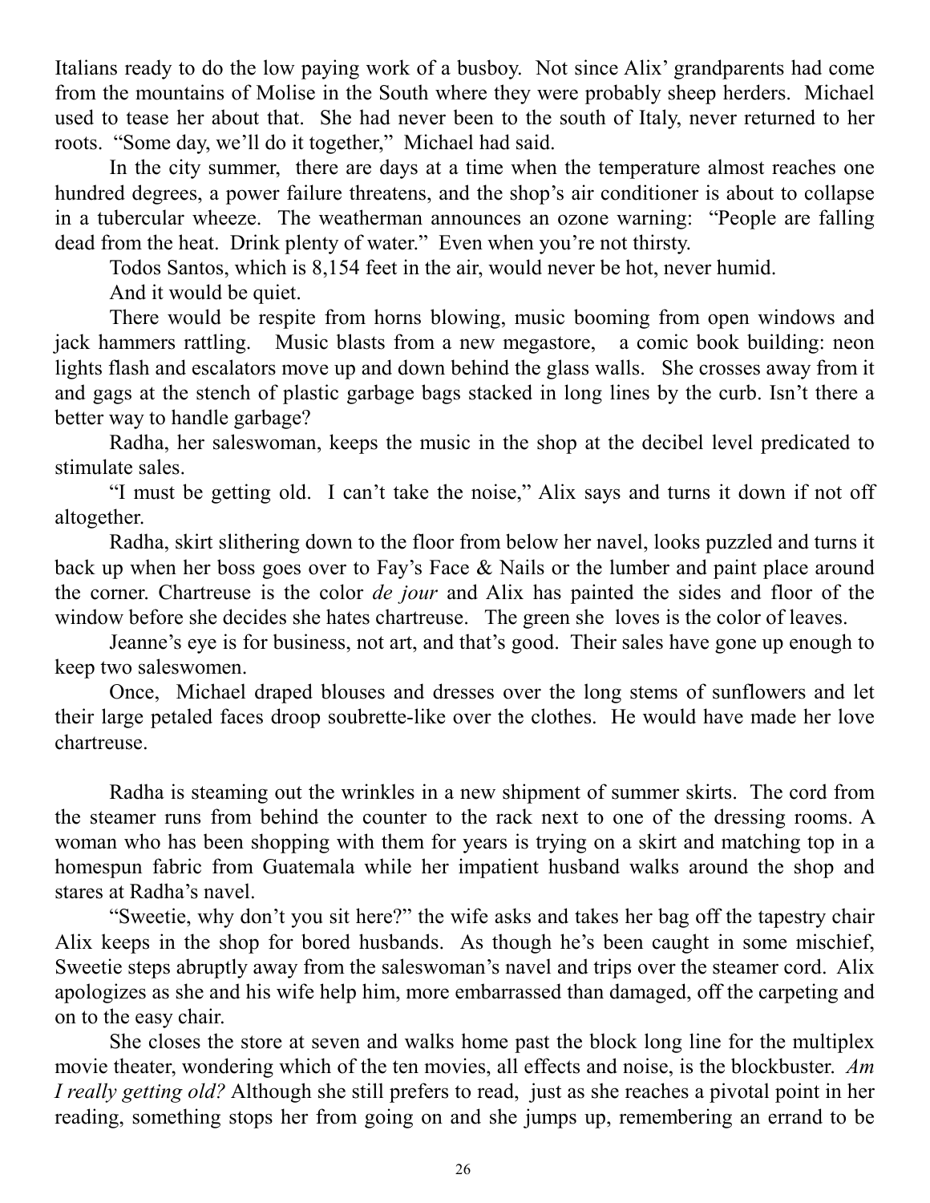Italians ready to do the low paying work of a busboy. Not since Alix' grandparents had come from the mountains of Molise in the South where they were probably sheep herders. Michael used to tease her about that. She had never been to the south of Italy, never returned to her roots. "Some day, we'll do it together," Michael had said.

In the city summer, there are days at a time when the temperature almost reaches one hundred degrees, a power failure threatens, and the shop's air conditioner is about to collapse in a tubercular wheeze. The weatherman announces an ozone warning: "People are falling dead from the heat. Drink plenty of water." Even when you're not thirsty.

Todos Santos, which is 8,154 feet in the air, would never be hot, never humid.

And it would be quiet.

There would be respite from horns blowing, music booming from open windows and jack hammers rattling. Music blasts from a new megastore, a comic book building: neon lights flash and escalators move up and down behind the glass walls. She crosses away from it and gags at the stench of plastic garbage bags stacked in long lines by the curb. Isn't there a better way to handle garbage?

Radha, her saleswoman, keeps the music in the shop at the decibel level predicated to stimulate sales.

"I must be getting old. I can't take the noise," Alix says and turns it down if not off altogether.

Radha, skirt slithering down to the floor from below her navel, looks puzzled and turns it back up when her boss goes over to Fay's Face & Nails or the lumber and paint place around the corner. Chartreuse is the color *de jour* and Alix has painted the sides and floor of the window before she decides she hates chartreuse. The green she loves is the color of leaves.

Jeanne's eye is for business, not art, and that's good. Their sales have gone up enough to keep two saleswomen.

Once, Michael draped blouses and dresses over the long stems of sunflowers and let their large petaled faces droop soubrette-like over the clothes. He would have made her love chartreuse.

Radha is steaming out the wrinkles in a new shipment of summer skirts. The cord from the steamer runs from behind the counter to the rack next to one of the dressing rooms. A woman who has been shopping with them for years is trying on a skirt and matching top in a homespun fabric from Guatemala while her impatient husband walks around the shop and stares at Radha's navel.

"Sweetie, why don't you sit here?" the wife asks and takes her bag off the tapestry chair Alix keeps in the shop for bored husbands. As though he's been caught in some mischief, Sweetie steps abruptly away from the saleswoman's navel and trips over the steamer cord. Alix apologizes as she and his wife help him, more embarrassed than damaged, off the carpeting and on to the easy chair.

She closes the store at seven and walks home past the block long line for the multiplex movie theater, wondering which of the ten movies, all effects and noise, is the blockbuster. *Am I really getting old?* Although she still prefers to read, just as she reaches a pivotal point in her reading, something stops her from going on and she jumps up, remembering an errand to be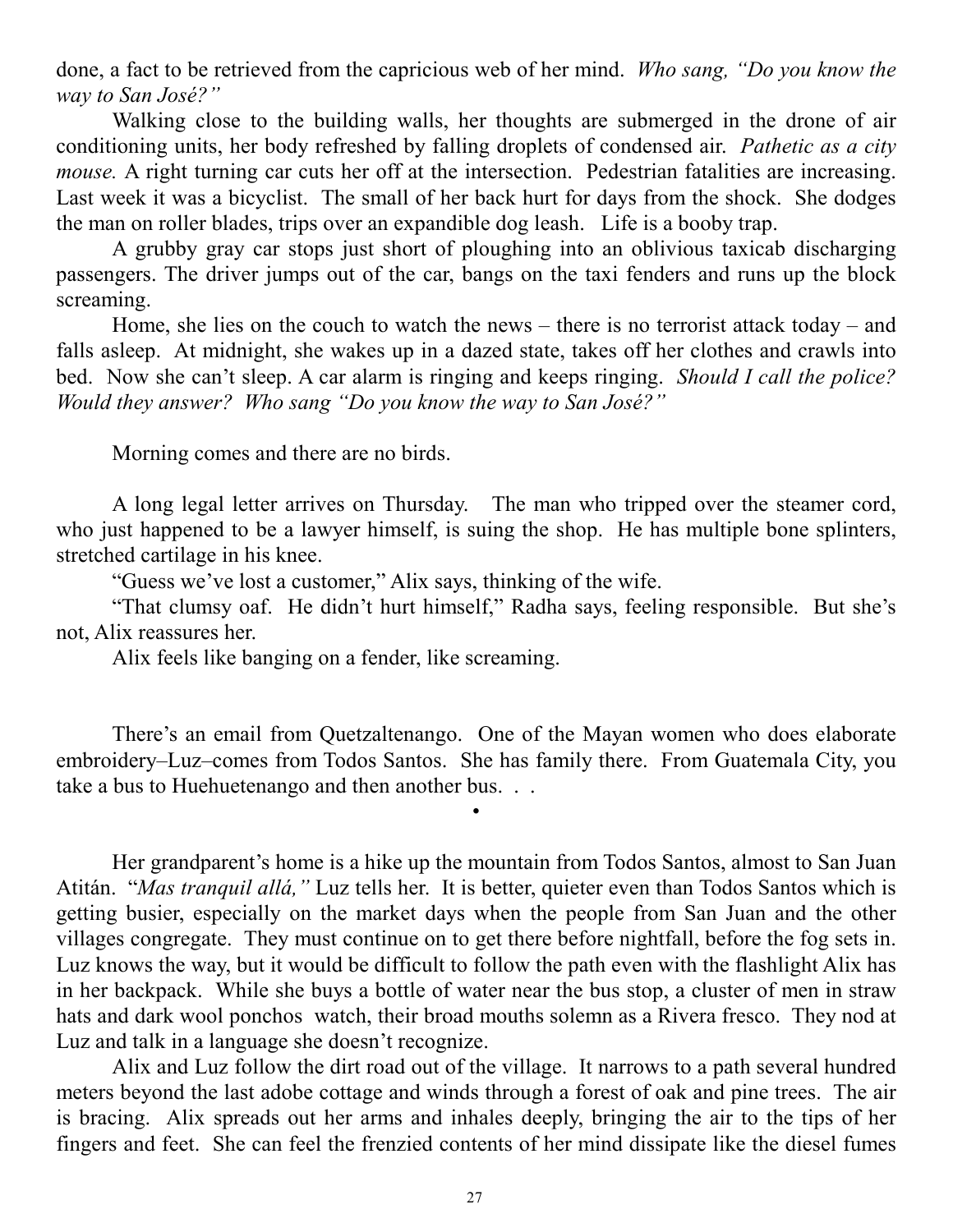done, a fact to be retrieved from the capricious web of her mind. *Who sang, "Do you know the way to San José?"*

Walking close to the building walls, her thoughts are submerged in the drone of air conditioning units, her body refreshed by falling droplets of condensed air. *Pathetic as a city mouse.* A right turning car cuts her off at the intersection. Pedestrian fatalities are increasing. Last week it was a bicyclist. The small of her back hurt for days from the shock. She dodges the man on roller blades, trips over an expandible dog leash. Life is a booby trap.

A grubby gray car stops just short of ploughing into an oblivious taxicab discharging passengers. The driver jumps out of the car, bangs on the taxi fenders and runs up the block screaming.

Home, she lies on the couch to watch the news – there is no terrorist attack today – and falls asleep. At midnight, she wakes up in a dazed state, takes off her clothes and crawls into bed. Now she can't sleep. A car alarm is ringing and keeps ringing. *Should I call the police? Would they answer? Who sang "Do you know the way to San José?"*

Morning comes and there are no birds.

A long legal letter arrives on Thursday. The man who tripped over the steamer cord, who just happened to be a lawyer himself, is suing the shop. He has multiple bone splinters, stretched cartilage in his knee.

"Guess we've lost a customer," Alix says, thinking of the wife.

"That clumsy oaf. He didn't hurt himself," Radha says, feeling responsible. But she's not, Alix reassures her.

Alix feels like banging on a fender, like screaming.

There's an email from Quetzaltenango. One of the Mayan women who does elaborate embroidery–Luz–comes from Todos Santos. She has family there. From Guatemala City, you take a bus to Huehuetenango and then another bus. . .

•

Her grandparent's home is a hike up the mountain from Todos Santos, almost to San Juan Atitán. "*Mas tranquil allá,"* Luz tells her. It is better, quieter even than Todos Santos which is getting busier, especially on the market days when the people from San Juan and the other villages congregate. They must continue on to get there before nightfall, before the fog sets in. Luz knows the way, but it would be difficult to follow the path even with the flashlight Alix has in her backpack. While she buys a bottle of water near the bus stop, a cluster of men in straw hats and dark wool ponchos watch, their broad mouths solemn as a Rivera fresco. They nod at Luz and talk in a language she doesn't recognize.

Alix and Luz follow the dirt road out of the village. It narrows to a path several hundred meters beyond the last adobe cottage and winds through a forest of oak and pine trees. The air is bracing. Alix spreads out her arms and inhales deeply, bringing the air to the tips of her fingers and feet. She can feel the frenzied contents of her mind dissipate like the diesel fumes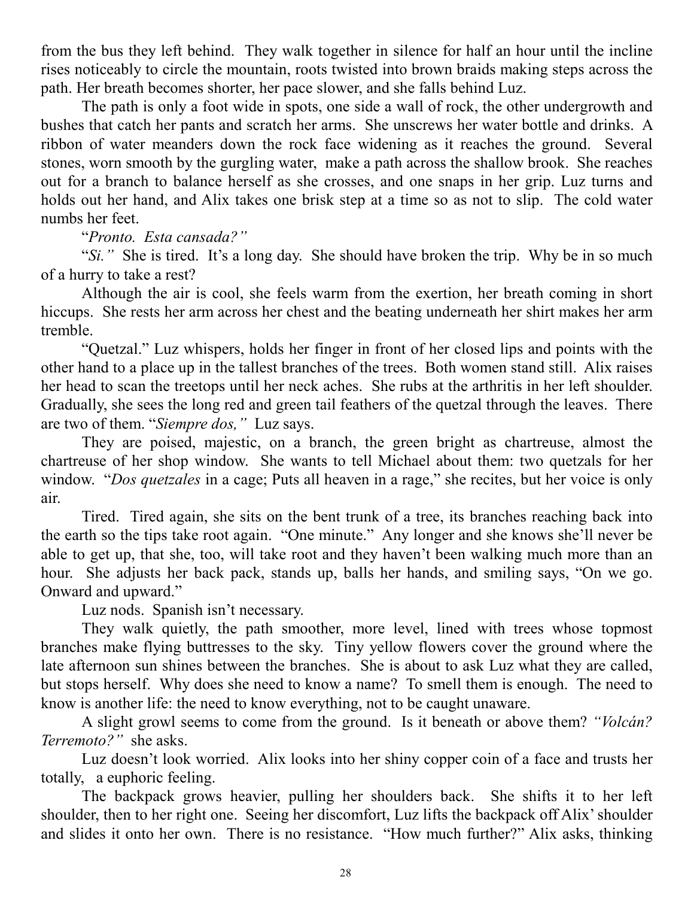from the bus they left behind. They walk together in silence for half an hour until the incline rises noticeably to circle the mountain, roots twisted into brown braids making steps across the path. Her breath becomes shorter, her pace slower, and she falls behind Luz.

The path is only a foot wide in spots, one side a wall of rock, the other undergrowth and bushes that catch her pants and scratch her arms. She unscrews her water bottle and drinks. A ribbon of water meanders down the rock face widening as it reaches the ground. Several stones, worn smooth by the gurgling water, make a path across the shallow brook. She reaches out for a branch to balance herself as she crosses, and one snaps in her grip. Luz turns and holds out her hand, and Alix takes one brisk step at a time so as not to slip. The cold water numbs her feet.

"*Pronto. Esta cansada?"*

"*Si."* She is tired. It's a long day. She should have broken the trip. Why be in so much of a hurry to take a rest?

Although the air is cool, she feels warm from the exertion, her breath coming in short hiccups. She rests her arm across her chest and the beating underneath her shirt makes her arm tremble.

"Quetzal." Luz whispers, holds her finger in front of her closed lips and points with the other hand to a place up in the tallest branches of the trees. Both women stand still. Alix raises her head to scan the treetops until her neck aches. She rubs at the arthritis in her left shoulder. Gradually, she sees the long red and green tail feathers of the quetzal through the leaves. There are two of them. "*Siempre dos,"* Luz says.

They are poised, majestic, on a branch, the green bright as chartreuse, almost the chartreuse of her shop window. She wants to tell Michael about them: two quetzals for her window. "*Dos quetzales* in a cage; Puts all heaven in a rage," she recites, but her voice is only air.

Tired. Tired again, she sits on the bent trunk of a tree, its branches reaching back into the earth so the tips take root again. "One minute." Any longer and she knows she'll never be able to get up, that she, too, will take root and they haven't been walking much more than an hour. She adjusts her back pack, stands up, balls her hands, and smiling says, "On we go. Onward and upward."

Luz nods. Spanish isn't necessary.

They walk quietly, the path smoother, more level, lined with trees whose topmost branches make flying buttresses to the sky. Tiny yellow flowers cover the ground where the late afternoon sun shines between the branches. She is about to ask Luz what they are called, but stops herself. Why does she need to know a name? To smell them is enough. The need to know is another life: the need to know everything, not to be caught unaware.

A slight growl seems to come from the ground. Is it beneath or above them? *"Volcán? Terremoto?"* she asks.

Luz doesn't look worried. Alix looks into her shiny copper coin of a face and trusts her totally, a euphoric feeling.

The backpack grows heavier, pulling her shoulders back. She shifts it to her left shoulder, then to her right one. Seeing her discomfort, Luz lifts the backpack off Alix' shoulder and slides it onto her own. There is no resistance. "How much further?" Alix asks, thinking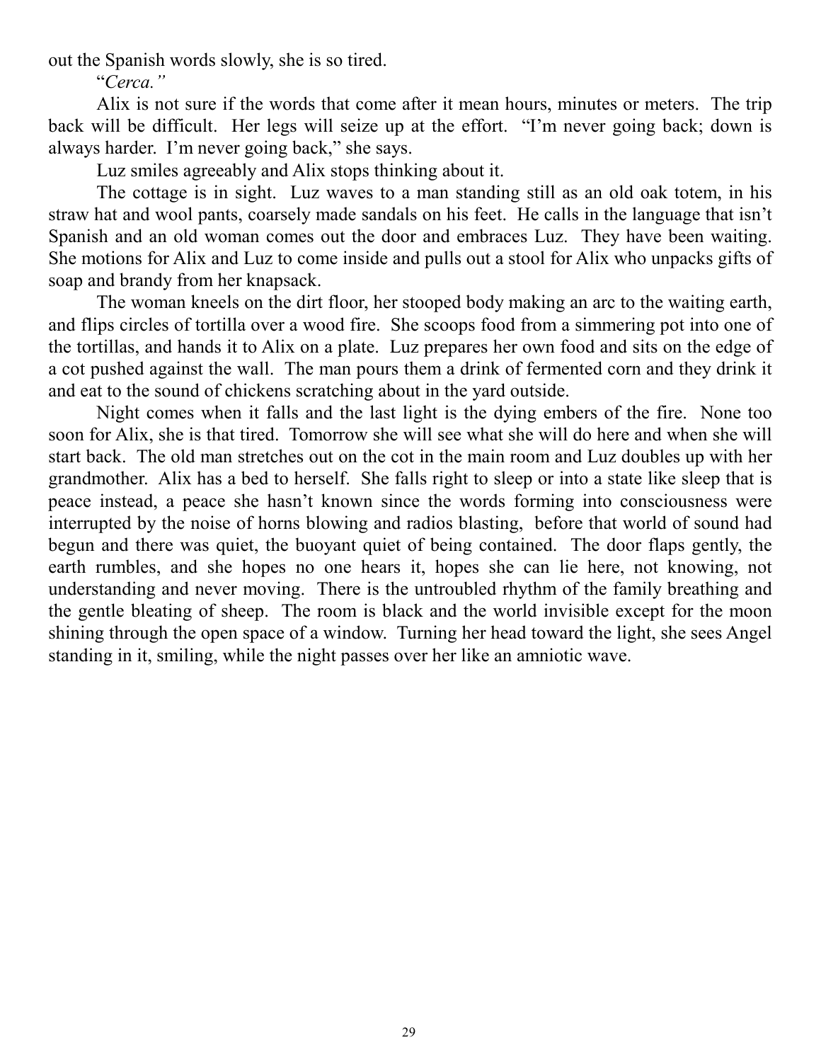out the Spanish words slowly, she is so tired.

"*Cerca.*"

Alix is not sure if the words that come after it mean hours, minutes or meters. The trip back will be difficult. Her legs will seize up at the effort. "I'm never going back; down is always harder. I'm never going back," she says.

Luz smiles agreeably and Alix stops thinking about it.

The cottage is in sight. Luz waves to a man standing still as an old oak totem, in his straw hat and wool pants, coarsely made sandals on his feet. He calls in the language that isn't Spanish and an old woman comes out the door and embraces Luz. They have been waiting. She motions for Alix and Luz to come inside and pulls out a stool for Alix who unpacks gifts of soap and brandy from her knapsack.

The woman kneels on the dirt floor, her stooped body making an arc to the waiting earth, and flips circles of tortilla over a wood fire. She scoops food from a simmering pot into one of the tortillas, and hands it to Alix on a plate. Luz prepares her own food and sits on the edge of a cot pushed against the wall. The man pours them a drink of fermented corn and they drink it and eat to the sound of chickens scratching about in the yard outside.

Night comes when it falls and the last light is the dying embers of the fire. None too soon for Alix, she is that tired. Tomorrow she will see what she will do here and when she will start back. The old man stretches out on the cot in the main room and Luz doubles up with her grandmother. Alix has a bed to herself. She falls right to sleep or into a state like sleep that is peace instead, a peace she hasn't known since the words forming into consciousness were interrupted by the noise of horns blowing and radios blasting, before that world of sound had begun and there was quiet, the buoyant quiet of being contained. The door flaps gently, the earth rumbles, and she hopes no one hears it, hopes she can lie here, not knowing, not understanding and never moving. There is the untroubled rhythm of the family breathing and the gentle bleating of sheep. The room is black and the world invisible except for the moon shining through the open space of a window. Turning her head toward the light, she sees Angel standing in it, smiling, while the night passes over her like an amniotic wave.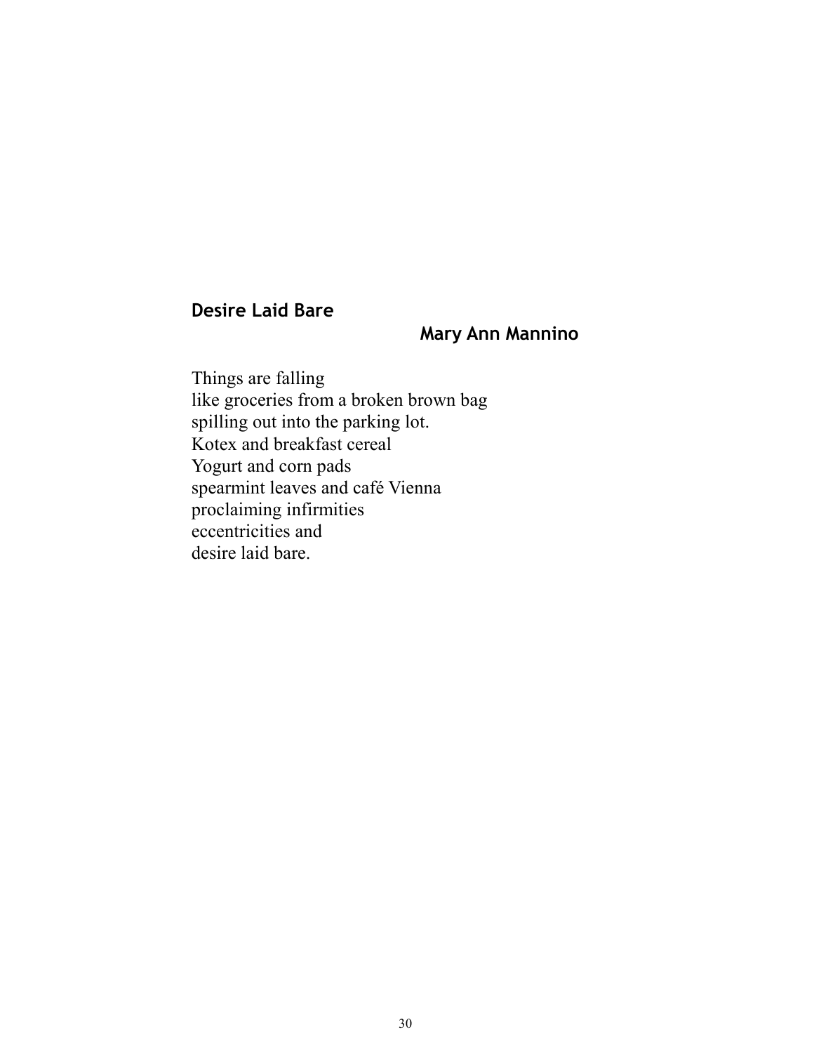## Desire Laid Bare

**Mary Ann Mannino**

Things are falling  
like groceries from a broken brown bag  
spilling out into the parking lot.  
Kotex and breakfast cereal  
Yogurt and corn pads  
spearmint leaves and café Vienna  
proclaiming infirmities  
eccentricities and  
desire laid bare.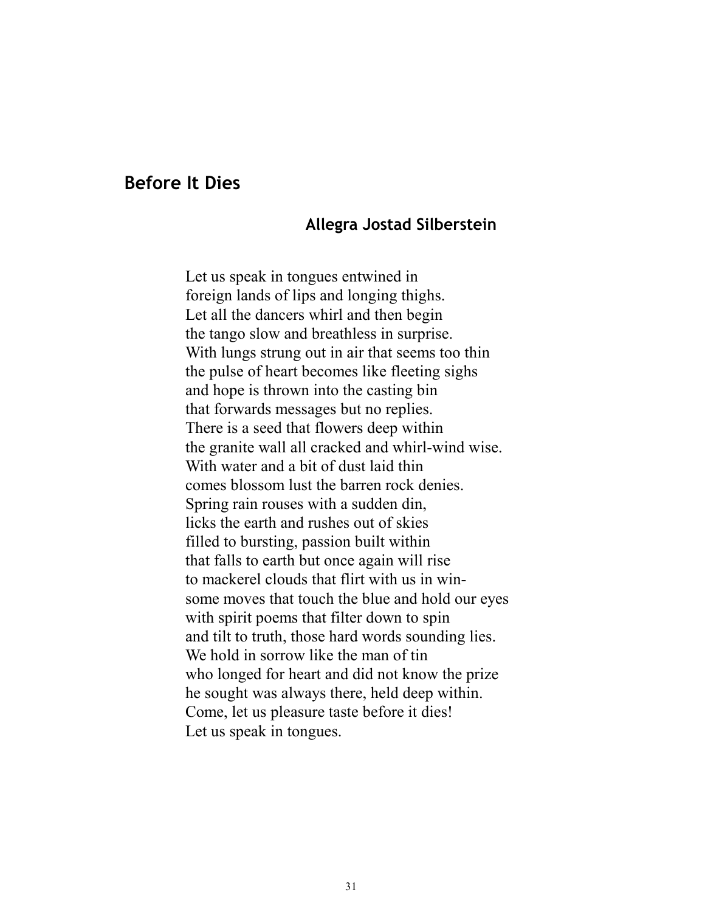## Before It Dies

**Allegra Jostad Silberstein**

Let us speak in tongues entwined in
foreign lands of lips and longing thighs.
Let all the dancers whirl and then begin
the tango slow and breathless in surprise.
With lungs strung out in air that seems too thin
the pulse of heart becomes like fleeting sighs
and hope is thrown into the casting bin
that forwards messages but no replies.
There is a seed that flowers deep within
the granite wall all cracked and whirl-wind wise.
With water and a bit of dust laid thin
comes blossom lust the barren rock denies.
Spring rain rouses with a sudden din,
licks the earth and rushes out of skies
filled to bursting, passion built within
that falls to earth but once again will rise
to mackerel clouds that flirt with us in win-
some moves that touch the blue and hold our eyes
with spirit poems that filter down to spin
and tilt to truth, those hard words sounding lies.
We hold in sorrow like the man of tin
who longed for heart and did not know the prize
he sought was always there, held deep within.
Come, let us pleasure taste before it dies!
Let us speak in tongues.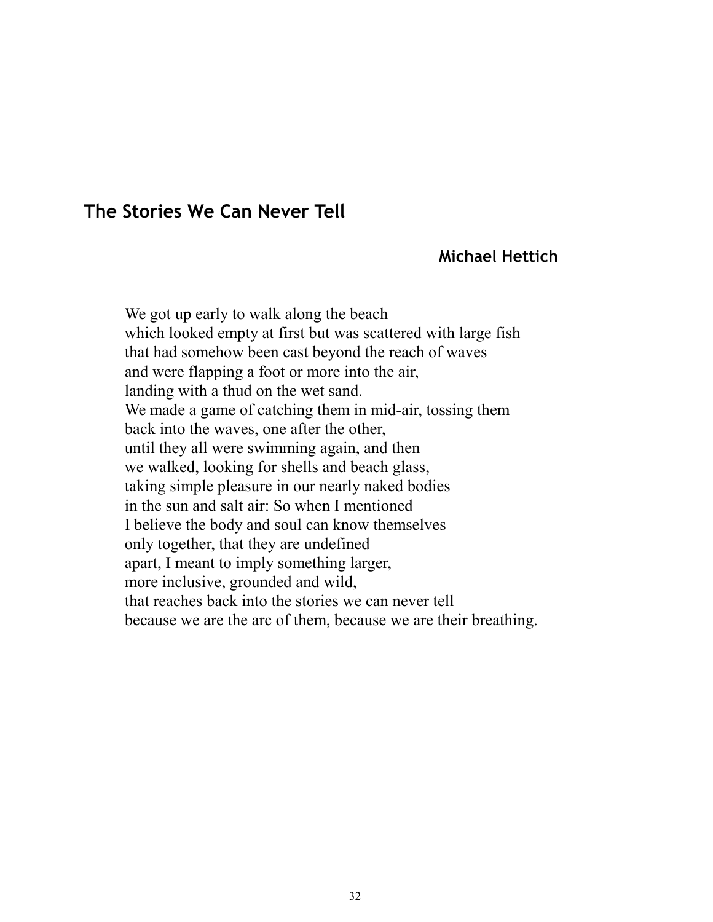## The Stories We Can Never Tell

**Michael Hettich**

We got up early to walk along the beach  
which looked empty at first but was scattered with large fish  
that had somehow been cast beyond the reach of waves  
and were flapping a foot or more into the air,  
landing with a thud on the wet sand.  
We made a game of catching them in mid-air, tossing them  
back into the waves, one after the other,  
until they all were swimming again, and then  
we walked, looking for shells and beach glass,  
taking simple pleasure in our nearly naked bodies  
in the sun and salt air: So when I mentioned  
I believe the body and soul can know themselves  
only together, that they are undefined  
apart, I meant to imply something larger,  
more inclusive, grounded and wild,  
that reaches back into the stories we can never tell  
because we are the arc of them, because we are their breathing.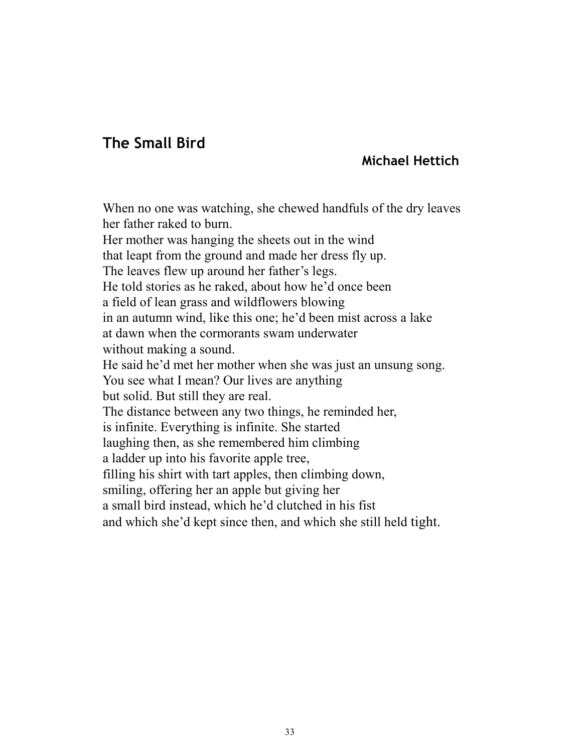## The Small Bird

**Michael Hettich**

When no one was watching, she chewed handfuls of the dry leaves  
her father raked to burn.  
Her mother was hanging the sheets out in the wind  
that leapt from the ground and made her dress fly up.  
The leaves flew up around her father's legs.  
He told stories as he raked, about how he'd once been  
a field of lean grass and wildflowers blowing  
in an autumn wind, like this one; he'd been mist across a lake  
at dawn when the cormorants swam underwater  
without making a sound.  
He said he'd met her mother when she was just an unsung song.  
You see what I mean? Our lives are anything  
but solid. But still they are real.  
The distance between any two things, he reminded her,  
is infinite. Everything is infinite. She started  
laughing then, as she remembered him climbing  
a ladder up into his favorite apple tree,  
filling his shirt with tart apples, then climbing down,  
smiling, offering her an apple but giving her  
a small bird instead, which he'd clutched in his fist  
and which she'd kept since then, and which she still held tight.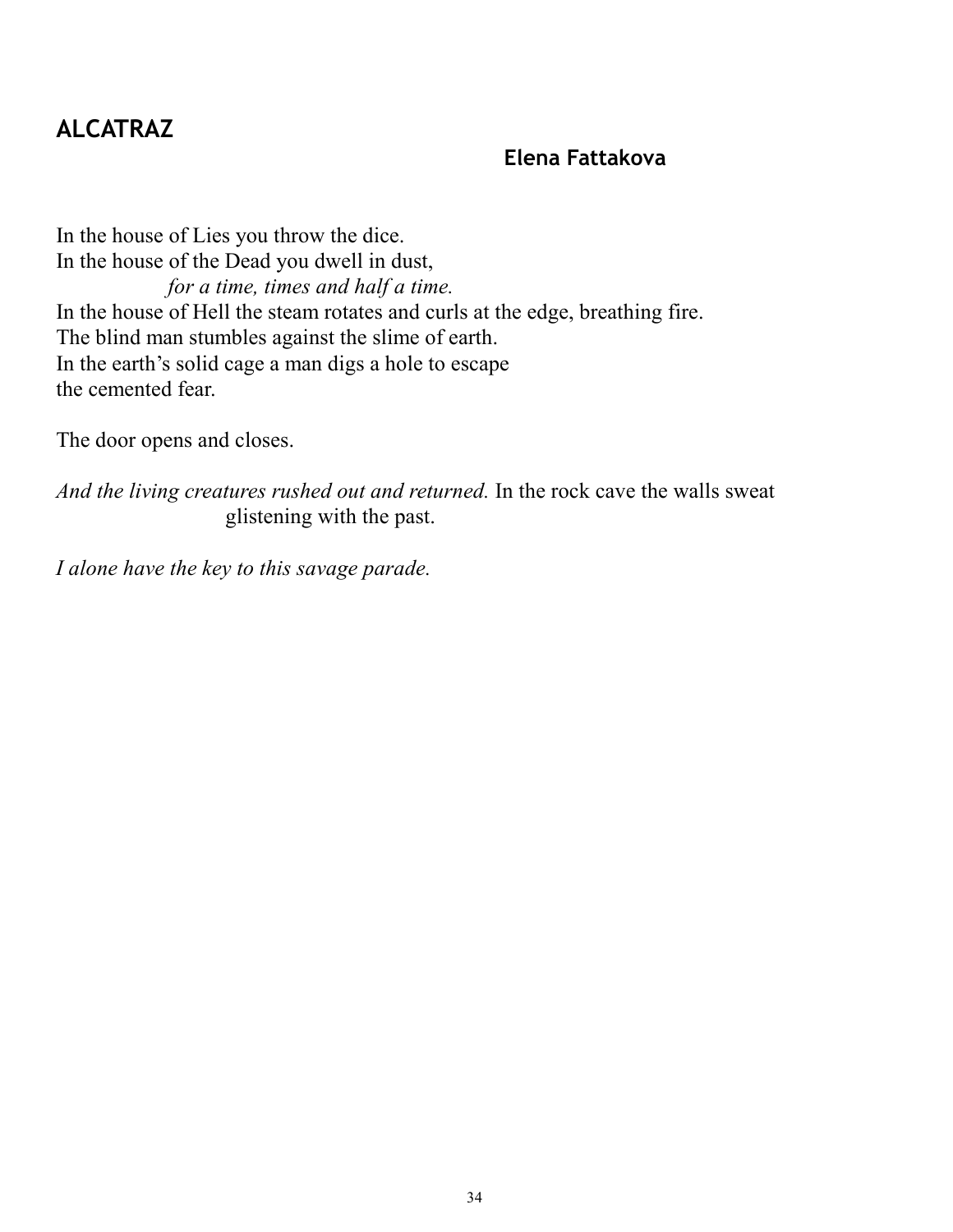## ALCATRAZ

**Elena Fattakova**

In the house of Lies you throw the dice.  
In the house of the Dead you dwell in dust,  
*for a time, times and half a time.*  
In the house of Hell the steam rotates and curls at the edge, breathing fire.  
The blind man stumbles against the slime of earth.  
In the earth's solid cage a man digs a hole to escape  
the cemented fear.

The door opens and closes.

*And the living creatures rushed out and returned.* In the rock cave the walls sweat  
glistening with the past.

*I alone have the key to this savage parade.*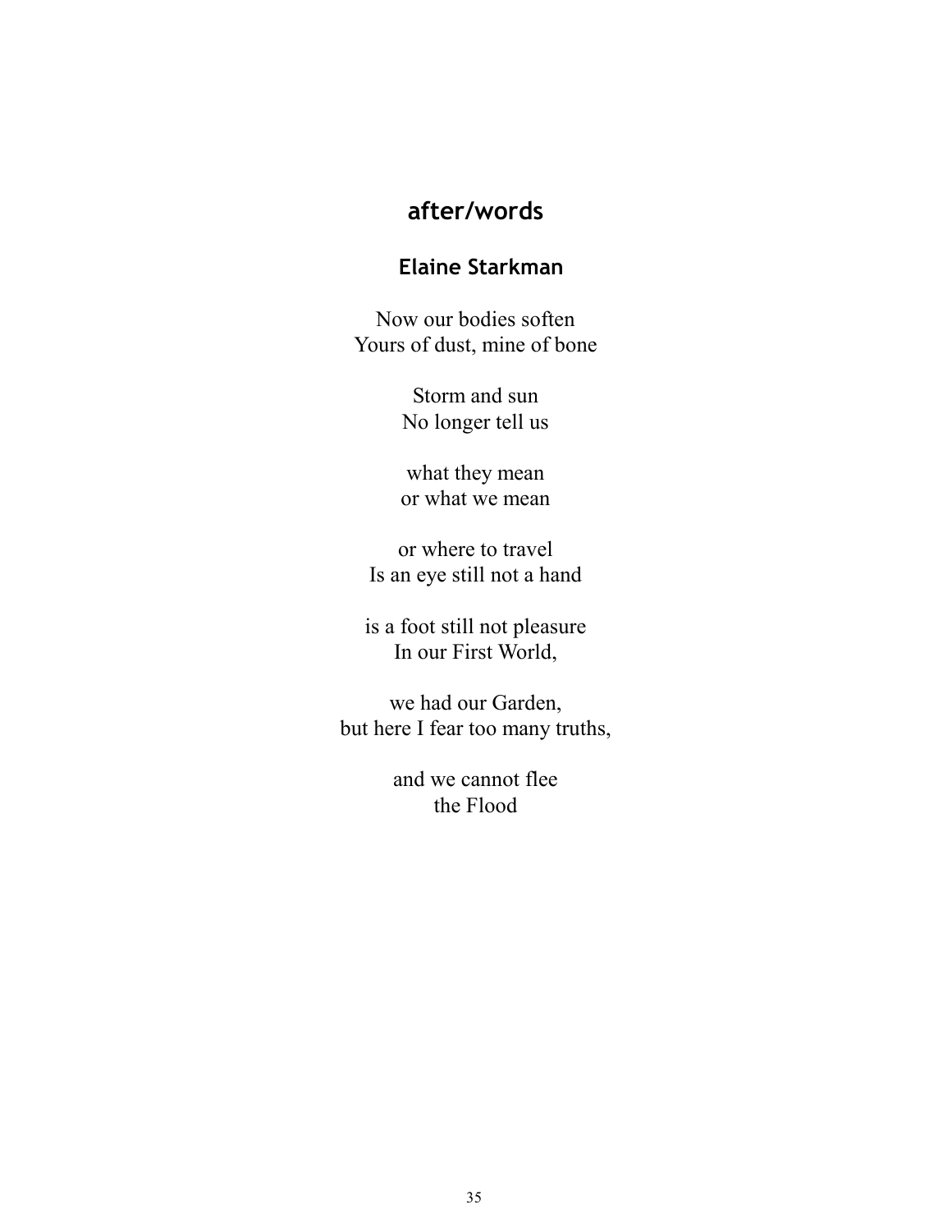## after/words

### Elaine Starkman

Now our bodies soften
Yours of dust, mine of bone

Storm and sun
No longer tell us

what they mean
or what we mean

or where to travel
Is an eye still not a hand

is a foot still not pleasure
In our First World,

we had our Garden,
but here I fear too many truths,

and we cannot flee
the Flood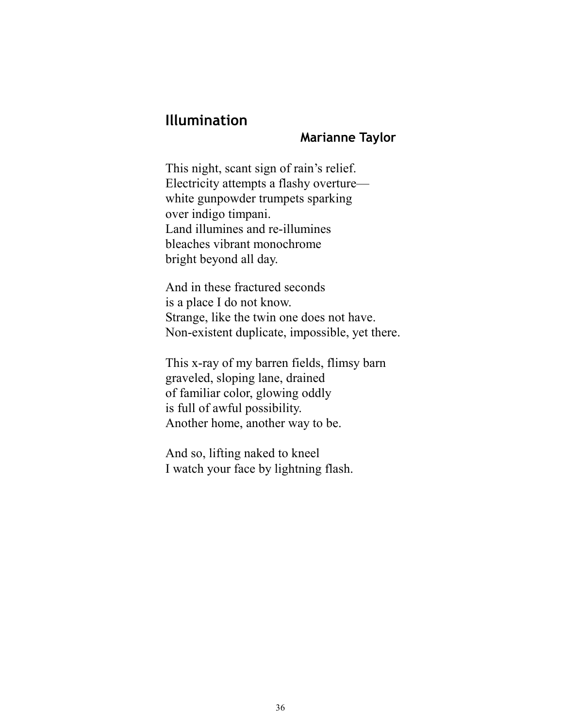## Illumination

**Marianne Taylor**

This night, scant sign of rain's relief.
Electricity attempts a flashy overture—
white gunpowder trumpets sparking
over indigo timpani.
Land illumines and re-illumines
bleaches vibrant monochrome
bright beyond all day.

And in these fractured seconds
is a place I do not know.
Strange, like the twin one does not have.
Non-existent duplicate, impossible, yet there.

This x-ray of my barren fields, flimsy barn
graveled, sloping lane, drained
of familiar color, glowing oddly
is full of awful possibility.
Another home, another way to be.

And so, lifting naked to kneel
I watch your face by lightning flash.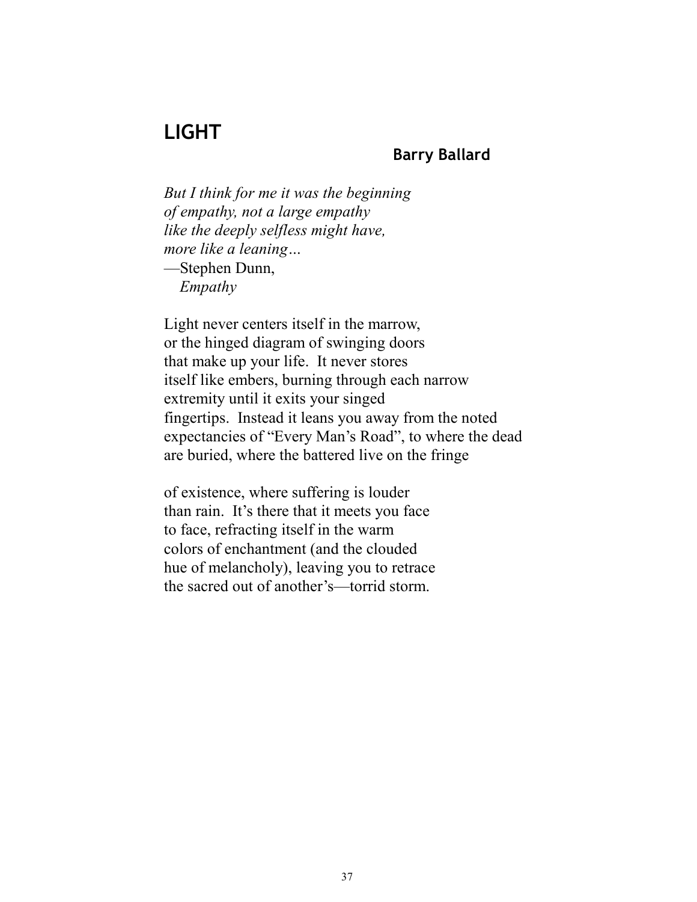# LIGHT

**Barry Ballard**

*But I think for me it was the beginning*
*of empathy, not a large empathy*
*like the deeply selfless might have,*
*more like a leaning…*
—Stephen Dunn,
*Empathy*

Light never centers itself in the marrow,
or the hinged diagram of swinging doors
that make up your life. It never stores
itself like embers, burning through each narrow
extremity until it exits your singed
fingertips. Instead it leans you away from the noted
expectancies of "Every Man's Road", to where the dead
are buried, where the battered live on the fringe

of existence, where suffering is louder
than rain. It's there that it meets you face
to face, refracting itself in the warm
colors of enchantment (and the clouded
hue of melancholy), leaving you to retrace
the sacred out of another's—torrid storm.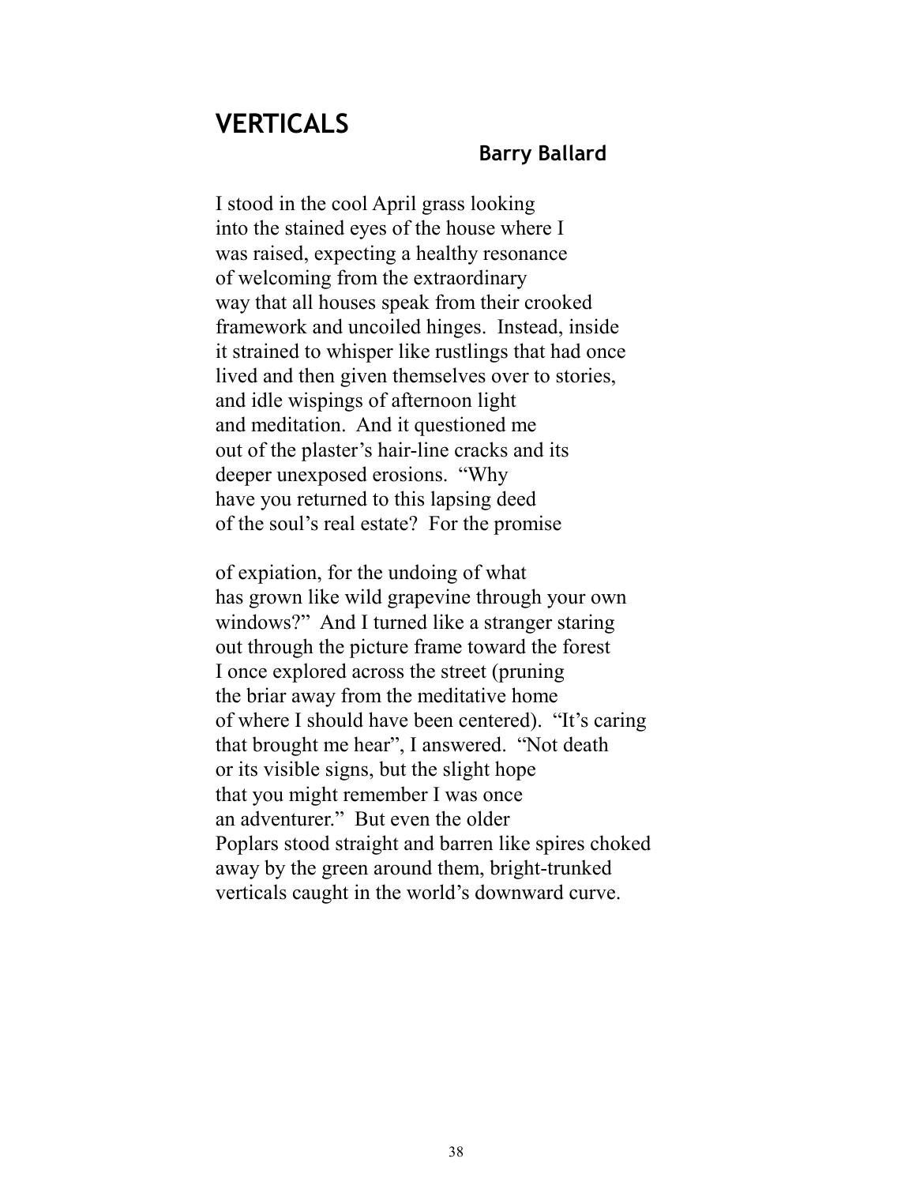# VERTICALS

**Barry Ballard**

I stood in the cool April grass looking  
into the stained eyes of the house where I  
was raised, expecting a healthy resonance  
of welcoming from the extraordinary  
way that all houses speak from their crooked  
framework and uncoiled hinges.  Instead, inside  
it strained to whisper like rustlings that had once  
lived and then given themselves over to stories,  
and idle wispings of afternoon light  
and meditation.  And it questioned me  
out of the plaster's hair-line cracks and its  
deeper unexposed erosions.  "Why  
have you returned to this lapsing deed  
of the soul's real estate?  For the promise

of expiation, for the undoing of what  
has grown like wild grapevine through your own  
windows?"  And I turned like a stranger staring  
out through the picture frame toward the forest  
I once explored across the street (pruning  
the briar away from the meditative home  
of where I should have been centered).  "It's caring  
that brought me hear", I answered.  "Not death  
or its visible signs, but the slight hope  
that you might remember I was once  
an adventurer."  But even the older  
Poplars stood straight and barren like spires choked  
away by the green around them, bright-trunked  
verticals caught in the world's downward curve.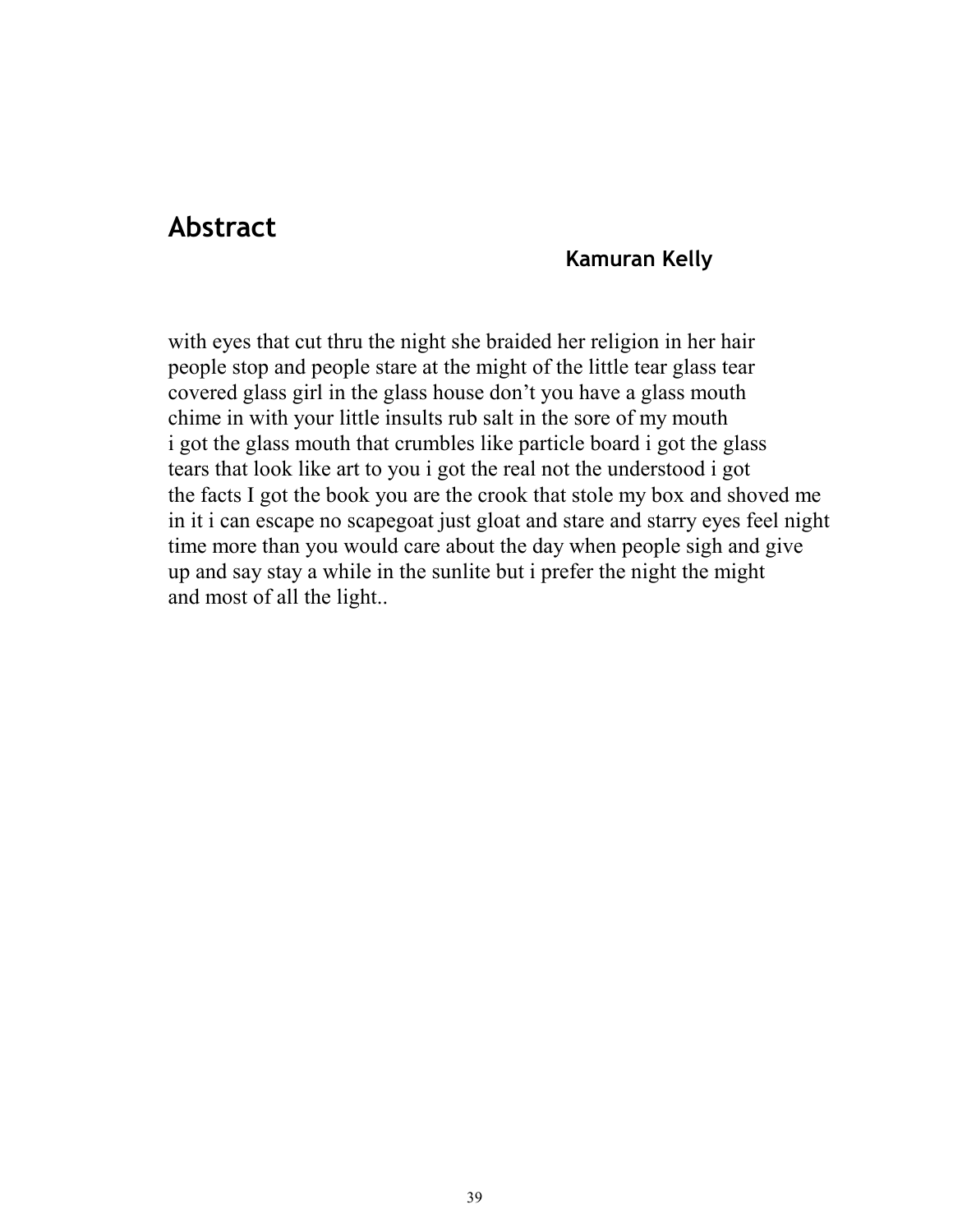## Abstract

**Kamuran Kelly**

with eyes that cut thru the night she braided her religion in her hair
people stop and people stare at the might of the little tear glass tear
covered glass girl in the glass house don't you have a glass mouth
chime in with your little insults rub salt in the sore of my mouth
i got the glass mouth that crumbles like particle board i got the glass
tears that look like art to you i got the real not the understood i got
the facts I got the book you are the crook that stole my box and shoved me
in it i can escape no scapegoat just gloat and stare and starry eyes feel night
time more than you would care about the day when people sigh and give
up and say stay a while in the sunlite but i prefer the night the might
and most of all the light..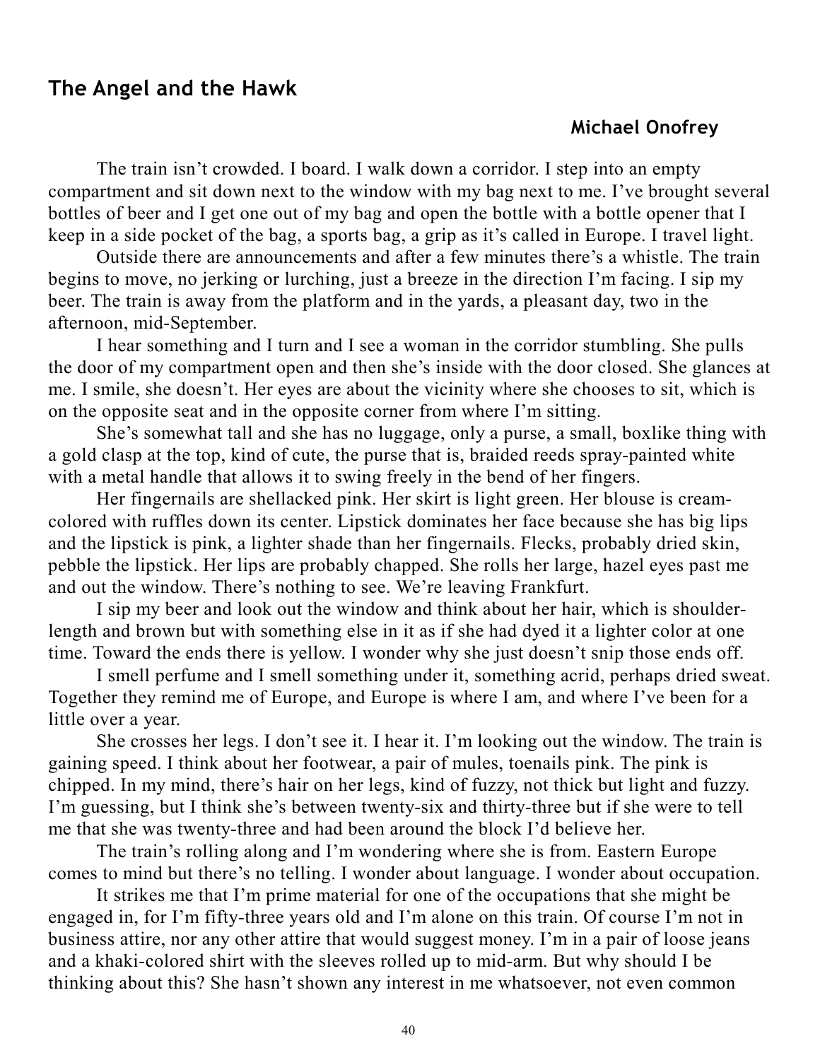## The Angel and the Hawk

**Michael Onofrey**

The train isn't crowded. I board. I walk down a corridor. I step into an empty compartment and sit down next to the window with my bag next to me. I've brought several bottles of beer and I get one out of my bag and open the bottle with a bottle opener that I keep in a side pocket of the bag, a sports bag, a grip as it's called in Europe. I travel light.

Outside there are announcements and after a few minutes there's a whistle. The train begins to move, no jerking or lurching, just a breeze in the direction I'm facing. I sip my beer. The train is away from the platform and in the yards, a pleasant day, two in the afternoon, mid-September.

I hear something and I turn and I see a woman in the corridor stumbling. She pulls the door of my compartment open and then she's inside with the door closed. She glances at me. I smile, she doesn't. Her eyes are about the vicinity where she chooses to sit, which is on the opposite seat and in the opposite corner from where I'm sitting.

She's somewhat tall and she has no luggage, only a purse, a small, boxlike thing with a gold clasp at the top, kind of cute, the purse that is, braided reeds spray-painted white with a metal handle that allows it to swing freely in the bend of her fingers.

Her fingernails are shellacked pink. Her skirt is light green. Her blouse is cream-colored with ruffles down its center. Lipstick dominates her face because she has big lips and the lipstick is pink, a lighter shade than her fingernails. Flecks, probably dried skin, pebble the lipstick. Her lips are probably chapped. She rolls her large, hazel eyes past me and out the window. There's nothing to see. We're leaving Frankfurt.

I sip my beer and look out the window and think about her hair, which is shoulder-length and brown but with something else in it as if she had dyed it a lighter color at one time. Toward the ends there is yellow. I wonder why she just doesn't snip those ends off.

I smell perfume and I smell something under it, something acrid, perhaps dried sweat. Together they remind me of Europe, and Europe is where I am, and where I've been for a little over a year.

She crosses her legs. I don't see it. I hear it. I'm looking out the window. The train is gaining speed. I think about her footwear, a pair of mules, toenails pink. The pink is chipped. In my mind, there's hair on her legs, kind of fuzzy, not thick but light and fuzzy. I'm guessing, but I think she's between twenty-six and thirty-three but if she were to tell me that she was twenty-three and had been around the block I'd believe her.

The train's rolling along and I'm wondering where she is from. Eastern Europe comes to mind but there's no telling. I wonder about language. I wonder about occupation.

It strikes me that I'm prime material for one of the occupations that she might be engaged in, for I'm fifty-three years old and I'm alone on this train. Of course I'm not in business attire, nor any other attire that would suggest money. I'm in a pair of loose jeans and a khaki-colored shirt with the sleeves rolled up to mid-arm. But why should I be thinking about this? She hasn't shown any interest in me whatsoever, not even common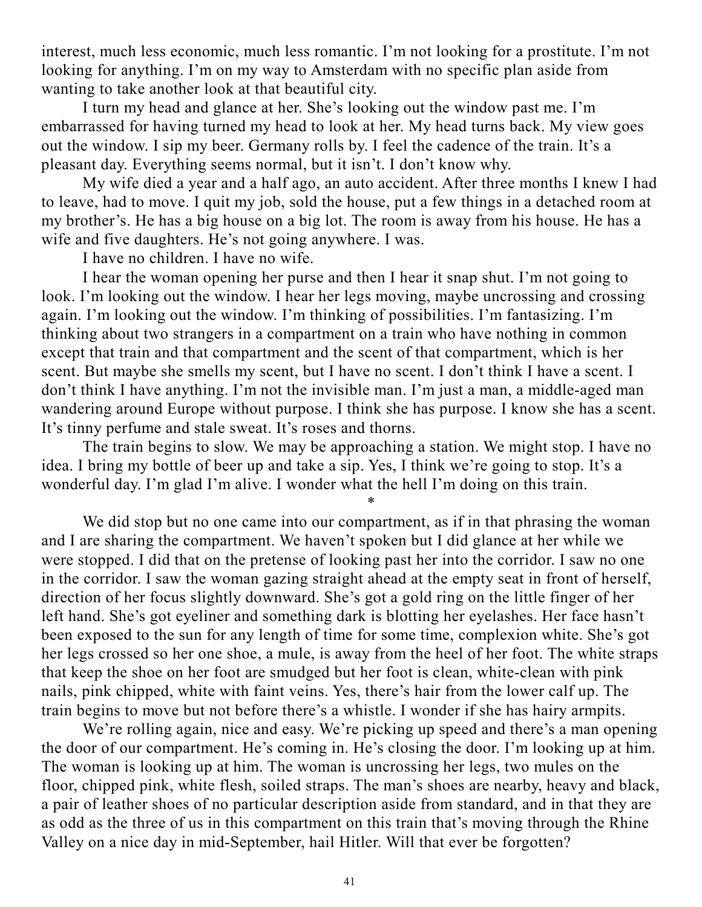interest, much less economic, much less romantic. I'm not looking for a prostitute. I'm not looking for anything. I'm on my way to Amsterdam with no specific plan aside from wanting to take another look at that beautiful city.

I turn my head and glance at her. She's looking out the window past me. I'm embarrassed for having turned my head to look at her. My head turns back. My view goes out the window. I sip my beer. Germany rolls by. I feel the cadence of the train. It's a pleasant day. Everything seems normal, but it isn't. I don't know why.

My wife died a year and a half ago, an auto accident. After three months I knew I had to leave, had to move. I quit my job, sold the house, put a few things in a detached room at my brother's. He has a big house on a big lot. The room is away from his house. He has a wife and five daughters. He's not going anywhere. I was.

I have no children. I have no wife.

I hear the woman opening her purse and then I hear it snap shut. I'm not going to look. I'm looking out the window. I hear her legs moving, maybe uncrossing and crossing again. I'm looking out the window. I'm thinking of possibilities. I'm fantasizing. I'm thinking about two strangers in a compartment on a train who have nothing in common except that train and that compartment and the scent of that compartment, which is her scent. But maybe she smells my scent, but I have no scent. I don't think I have a scent. I don't think I have anything. I'm not the invisible man. I'm just a man, a middle-aged man wandering around Europe without purpose. I think she has purpose. I know she has a scent. It's tinny perfume and stale sweat. It's roses and thorns.

The train begins to slow. We may be approaching a station. We might stop. I have no idea. I bring my bottle of beer up and take a sip. Yes, I think we're going to stop. It's a wonderful day. I'm glad I'm alive. I wonder what the hell I'm doing on this train.

*

We did stop but no one came into our compartment, as if in that phrasing the woman and I are sharing the compartment. We haven't spoken but I did glance at her while we were stopped. I did that on the pretense of looking past her into the corridor. I saw no one in the corridor. I saw the woman gazing straight ahead at the empty seat in front of herself, direction of her focus slightly downward. She's got a gold ring on the little finger of her left hand. She's got eyeliner and something dark is blotting her eyelashes. Her face hasn't been exposed to the sun for any length of time for some time, complexion white. She's got her legs crossed so her one shoe, a mule, is away from the heel of her foot. The white straps that keep the shoe on her foot are smudged but her foot is clean, white-clean with pink nails, pink chipped, white with faint veins. Yes, there's hair from the lower calf up. The train begins to move but not before there's a whistle. I wonder if she has hairy armpits.

We're rolling again, nice and easy. We're picking up speed and there's a man opening the door of our compartment. He's coming in. He's closing the door. I'm looking up at him. The woman is looking up at him. The woman is uncrossing her legs, two mules on the floor, chipped pink, white flesh, soiled straps. The man's shoes are nearby, heavy and black, a pair of leather shoes of no particular description aside from standard, and in that they are as odd as the three of us in this compartment on this train that's moving through the Rhine Valley on a nice day in mid-September, hail Hitler. Will that ever be forgotten?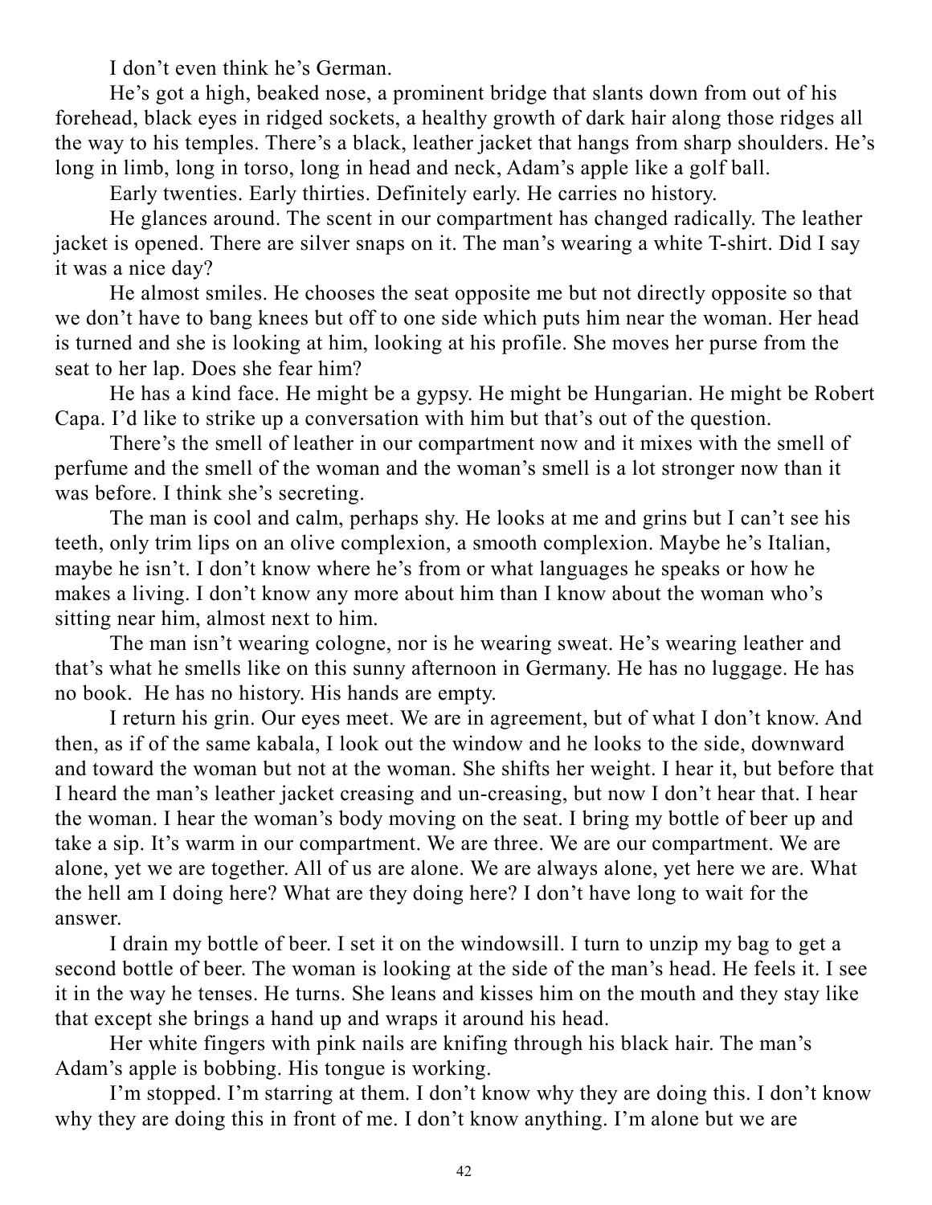I don't even think he's German.

He's got a high, beaked nose, a prominent bridge that slants down from out of his forehead, black eyes in ridged sockets, a healthy growth of dark hair along those ridges all the way to his temples. There's a black, leather jacket that hangs from sharp shoulders. He's long in limb, long in torso, long in head and neck, Adam's apple like a golf ball.

Early twenties. Early thirties. Definitely early. He carries no history.

He glances around. The scent in our compartment has changed radically. The leather jacket is opened. There are silver snaps on it. The man's wearing a white T-shirt. Did I say it was a nice day?

He almost smiles. He chooses the seat opposite me but not directly opposite so that we don't have to bang knees but off to one side which puts him near the woman. Her head is turned and she is looking at him, looking at his profile. She moves her purse from the seat to her lap. Does she fear him?

He has a kind face. He might be a gypsy. He might be Hungarian. He might be Robert Capa. I'd like to strike up a conversation with him but that's out of the question.

There's the smell of leather in our compartment now and it mixes with the smell of perfume and the smell of the woman and the woman's smell is a lot stronger now than it was before. I think she's secreting.

The man is cool and calm, perhaps shy. He looks at me and grins but I can't see his teeth, only trim lips on an olive complexion, a smooth complexion. Maybe he's Italian, maybe he isn't. I don't know where he's from or what languages he speaks or how he makes a living. I don't know any more about him than I know about the woman who's sitting near him, almost next to him.

The man isn't wearing cologne, nor is he wearing sweat. He's wearing leather and that's what he smells like on this sunny afternoon in Germany. He has no luggage. He has no book. He has no history. His hands are empty.

I return his grin. Our eyes meet. We are in agreement, but of what I don't know. And then, as if of the same kabala, I look out the window and he looks to the side, downward and toward the woman but not at the woman. She shifts her weight. I hear it, but before that I heard the man's leather jacket creasing and un-creasing, but now I don't hear that. I hear the woman. I hear the woman's body moving on the seat. I bring my bottle of beer up and take a sip. It's warm in our compartment. We are three. We are our compartment. We are alone, yet we are together. All of us are alone. We are always alone, yet here we are. What the hell am I doing here? What are they doing here? I don't have long to wait for the answer.

I drain my bottle of beer. I set it on the windowsill. I turn to unzip my bag to get a second bottle of beer. The woman is looking at the side of the man's head. He feels it. I see it in the way he tenses. He turns. She leans and kisses him on the mouth and they stay like that except she brings a hand up and wraps it around his head.

Her white fingers with pink nails are knifing through his black hair. The man's Adam's apple is bobbing. His tongue is working.

I'm stopped. I'm starring at them. I don't know why they are doing this. I don't know why they are doing this in front of me. I don't know anything. I'm alone but we are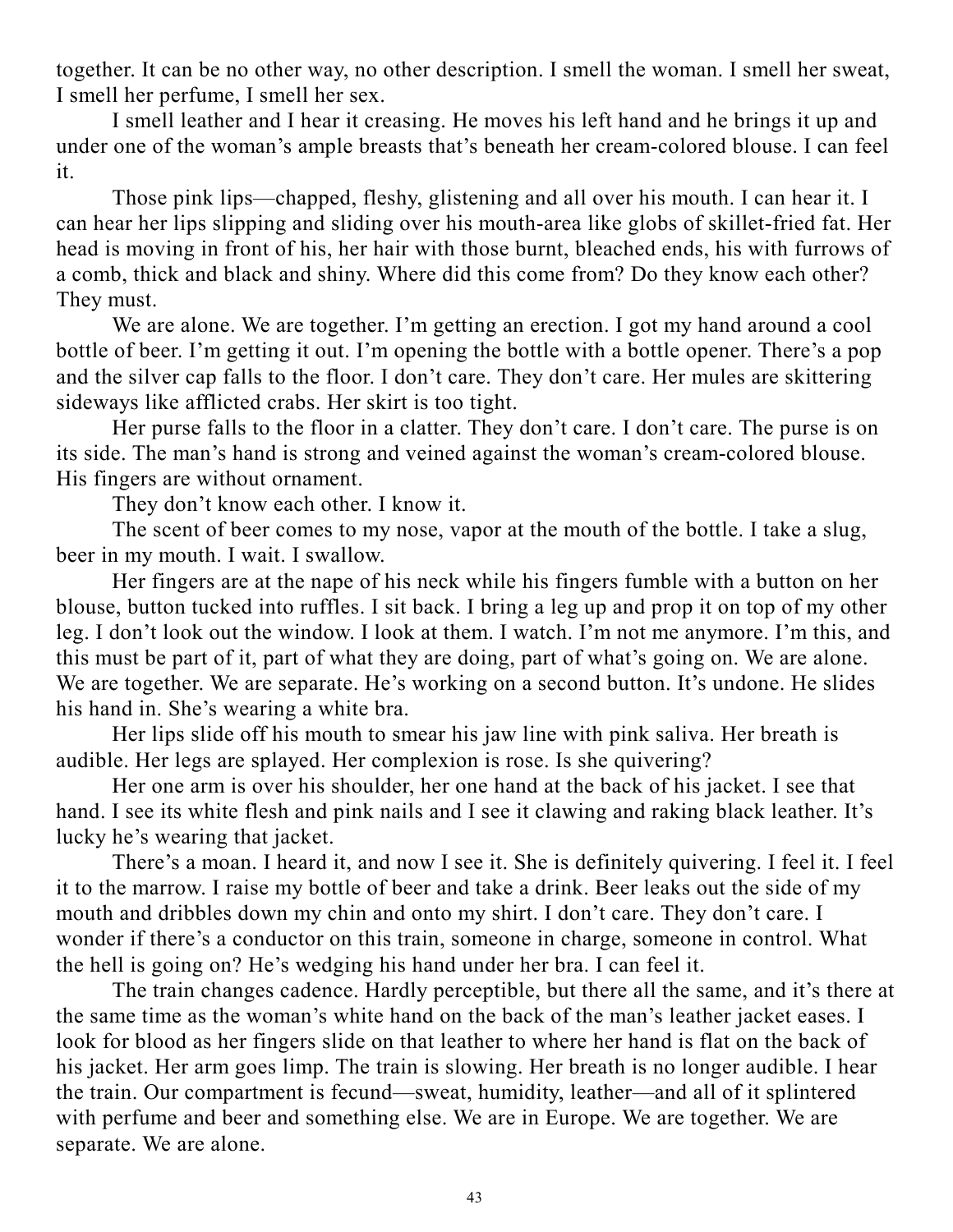together. It can be no other way, no other description. I smell the woman. I smell her sweat, I smell her perfume, I smell her sex.

I smell leather and I hear it creasing. He moves his left hand and he brings it up and under one of the woman's ample breasts that's beneath her cream-colored blouse. I can feel it.

Those pink lips—chapped, fleshy, glistening and all over his mouth. I can hear it. I can hear her lips slipping and sliding over his mouth-area like globs of skillet-fried fat. Her head is moving in front of his, her hair with those burnt, bleached ends, his with furrows of a comb, thick and black and shiny. Where did this come from? Do they know each other? They must.

We are alone. We are together. I'm getting an erection. I got my hand around a cool bottle of beer. I'm getting it out. I'm opening the bottle with a bottle opener. There's a pop and the silver cap falls to the floor. I don't care. They don't care. Her mules are skittering sideways like afflicted crabs. Her skirt is too tight.

Her purse falls to the floor in a clatter. They don't care. I don't care. The purse is on its side. The man's hand is strong and veined against the woman's cream-colored blouse. His fingers are without ornament.

They don't know each other. I know it.

The scent of beer comes to my nose, vapor at the mouth of the bottle. I take a slug, beer in my mouth. I wait. I swallow.

Her fingers are at the nape of his neck while his fingers fumble with a button on her blouse, button tucked into ruffles. I sit back. I bring a leg up and prop it on top of my other leg. I don't look out the window. I look at them. I watch. I'm not me anymore. I'm this, and this must be part of it, part of what they are doing, part of what's going on. We are alone. We are together. We are separate. He's working on a second button. It's undone. He slides his hand in. She's wearing a white bra.

Her lips slide off his mouth to smear his jaw line with pink saliva. Her breath is audible. Her legs are splayed. Her complexion is rose. Is she quivering?

Her one arm is over his shoulder, her one hand at the back of his jacket. I see that hand. I see its white flesh and pink nails and I see it clawing and raking black leather. It's lucky he's wearing that jacket.

There's a moan. I heard it, and now I see it. She is definitely quivering. I feel it. I feel it to the marrow. I raise my bottle of beer and take a drink. Beer leaks out the side of my mouth and dribbles down my chin and onto my shirt. I don't care. They don't care. I wonder if there's a conductor on this train, someone in charge, someone in control. What the hell is going on? He's wedging his hand under her bra. I can feel it.

The train changes cadence. Hardly perceptible, but there all the same, and it's there at the same time as the woman's white hand on the back of the man's leather jacket eases. I look for blood as her fingers slide on that leather to where her hand is flat on the back of his jacket. Her arm goes limp. The train is slowing. Her breath is no longer audible. I hear the train. Our compartment is fecund—sweat, humidity, leather—and all of it splintered with perfume and beer and something else. We are in Europe. We are together. We are separate. We are alone.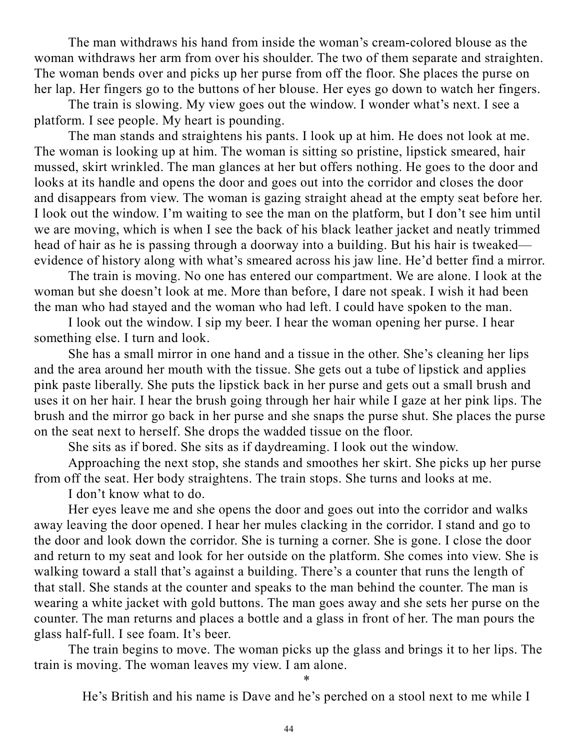The man withdraws his hand from inside the woman's cream-colored blouse as the woman withdraws her arm from over his shoulder. The two of them separate and straighten. The woman bends over and picks up her purse from off the floor. She places the purse on her lap. Her fingers go to the buttons of her blouse. Her eyes go down to watch her fingers.

The train is slowing. My view goes out the window. I wonder what's next. I see a platform. I see people. My heart is pounding.

The man stands and straightens his pants. I look up at him. He does not look at me. The woman is looking up at him. The woman is sitting so pristine, lipstick smeared, hair mussed, skirt wrinkled. The man glances at her but offers nothing. He goes to the door and looks at its handle and opens the door and goes out into the corridor and closes the door and disappears from view. The woman is gazing straight ahead at the empty seat before her. I look out the window. I'm waiting to see the man on the platform, but I don't see him until we are moving, which is when I see the back of his black leather jacket and neatly trimmed head of hair as he is passing through a doorway into a building. But his hair is tweaked—evidence of history along with what's smeared across his jaw line. He'd better find a mirror.

The train is moving. No one has entered our compartment. We are alone. I look at the woman but she doesn't look at me. More than before, I dare not speak. I wish it had been the man who had stayed and the woman who had left. I could have spoken to the man.

I look out the window. I sip my beer. I hear the woman opening her purse. I hear something else. I turn and look.

She has a small mirror in one hand and a tissue in the other. She's cleaning her lips and the area around her mouth with the tissue. She gets out a tube of lipstick and applies pink paste liberally. She puts the lipstick back in her purse and gets out a small brush and uses it on her hair. I hear the brush going through her hair while I gaze at her pink lips. The brush and the mirror go back in her purse and she snaps the purse shut. She places the purse on the seat next to herself. She drops the wadded tissue on the floor.

She sits as if bored. She sits as if daydreaming. I look out the window.

Approaching the next stop, she stands and smoothes her skirt. She picks up her purse from off the seat. Her body straightens. The train stops. She turns and looks at me.

I don't know what to do.

Her eyes leave me and she opens the door and goes out into the corridor and walks away leaving the door opened. I hear her mules clacking in the corridor. I stand and go to the door and look down the corridor. She is turning a corner. She is gone. I close the door and return to my seat and look for her outside on the platform. She comes into view. She is walking toward a stall that's against a building. There's a counter that runs the length of that stall. She stands at the counter and speaks to the man behind the counter. The man is wearing a white jacket with gold buttons. The man goes away and she sets her purse on the counter. The man returns and places a bottle and a glass in front of her. The man pours the glass half-full. I see foam. It's beer.

The train begins to move. The woman picks up the glass and brings it to her lips. The train is moving. The woman leaves my view. I am alone.

*

He's British and his name is Dave and he's perched on a stool next to me while I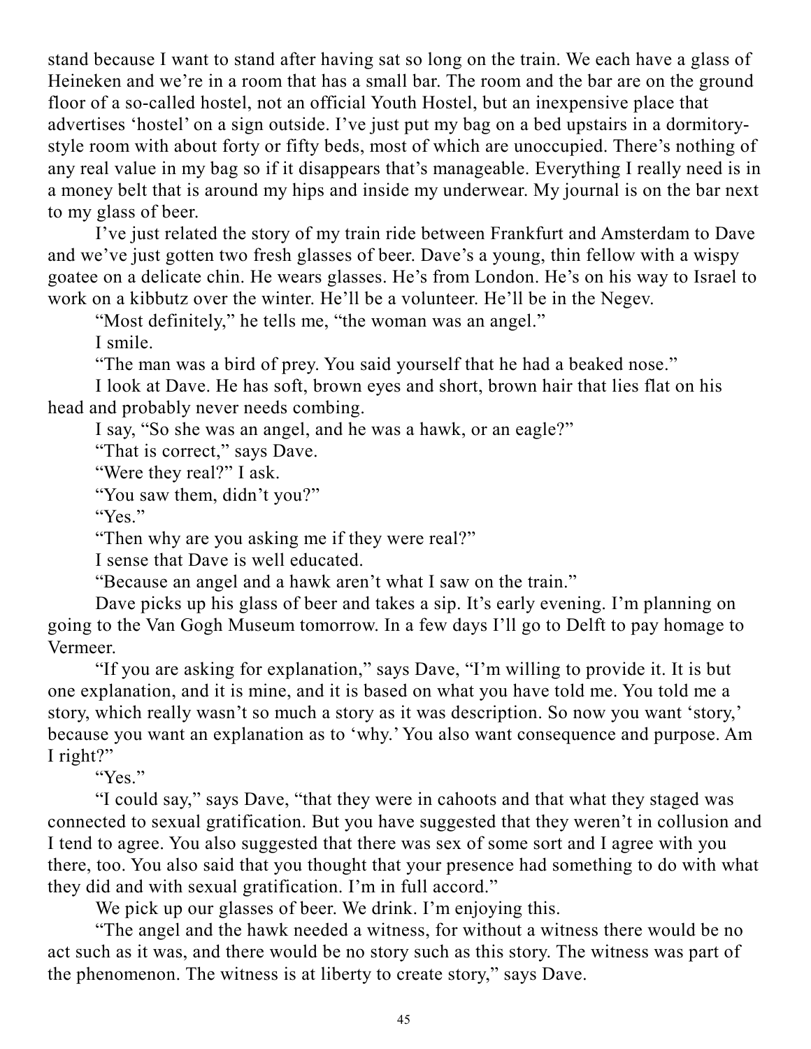stand because I want to stand after having sat so long on the train. We each have a glass of Heineken and we're in a room that has a small bar. The room and the bar are on the ground floor of a so-called hostel, not an official Youth Hostel, but an inexpensive place that advertises 'hostel' on a sign outside. I've just put my bag on a bed upstairs in a dormitory-style room with about forty or fifty beds, most of which are unoccupied. There's nothing of any real value in my bag so if it disappears that's manageable. Everything I really need is in a money belt that is around my hips and inside my underwear. My journal is on the bar next to my glass of beer.

I've just related the story of my train ride between Frankfurt and Amsterdam to Dave and we've just gotten two fresh glasses of beer. Dave's a young, thin fellow with a wispy goatee on a delicate chin. He wears glasses. He's from London. He's on his way to Israel to work on a kibbutz over the winter. He'll be a volunteer. He'll be in the Negev.

"Most definitely," he tells me, "the woman was an angel."

I smile.

"The man was a bird of prey. You said yourself that he had a beaked nose."

I look at Dave. He has soft, brown eyes and short, brown hair that lies flat on his head and probably never needs combing.

I say, "So she was an angel, and he was a hawk, or an eagle?"

"That is correct," says Dave.

"Were they real?" I ask.

"You saw them, didn't you?"

"Yes."

"Then why are you asking me if they were real?"

I sense that Dave is well educated.

"Because an angel and a hawk aren't what I saw on the train."

Dave picks up his glass of beer and takes a sip. It's early evening. I'm planning on going to the Van Gogh Museum tomorrow. In a few days I'll go to Delft to pay homage to Vermeer.

"If you are asking for explanation," says Dave, "I'm willing to provide it. It is but one explanation, and it is mine, and it is based on what you have told me. You told me a story, which really wasn't so much a story as it was description. So now you want 'story,' because you want an explanation as to 'why.' You also want consequence and purpose. Am I right?"

"Yes."

"I could say," says Dave, "that they were in cahoots and that what they staged was connected to sexual gratification. But you have suggested that they weren't in collusion and I tend to agree. You also suggested that there was sex of some sort and I agree with you there, too. You also said that you thought that your presence had something to do with what they did and with sexual gratification. I'm in full accord."

We pick up our glasses of beer. We drink. I'm enjoying this.

"The angel and the hawk needed a witness, for without a witness there would be no act such as it was, and there would be no story such as this story. The witness was part of the phenomenon. The witness is at liberty to create story," says Dave.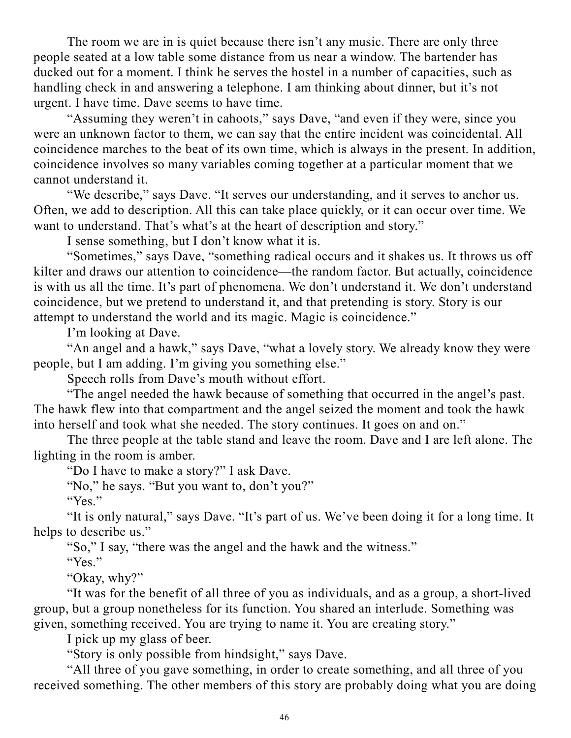The room we are in is quiet because there isn't any music. There are only three people seated at a low table some distance from us near a window. The bartender has ducked out for a moment. I think he serves the hostel in a number of capacities, such as handling check in and answering a telephone. I am thinking about dinner, but it's not urgent. I have time. Dave seems to have time.

"Assuming they weren't in cahoots," says Dave, "and even if they were, since you were an unknown factor to them, we can say that the entire incident was coincidental. All coincidence marches to the beat of its own time, which is always in the present. In addition, coincidence involves so many variables coming together at a particular moment that we cannot understand it.

"We describe," says Dave. "It serves our understanding, and it serves to anchor us. Often, we add to description. All this can take place quickly, or it can occur over time. We want to understand. That's what's at the heart of description and story."

I sense something, but I don't know what it is.

"Sometimes," says Dave, "something radical occurs and it shakes us. It throws us off kilter and draws our attention to coincidence—the random factor. But actually, coincidence is with us all the time. It's part of phenomena. We don't understand it. We don't understand coincidence, but we pretend to understand it, and that pretending is story. Story is our attempt to understand the world and its magic. Magic is coincidence."

I'm looking at Dave.

"An angel and a hawk," says Dave, "what a lovely story. We already know they were people, but I am adding. I'm giving you something else."

Speech rolls from Dave's mouth without effort.

"The angel needed the hawk because of something that occurred in the angel's past. The hawk flew into that compartment and the angel seized the moment and took the hawk into herself and took what she needed. The story continues. It goes on and on."

The three people at the table stand and leave the room. Dave and I are left alone. The lighting in the room is amber.

"Do I have to make a story?" I ask Dave.

"No," he says. "But you want to, don't you?"

"Yes."

"It is only natural," says Dave. "It's part of us. We've been doing it for a long time. It helps to describe us."

"So," I say, "there was the angel and the hawk and the witness."

"Yes."

"Okay, why?"

"It was for the benefit of all three of you as individuals, and as a group, a short-lived group, but a group nonetheless for its function. You shared an interlude. Something was given, something received. You are trying to name it. You are creating story."

I pick up my glass of beer.

"Story is only possible from hindsight," says Dave.

"All three of you gave something, in order to create something, and all three of you received something. The other members of this story are probably doing what you are doing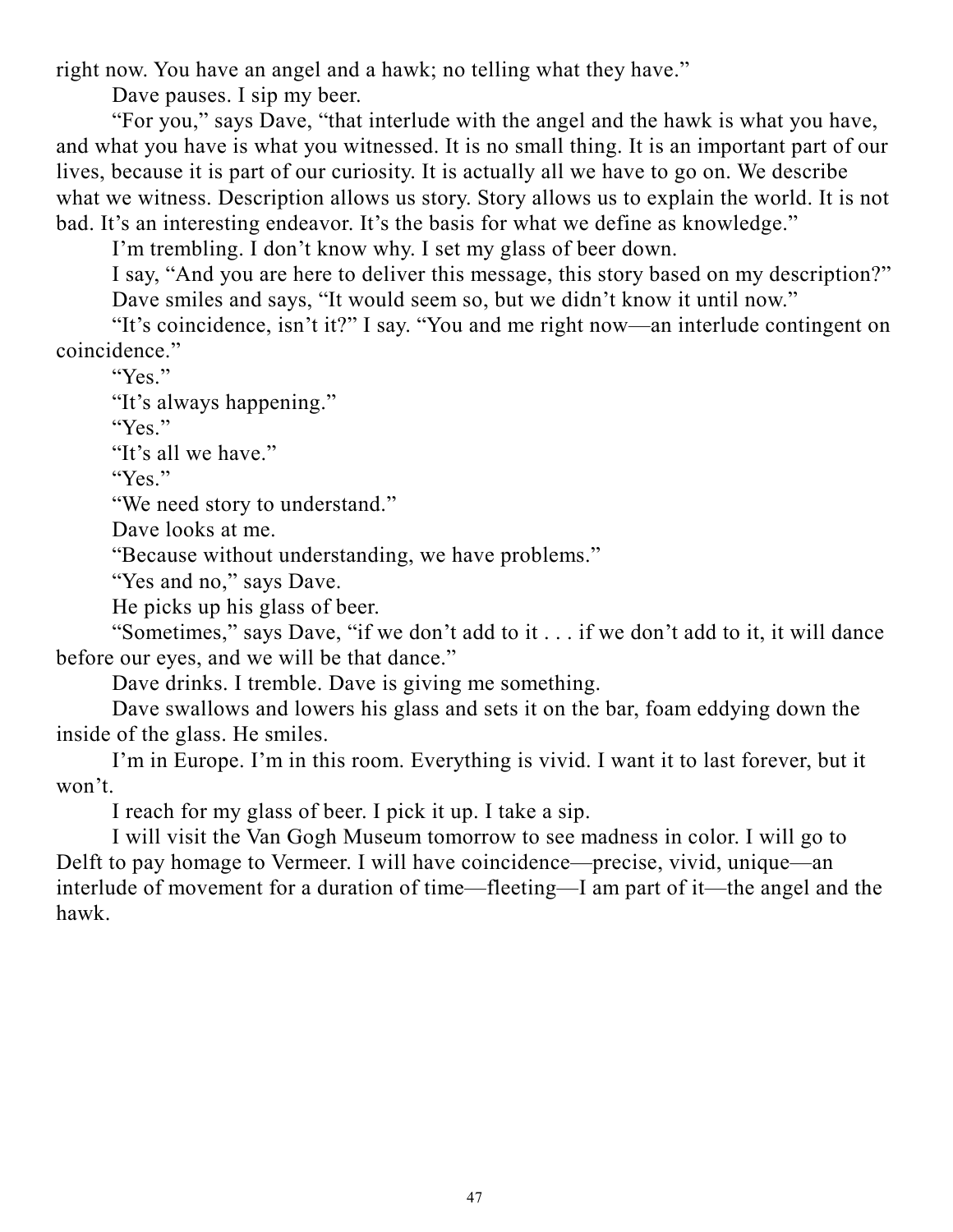right now. You have an angel and a hawk; no telling what they have."

Dave pauses. I sip my beer.

"For you," says Dave, "that interlude with the angel and the hawk is what you have, and what you have is what you witnessed. It is no small thing. It is an important part of our lives, because it is part of our curiosity. It is actually all we have to go on. We describe what we witness. Description allows us story. Story allows us to explain the world. It is not bad. It's an interesting endeavor. It's the basis for what we define as knowledge."

I'm trembling. I don't know why. I set my glass of beer down.

I say, "And you are here to deliver this message, this story based on my description?"

Dave smiles and says, "It would seem so, but we didn't know it until now."

"It's coincidence, isn't it?" I say. "You and me right now—an interlude contingent on coincidence."

"Yes."

"It's always happening."

"Yes."

"It's all we have."

"Yes."

"We need story to understand."

Dave looks at me.

"Because without understanding, we have problems."

"Yes and no," says Dave.

He picks up his glass of beer.

"Sometimes," says Dave, "if we don't add to it . . . if we don't add to it, it will dance before our eyes, and we will be that dance."

Dave drinks. I tremble. Dave is giving me something.

Dave swallows and lowers his glass and sets it on the bar, foam eddying down the inside of the glass. He smiles.

I'm in Europe. I'm in this room. Everything is vivid. I want it to last forever, but it won't.

I reach for my glass of beer. I pick it up. I take a sip.

I will visit the Van Gogh Museum tomorrow to see madness in color. I will go to Delft to pay homage to Vermeer. I will have coincidence—precise, vivid, unique—an interlude of movement for a duration of time—fleeting—I am part of it—the angel and the hawk.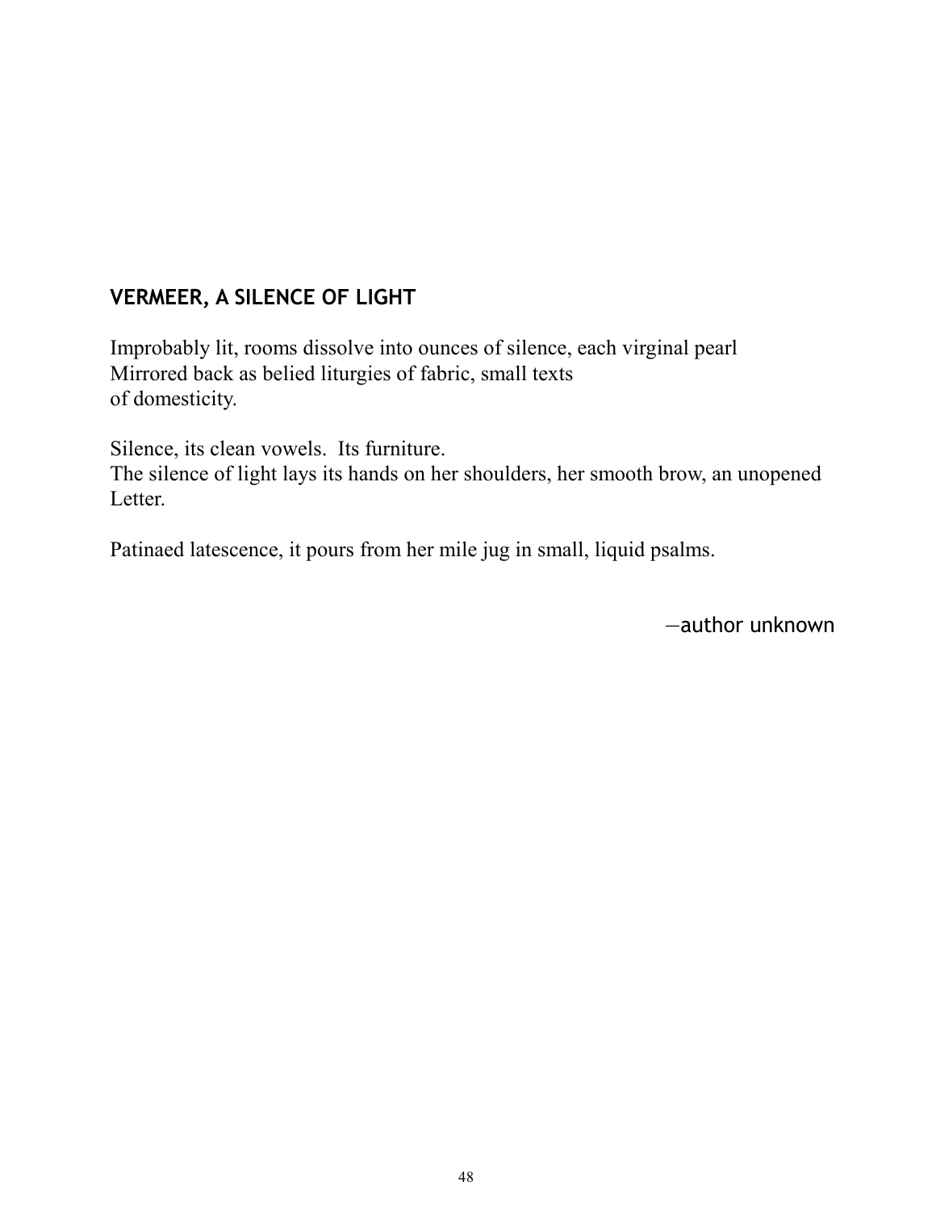## VERMEER, A SILENCE OF LIGHT

Improbably lit, rooms dissolve into ounces of silence, each virginal pearl  
Mirrored back as belied liturgies of fabric, small texts  
of domesticity.

Silence, its clean vowels.  Its furniture.  
The silence of light lays its hands on her shoulders, her smooth brow, an unopened  
Letter.

Patinaed latescence, it pours from her mile jug in small, liquid psalms.

—author unknown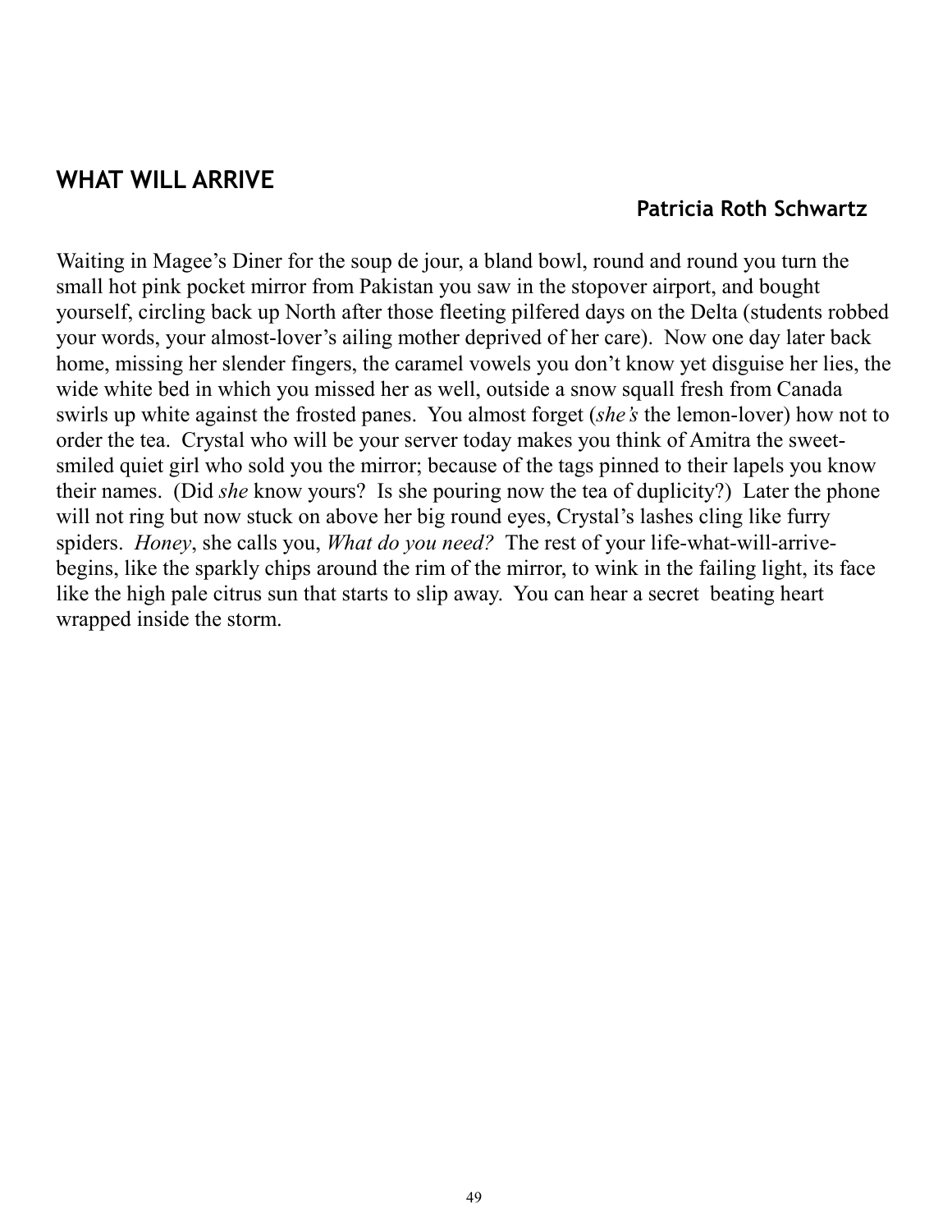## WHAT WILL ARRIVE

**Patricia Roth Schwartz**

Waiting in Magee's Diner for the soup de jour, a bland bowl, round and round you turn the small hot pink pocket mirror from Pakistan you saw in the stopover airport, and bought yourself, circling back up North after those fleeting pilfered days on the Delta (students robbed your words, your almost-lover's ailing mother deprived of her care). Now one day later back home, missing her slender fingers, the caramel vowels you don't know yet disguise her lies, the wide white bed in which you missed her as well, outside a snow squall fresh from Canada swirls up white against the frosted panes. You almost forget (*she's* the lemon-lover) how not to order the tea. Crystal who will be your server today makes you think of Amitra the sweet-smiled quiet girl who sold you the mirror; because of the tags pinned to their lapels you know their names. (Did *she* know yours? Is she pouring now the tea of duplicity?) Later the phone will not ring but now stuck on above her big round eyes, Crystal's lashes cling like furry spiders. *Honey*, she calls you, *What do you need?* The rest of your life-what-will-arrive-begins, like the sparkly chips around the rim of the mirror, to wink in the failing light, its face like the high pale citrus sun that starts to slip away. You can hear a secret beating heart wrapped inside the storm.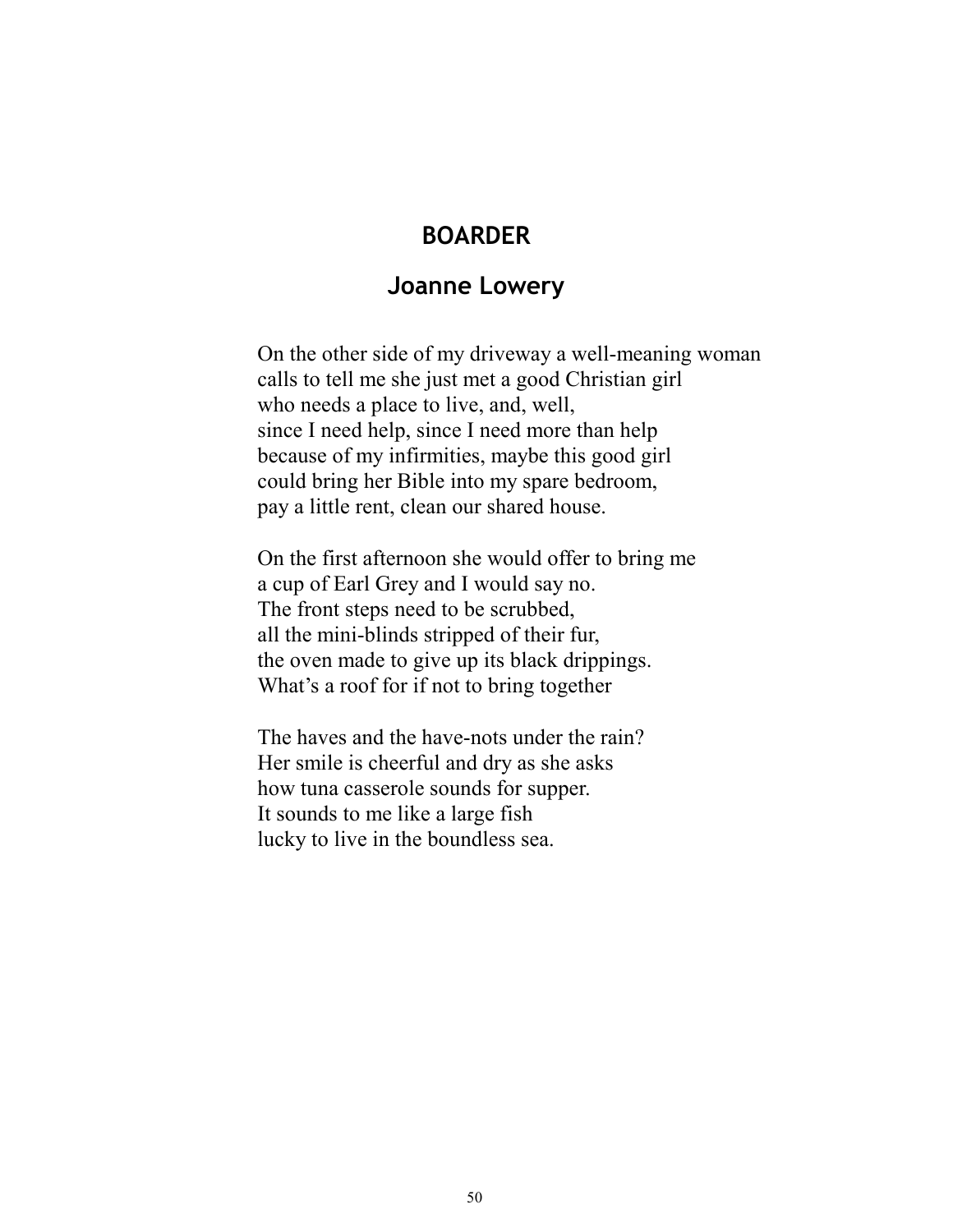## BOARDER

### Joanne Lowery

On the other side of my driveway a well-meaning woman  
calls to tell me she just met a good Christian girl  
who needs a place to live, and, well,  
since I need help, since I need more than help  
because of my infirmities, maybe this good girl  
could bring her Bible into my spare bedroom,  
pay a little rent, clean our shared house.

On the first afternoon she would offer to bring me  
a cup of Earl Grey and I would say no.  
The front steps need to be scrubbed,  
all the mini-blinds stripped of their fur,  
the oven made to give up its black drippings.  
What's a roof for if not to bring together

The haves and the have-nots under the rain?  
Her smile is cheerful and dry as she asks  
how tuna casserole sounds for supper.  
It sounds to me like a large fish  
lucky to live in the boundless sea.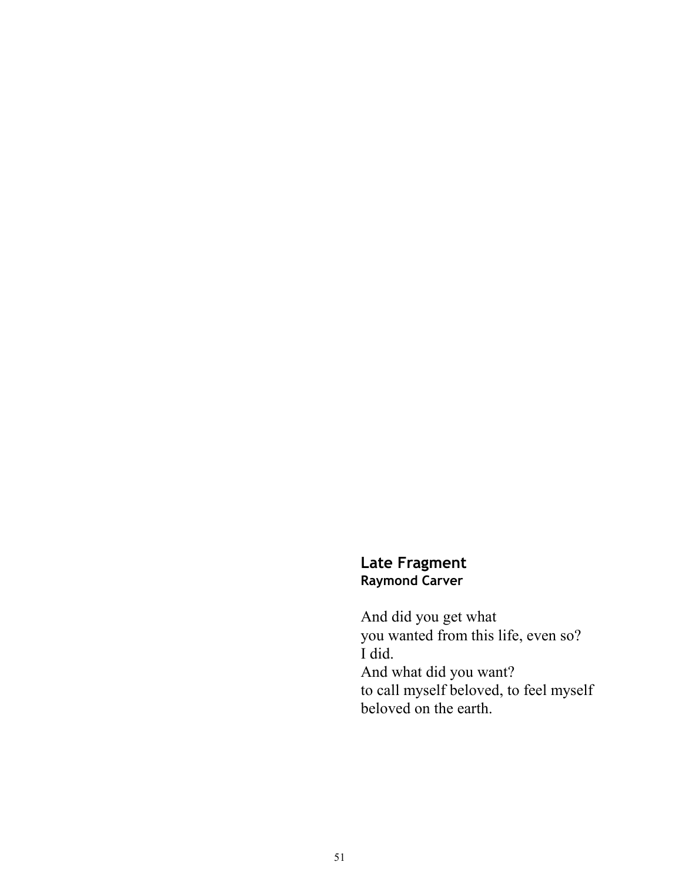## Late Fragment

**Raymond Carver**

And did you get what  
you wanted from this life, even so?  
I did.  
And what did you want?  
to call myself beloved, to feel myself  
beloved on the earth.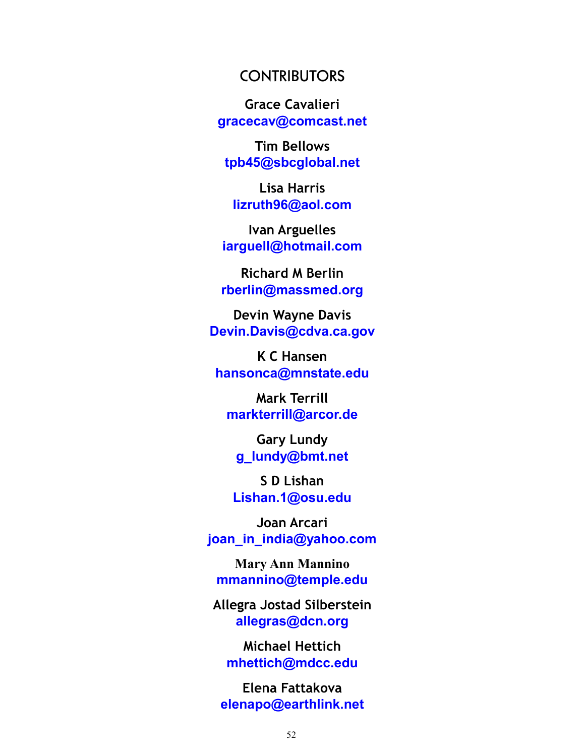# CONTRIBUTORS

Grace Cavalieri
gracecav@comcast.net

Tim Bellows
tpb45@sbcglobal.net

Lisa Harris
lizruth96@aol.com

Ivan Arguelles
iarguell@hotmail.com

Richard M Berlin
rberlin@massmed.org

Devin Wayne Davis
Devin.Davis@cdva.ca.gov

K C Hansen
hansonca@mnstate.edu

Mark Terrill
markterrill@arcor.de

Gary Lundy
g_lundy@bmt.net

S D Lishan
Lishan.1@osu.edu

Joan Arcari
joan_in_india@yahoo.com

Mary Ann Mannino
mmannino@temple.edu

Allegra Jostad Silberstein
allegras@dcn.org

Michael Hettich
mhettich@mdcc.edu

Elena Fattakova
elenapo@earthlink.net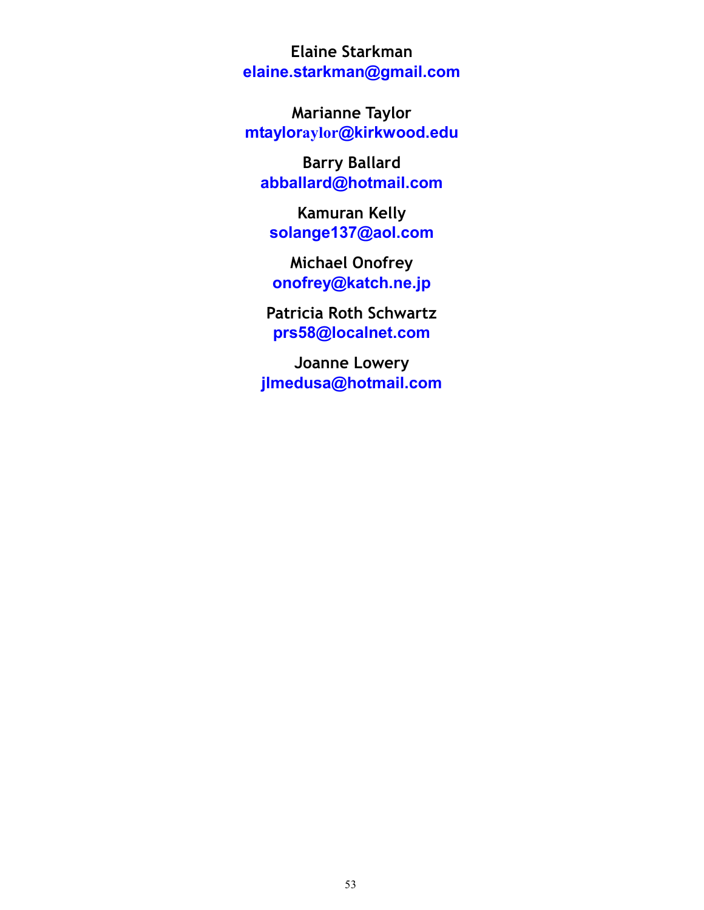Elaine Starkman
elaine.starkman@gmail.com

Marianne Taylor
mtayloraylor@kirkwood.edu

Barry Ballard
abballard@hotmail.com

Kamuran Kelly
solange137@aol.com

Michael Onofrey
onofrey@katch.ne.jp

Patricia Roth Schwartz
prs58@localnet.com

Joanne Lowery
jlmedusa@hotmail.com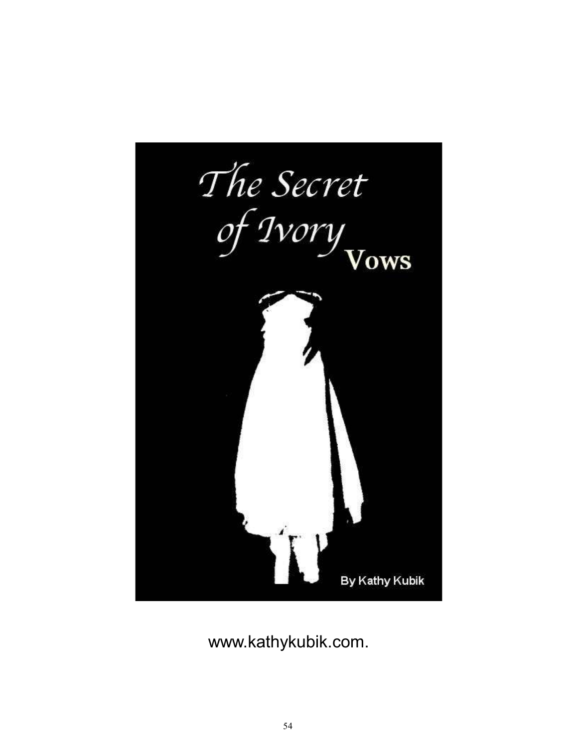The Secret of Ivory Vows

By Kathy Kubik

www.kathykubik.com.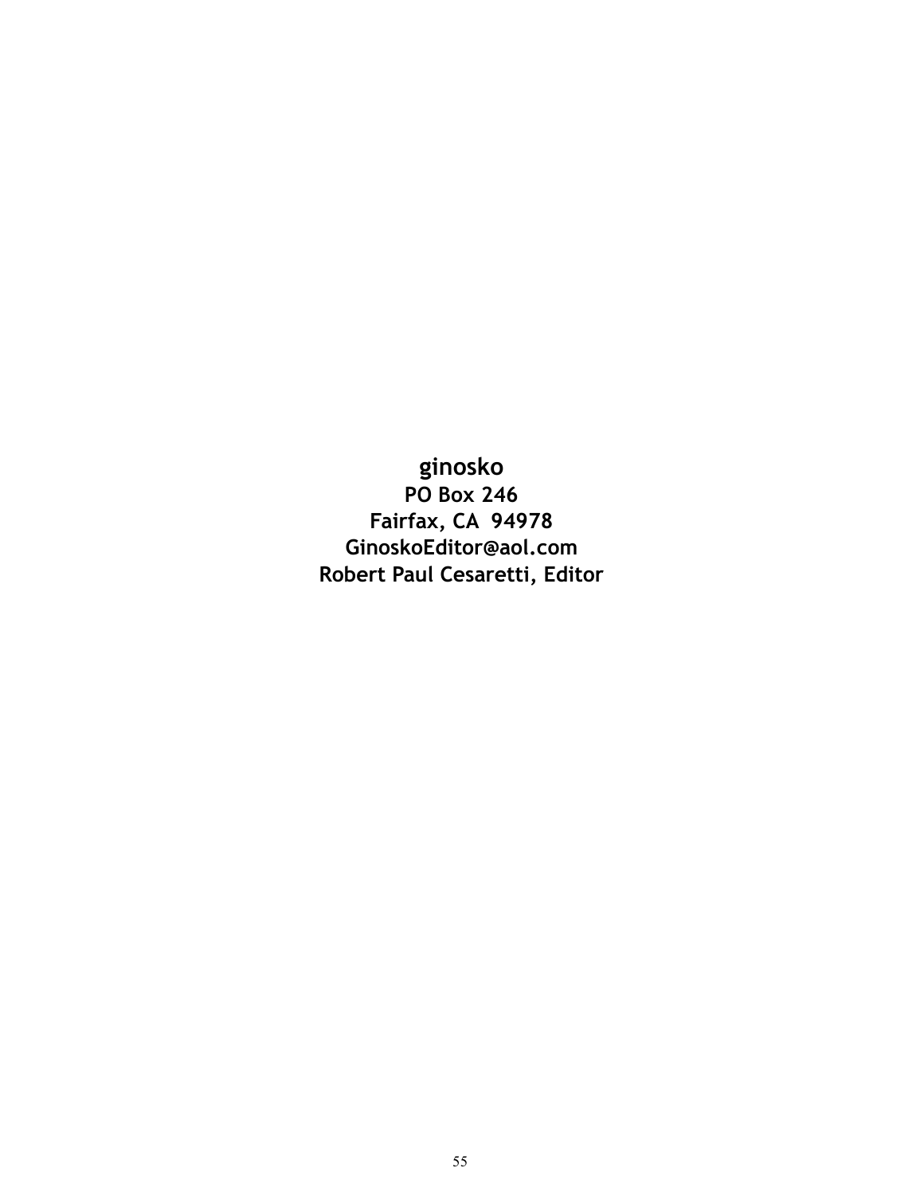**ginosko**
**PO Box 246**
**Fairfax, CA  94978**
**GinoskoEditor@aol.com**
**Robert Paul Cesaretti, Editor**